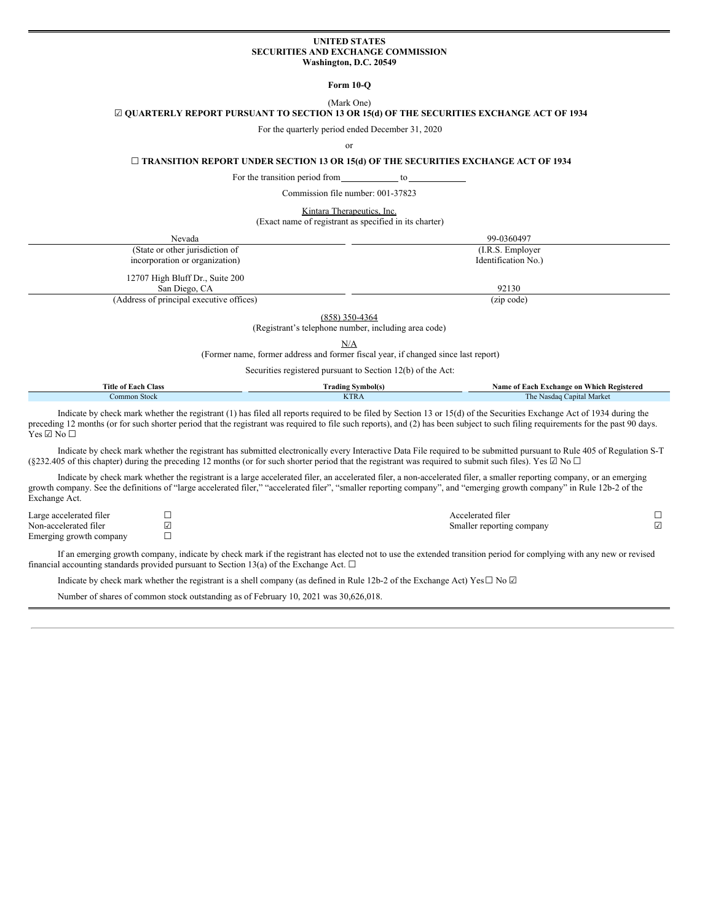**UNITED STATES**
**SECURITIES AND EXCHANGE COMMISSION**
**Washington, D.C. 20549**

**Form 10-Q**

(Mark One)

☑ **QUARTERLY REPORT PURSUANT TO SECTION 13 OR 15(d) OF THE SECURITIES EXCHANGE ACT OF 1934**

For the quarterly period ended December 31, 2020

or

☐ **TRANSITION REPORT UNDER SECTION 13 OR 15(d) OF THE SECURITIES EXCHANGE ACT OF 1934**

For the transition period from ____________ to ____________

Commission file number: 001-37823

Kintara Therapeutics, Inc.
(Exact name of registrant as specified in its charter)

| Nevada | 99-0360497 |
|---|---|
| (State or other jurisdiction of incorporation or organization) | (I.R.S. Employer Identification No.) |
| 12707 High Bluff Dr., Suite 200 San Diego, CA | 92130 |
| (Address of principal executive offices) | (zip code) |

(858) 350-4364
(Registrant's telephone number, including area code)

N/A
(Former name, former address and former fiscal year, if changed since last report)

Securities registered pursuant to Section 12(b) of the Act:

| Title of Each Class | Trading Symbol(s) | Name of Each Exchange on Which Registered |
|---|---|---|
| Common Stock | KTRA | The Nasdaq Capital Market |

Indicate by check mark whether the registrant (1) has filed all reports required to be filed by Section 13 or 15(d) of the Securities Exchange Act of 1934 during the preceding 12 months (or for such shorter period that the registrant was required to file such reports), and (2) has been subject to such filing requirements for the past 90 days. Yes ☑ No ☐

Indicate by check mark whether the registrant has submitted electronically every Interactive Data File required to be submitted pursuant to Rule 405 of Regulation S-T (§232.405 of this chapter) during the preceding 12 months (or for such shorter period that the registrant was required to submit such files). Yes ☑ No ☐

Indicate by check mark whether the registrant is a large accelerated filer, an accelerated filer, a non-accelerated filer, a smaller reporting company, or an emerging growth company. See the definitions of "large accelerated filer," "accelerated filer", "smaller reporting company", and "emerging growth company" in Rule 12b-2 of the Exchange Act.

| | | | |
|---|---|---|---|
| Large accelerated filer | ☐ | Accelerated filer | ☐ |
| Non-accelerated filer | ☑ | Smaller reporting company | ☑ |
| Emerging growth company | ☐ | | |

If an emerging growth company, indicate by check mark if the registrant has elected not to use the extended transition period for complying with any new or revised financial accounting standards provided pursuant to Section 13(a) of the Exchange Act. ☐

Indicate by check mark whether the registrant is a shell company (as defined in Rule 12b-2 of the Exchange Act) Yes☐ No ☑

Number of shares of common stock outstanding as of February 10, 2021 was 30,626,018.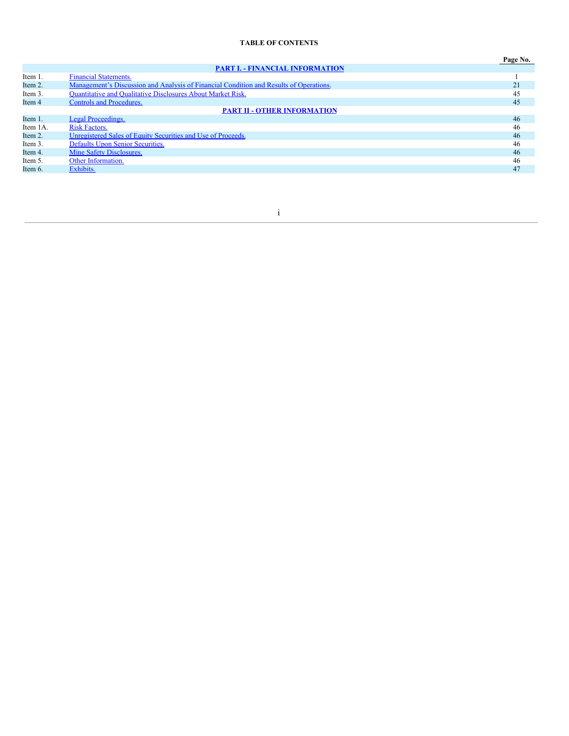**TABLE OF CONTENTS**

| | | Page No. |
|---|---|---|
| | **PART I. - FINANCIAL INFORMATION** | |
| Item 1. | Financial Statements. | 1 |
| Item 2. | Management's Discussion and Analysis of Financial Condition and Results of Operations. | 21 |
| Item 3. | Quantitative and Qualitative Disclosures About Market Risk. | 45 |
| Item 4 | Controls and Procedures. | 45 |
| | **PART II - OTHER INFORMATION** | |
| Item 1. | Legal Proceedings. | 46 |
| Item 1A. | Risk Factors. | 46 |
| Item 2. | Unregistered Sales of Equity Securities and Use of Proceeds. | 46 |
| Item 3. | Defaults Upon Senior Securities. | 46 |
| Item 4. | Mine Safety Disclosures. | 46 |
| Item 5. | Other Information. | 46 |
| Item 6. | Exhibits. | 47 |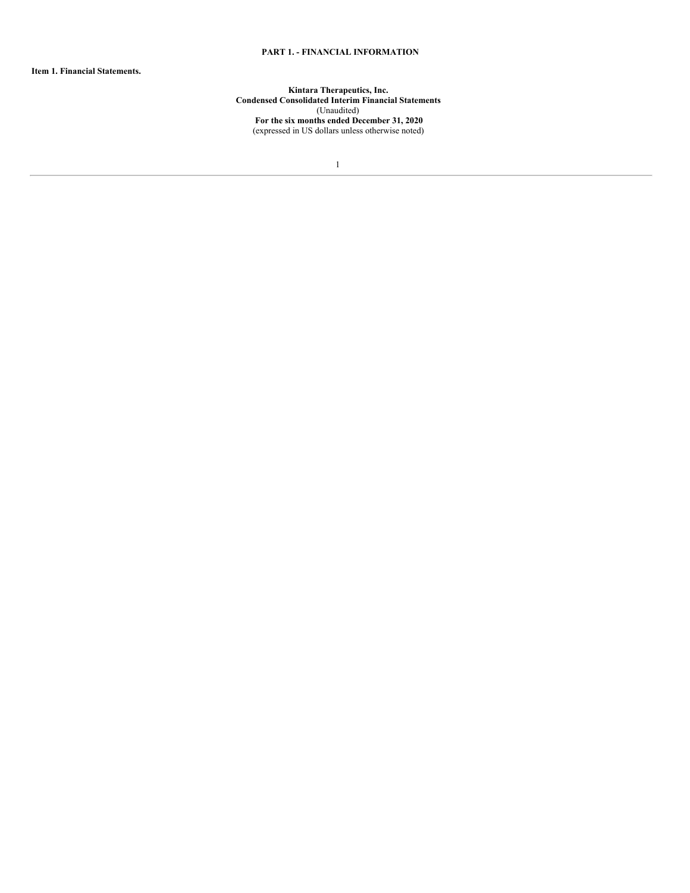# PART 1. - FINANCIAL INFORMATION

**Item 1. Financial Statements.**

**Kintara Therapeutics, Inc.**
**Condensed Consolidated Interim Financial Statements**
(Unaudited)
**For the six months ended December 31, 2020**
(expressed in US dollars unless otherwise noted)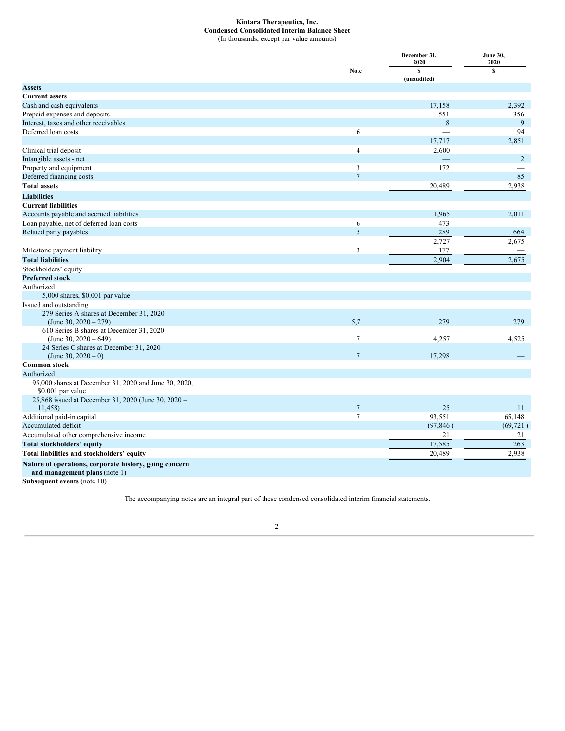# Kintara Therapeutics, Inc.
## Condensed Consolidated Interim Balance Sheet
(In thousands, except par value amounts)

| | Note | December 31, 2020 | June 30, 2020 |
|---|---|---|---|
| | | $ | $ |
| | | (unaudited) | |
| **Assets** | | | |
| **Current assets** | | | |
| Cash and cash equivalents | | 17,158 | 2,392 |
| Prepaid expenses and deposits | | 551 | 356 |
| Interest, taxes and other receivables | | 8 | 9 |
| Deferred loan costs | 6 | — | 94 |
| | | 17,717 | 2,851 |
| Clinical trial deposit | 4 | 2,600 | — |
| Intangible assets - net | | — | 2 |
| Property and equipment | 3 | 172 | — |
| Deferred financing costs | 7 | — | 85 |
| **Total assets** | | 20,489 | 2,938 |
| **Liabilities** | | | |
| **Current liabilities** | | | |
| Accounts payable and accrued liabilities | | 1,965 | 2,011 |
| Loan payable, net of deferred loan costs | 6 | 473 | — |
| Related party payables | 5 | 289 | 664 |
| | | 2,727 | 2,675 |
| Milestone payment liability | 3 | 177 | — |
| **Total liabilities** | | 2,904 | 2,675 |
| Stockholders' equity | | | |
| **Preferred stock** | | | |
| Authorized | | | |
| 5,000 shares, $0.001 par value | | | |
| Issued and outstanding | | | |
| 279 Series A shares at December 31, 2020 (June 30, 2020 – 279) | 5,7 | 279 | 279 |
| 610 Series B shares at December 31, 2020 (June 30, 2020 – 649) | 7 | 4,257 | 4,525 |
| 24 Series C shares at December 31, 2020 (June 30, 2020 – 0) | 7 | 17,298 | — |
| **Common stock** | | | |
| Authorized | | | |
| 95,000 shares at December 31, 2020 and June 30, 2020, $0.001 par value | | | |
| 25,868 issued at December 31, 2020 (June 30, 2020 – 11,458) | 7 | 25 | 11 |
| Additional paid-in capital | 7 | 93,551 | 65,148 |
| Accumulated deficit | | (97,846 ) | (69,721 ) |
| Accumulated other comprehensive income | | 21 | 21 |
| **Total stockholders' equity** | | 17,585 | 263 |
| **Total liabilities and stockholders' equity** | | 20,489 | 2,938 |
| **Nature of operations, corporate history, going concern and management plans** (note 1) | | | |
| **Subsequent events** (note 10) | | | |

The accompanying notes are an integral part of these condensed consolidated interim financial statements.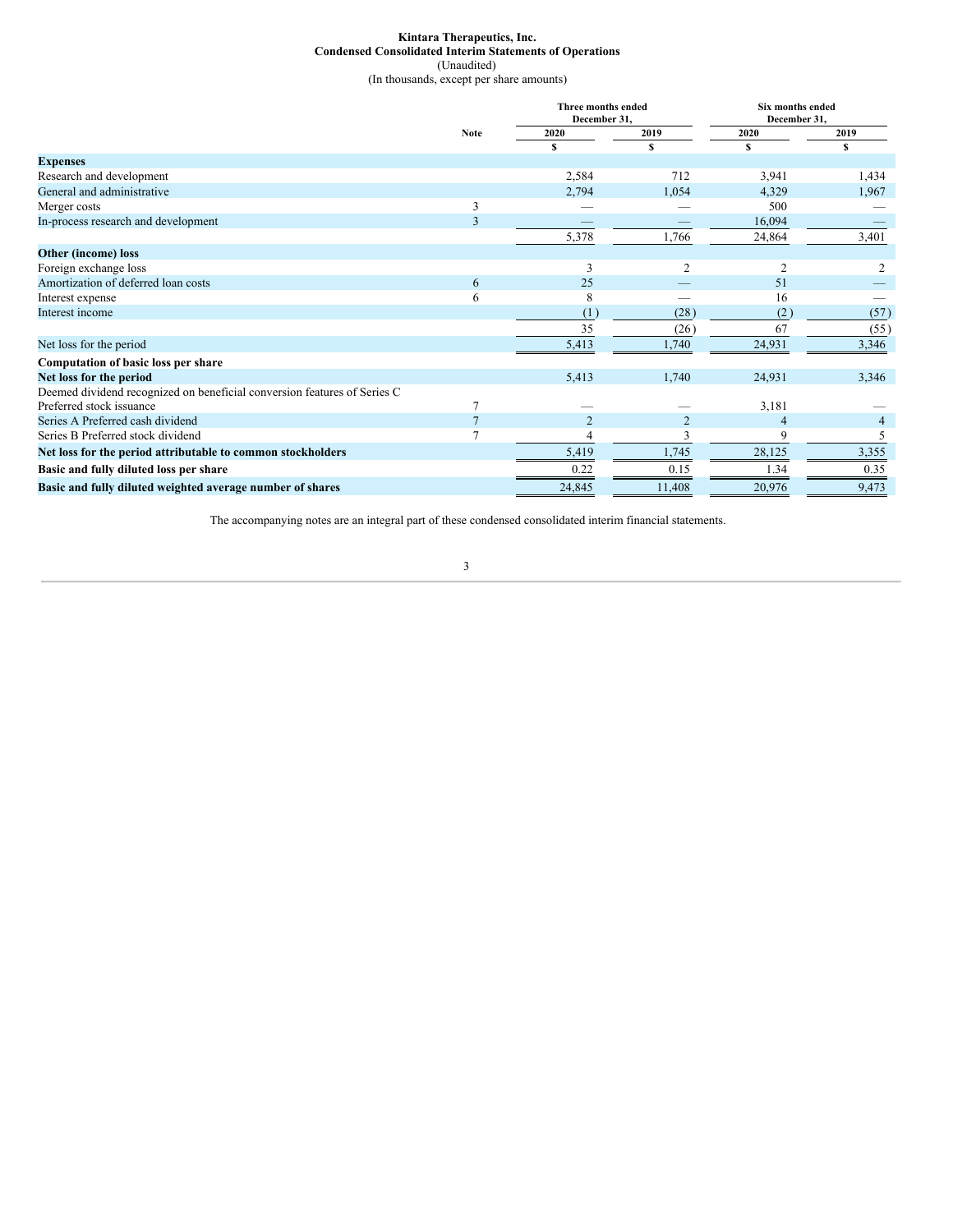**Kintara Therapeutics, Inc.**
**Condensed Consolidated Interim Statements of Operations**
(Unaudited)
(In thousands, except per share amounts)

| | Note | Three months ended December 31, | | Six months ended December 31, | |
|---|---|---|---|---|---|
| | | 2020 | 2019 | 2020 | 2019 |
| | | $ | $ | $ | $ |
| **Expenses** | | | | | |
| Research and development | | 2,584 | 712 | 3,941 | 1,434 |
| General and administrative | | 2,794 | 1,054 | 4,329 | 1,967 |
| Merger costs | 3 | — | — | 500 | — |
| In-process research and development | 3 | — | — | 16,094 | — |
| | | 5,378 | 1,766 | 24,864 | 3,401 |
| **Other (income) loss** | | | | | |
| Foreign exchange loss | | 3 | 2 | 2 | 2 |
| Amortization of deferred loan costs | 6 | 25 | — | 51 | — |
| Interest expense | 6 | 8 | — | 16 | — |
| Interest income | | (1) | (28) | (2) | (57) |
| | | 35 | (26) | 67 | (55) |
| Net loss for the period | | 5,413 | 1,740 | 24,931 | 3,346 |
| **Computation of basic loss per share** | | | | | |
| **Net loss for the period** | | 5,413 | 1,740 | 24,931 | 3,346 |
| Deemed dividend recognized on beneficial conversion features of Series C Preferred stock issuance | 7 | — | — | 3,181 | — |
| Series A Preferred cash dividend | 7 | 2 | 2 | 4 | 4 |
| Series B Preferred stock dividend | 7 | 4 | 3 | 9 | 5 |
| **Net loss for the period attributable to common stockholders** | | 5,419 | 1,745 | 28,125 | 3,355 |
| **Basic and fully diluted loss per share** | | 0.22 | 0.15 | 1.34 | 0.35 |
| **Basic and fully diluted weighted average number of shares** | | 24,845 | 11,408 | 20,976 | 9,473 |

The accompanying notes are an integral part of these condensed consolidated interim financial statements.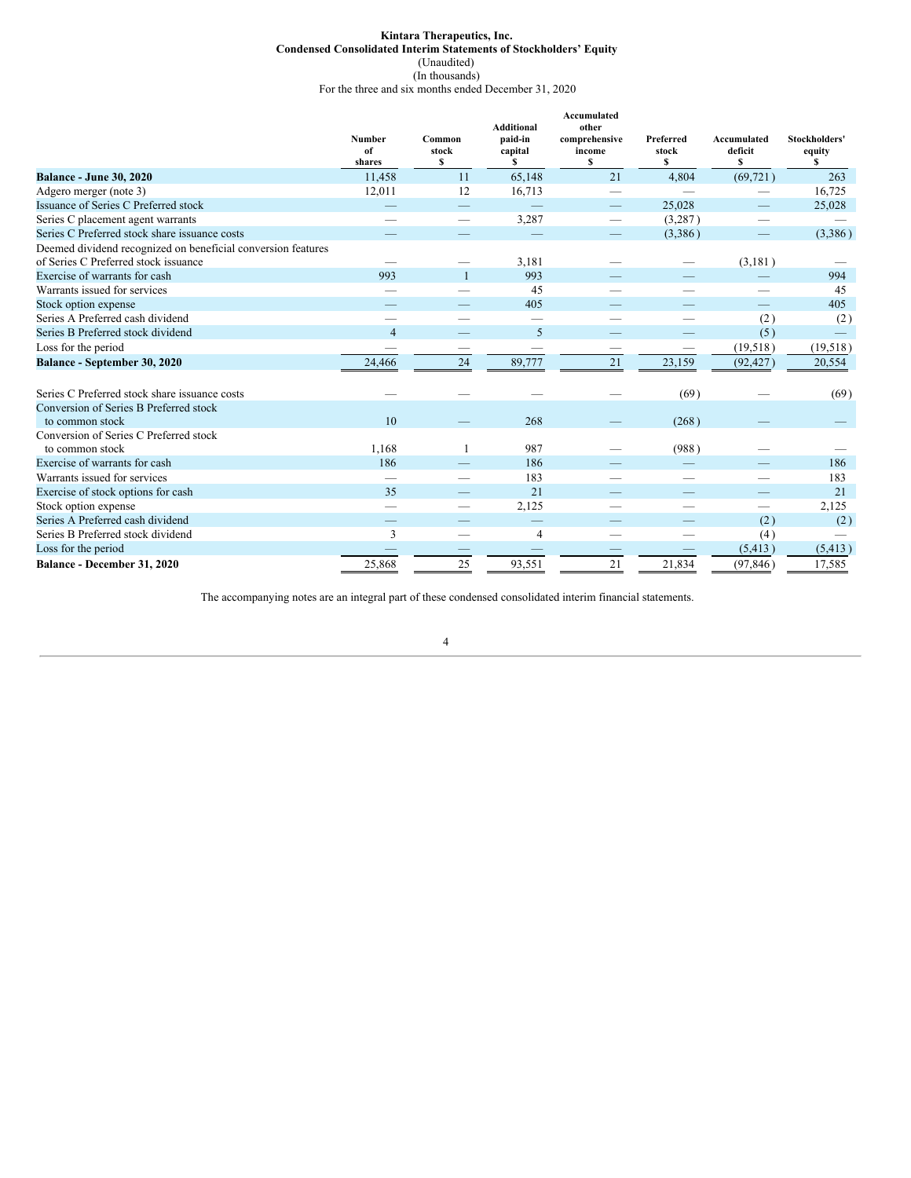**Kintara Therapeutics, Inc.**
**Condensed Consolidated Interim Statements of Stockholders' Equity**
(Unaudited)
(In thousands)
For the three and six months ended December 31, 2020

| | Number of shares | Common stock $ | Additional paid-in capital $ | Accumulated other comprehensive income $ | Preferred stock $ | Accumulated deficit $ | Stockholders' equity $ |
|---|---|---|---|---|---|---|---|
| **Balance - June 30, 2020** | 11,458 | 11 | 65,148 | 21 | 4,804 | (69,721 ) | 263 |
| Adgero merger (note 3) | 12,011 | 12 | 16,713 | — | — | — | 16,725 |
| Issuance of Series C Preferred stock | — | — | — | — | 25,028 | — | 25,028 |
| Series C placement agent warrants | — | — | 3,287 | — | (3,287 ) | — | — |
| Series C Preferred stock share issuance costs | — | — | — | — | (3,386 ) | — | (3,386 ) |
| Deemed dividend recognized on beneficial conversion features of Series C Preferred stock issuance | — | — | 3,181 | — | — | (3,181 ) | — |
| Exercise of warrants for cash | 993 | 1 | 993 | — | — | — | 994 |
| Warrants issued for services | — | — | 45 | — | — | — | 45 |
| Stock option expense | — | — | 405 | — | — | — | 405 |
| Series A Preferred cash dividend | — | — | — | — | — | (2 ) | (2 ) |
| Series B Preferred stock dividend | 4 | — | 5 | — | — | (5 ) | — |
| Loss for the period | — | — | — | — | — | (19,518 ) | (19,518 ) |
| **Balance - September 30, 2020** | 24,466 | 24 | 89,777 | 21 | 23,159 | (92,427 ) | 20,554 |
| | | | | | | | |
| Series C Preferred stock share issuance costs | — | — | — | — | (69 ) | — | (69 ) |
| Conversion of Series B Preferred stock to common stock | 10 | — | 268 | — | (268 ) | — | — |
| Conversion of Series C Preferred stock to common stock | 1,168 | 1 | 987 | — | (988 ) | — | — |
| Exercise of warrants for cash | 186 | — | 186 | — | — | — | 186 |
| Warrants issued for services | — | — | 183 | — | — | — | 183 |
| Exercise of stock options for cash | 35 | — | 21 | — | — | — | 21 |
| Stock option expense | — | — | 2,125 | — | — | — | 2,125 |
| Series A Preferred cash dividend | — | — | — | — | — | (2 ) | (2 ) |
| Series B Preferred stock dividend | 3 | — | 4 | — | — | (4 ) | — |
| Loss for the period | — | — | — | — | — | (5,413 ) | (5,413 ) |
| **Balance - December 31, 2020** | 25,868 | 25 | 93,551 | 21 | 21,834 | (97,846 ) | 17,585 |

The accompanying notes are an integral part of these condensed consolidated interim financial statements.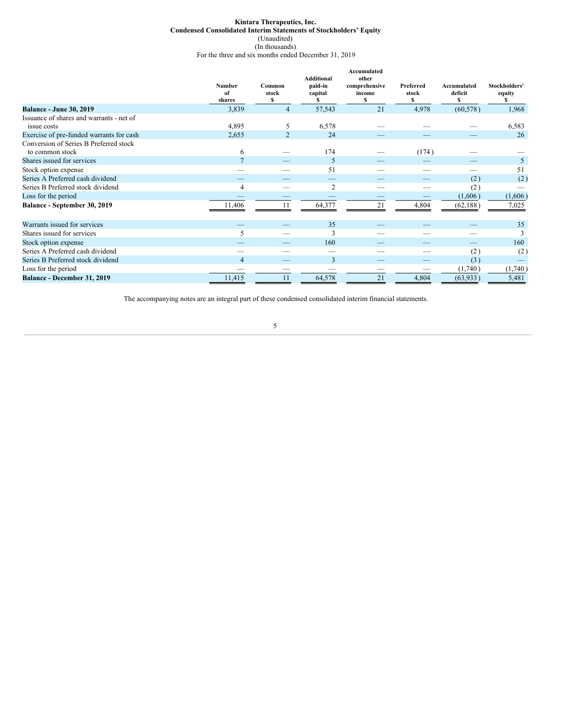**Kintara Therapeutics, Inc.**
**Condensed Consolidated Interim Statements of Stockholders' Equity**
(Unaudited)
(In thousands)
For the three and six months ended December 31, 2019

| | Number of shares | Common stock $ | Additional paid-in capital $ | Accumulated other comprehensive income $ | Preferred stock $ | Accumulated deficit $ | Stockholders' equity $ |
|---|---|---|---|---|---|---|---|
| **Balance - June 30, 2019** | 3,839 | 4 | 57,543 | 21 | 4,978 | (60,578) | 1,968 |
| Issuance of shares and warrants - net of issue costs | 4,895 | 5 | 6,578 | — | — | — | 6,583 |
| Exercise of pre-funded warrants for cash | 2,655 | 2 | 24 | — | — | — | 26 |
| Conversion of Series B Preferred stock to common stock | 6 | — | 174 | — | (174) | — | — |
| Shares issued for services | 7 | — | 5 | — | — | — | 5 |
| Stock option expense | — | — | 51 | — | — | — | 51 |
| Series A Preferred cash dividend | — | — | — | — | — | (2) | (2) |
| Series B Preferred stock dividend | 4 | — | 2 | — | — | (2) | — |
| Loss for the period | — | — | — | — | — | (1,606) | (1,606) |
| **Balance - September 30, 2019** | 11,406 | 11 | 64,377 | 21 | 4,804 | (62,188) | 7,025 |
| | | | | | | | |
| Warrants issued for services | — | — | 35 | — | — | — | 35 |
| Shares issued for services | 5 | — | 3 | — | — | — | 3 |
| Stock option expense | — | — | 160 | — | — | — | 160 |
| Series A Preferred cash dividend | — | — | — | — | — | (2) | (2) |
| Series B Preferred stock dividend | 4 | — | 3 | — | — | (3) | — |
| Loss for the period | — | — | — | — | — | (1,740) | (1,740) |
| **Balance - December 31, 2019** | 11,415 | 11 | 64,578 | 21 | 4,804 | (63,933) | 5,481 |

The accompanying notes are an integral part of these condensed consolidated interim financial statements.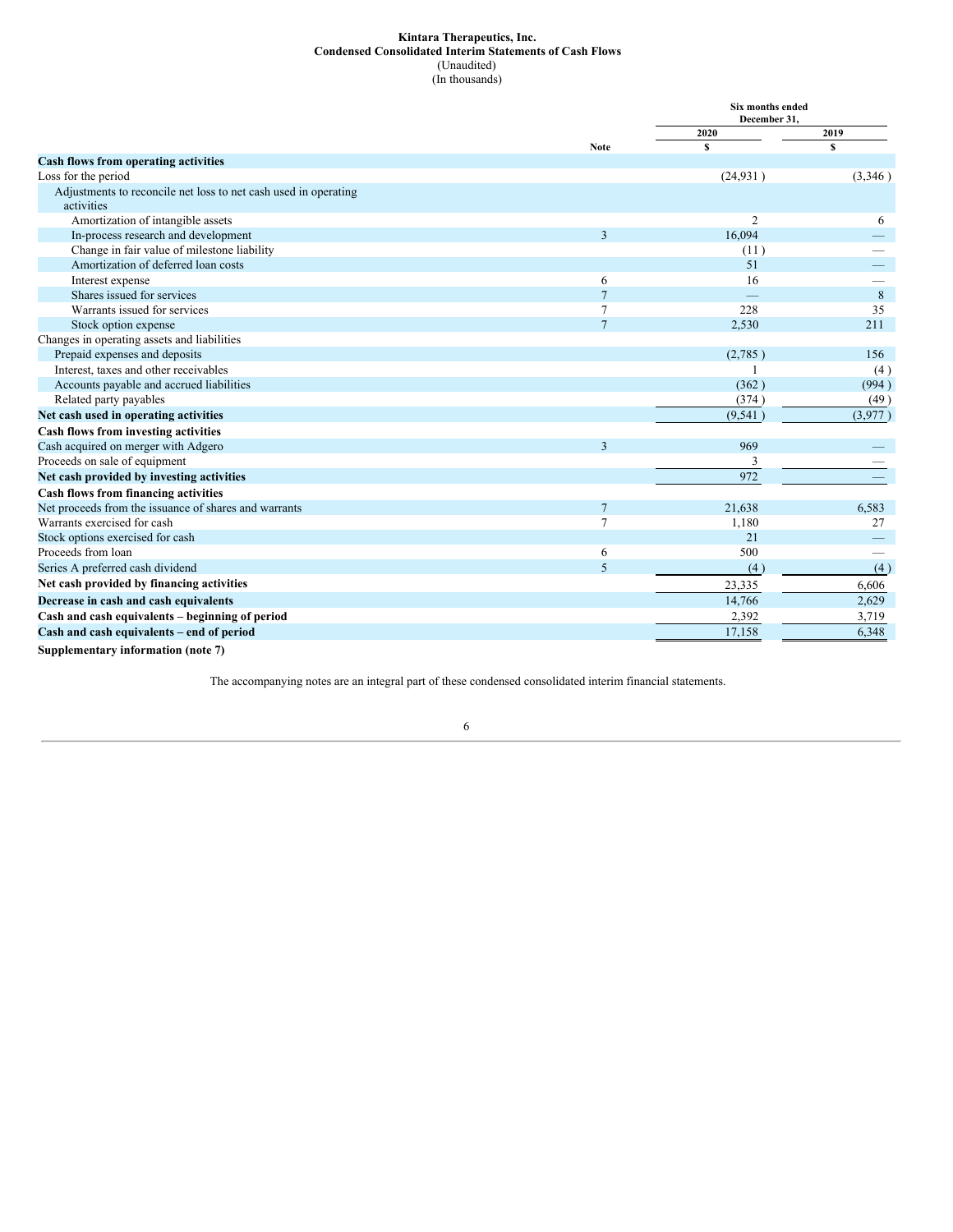**Kintara Therapeutics, Inc.**
**Condensed Consolidated Interim Statements of Cash Flows**
(Unaudited)
(In thousands)

| | Note | Six months ended December 31, 2020 | 2019 |
|---|---|---|---|
| | | $ | $ |
| **Cash flows from operating activities** | | | |
| Loss for the period | | (24,931 ) | (3,346 ) |
| Adjustments to reconcile net loss to net cash used in operating activities | | | |
| Amortization of intangible assets | | 2 | 6 |
| In-process research and development | 3 | 16,094 | — |
| Change in fair value of milestone liability | | (11 ) | — |
| Amortization of deferred loan costs | | 51 | — |
| Interest expense | 6 | 16 | — |
| Shares issued for services | 7 | — | 8 |
| Warrants issued for services | 7 | 228 | 35 |
| Stock option expense | 7 | 2,530 | 211 |
| Changes in operating assets and liabilities | | | |
| Prepaid expenses and deposits | | (2,785 ) | 156 |
| Interest, taxes and other receivables | | 1 | (4 ) |
| Accounts payable and accrued liabilities | | (362 ) | (994 ) |
| Related party payables | | (374 ) | (49 ) |
| **Net cash used in operating activities** | | (9,541 ) | (3,977 ) |
| **Cash flows from investing activities** | | | |
| Cash acquired on merger with Adgero | 3 | 969 | — |
| Proceeds on sale of equipment | | 3 | — |
| **Net cash provided by investing activities** | | 972 | — |
| **Cash flows from financing activities** | | | |
| Net proceeds from the issuance of shares and warrants | 7 | 21,638 | 6,583 |
| Warrants exercised for cash | 7 | 1,180 | 27 |
| Stock options exercised for cash | | 21 | — |
| Proceeds from loan | 6 | 500 | — |
| Series A preferred cash dividend | 5 | (4) | (4) |
| **Net cash provided by financing activities** | | 23,335 | 6,606 |
| **Decrease in cash and cash equivalents** | | 14,766 | 2,629 |
| **Cash and cash equivalents – beginning of period** | | 2,392 | 3,719 |
| **Cash and cash equivalents – end of period** | | 17,158 | 6,348 |

**Supplementary information (note 7)**

The accompanying notes are an integral part of these condensed consolidated interim financial statements.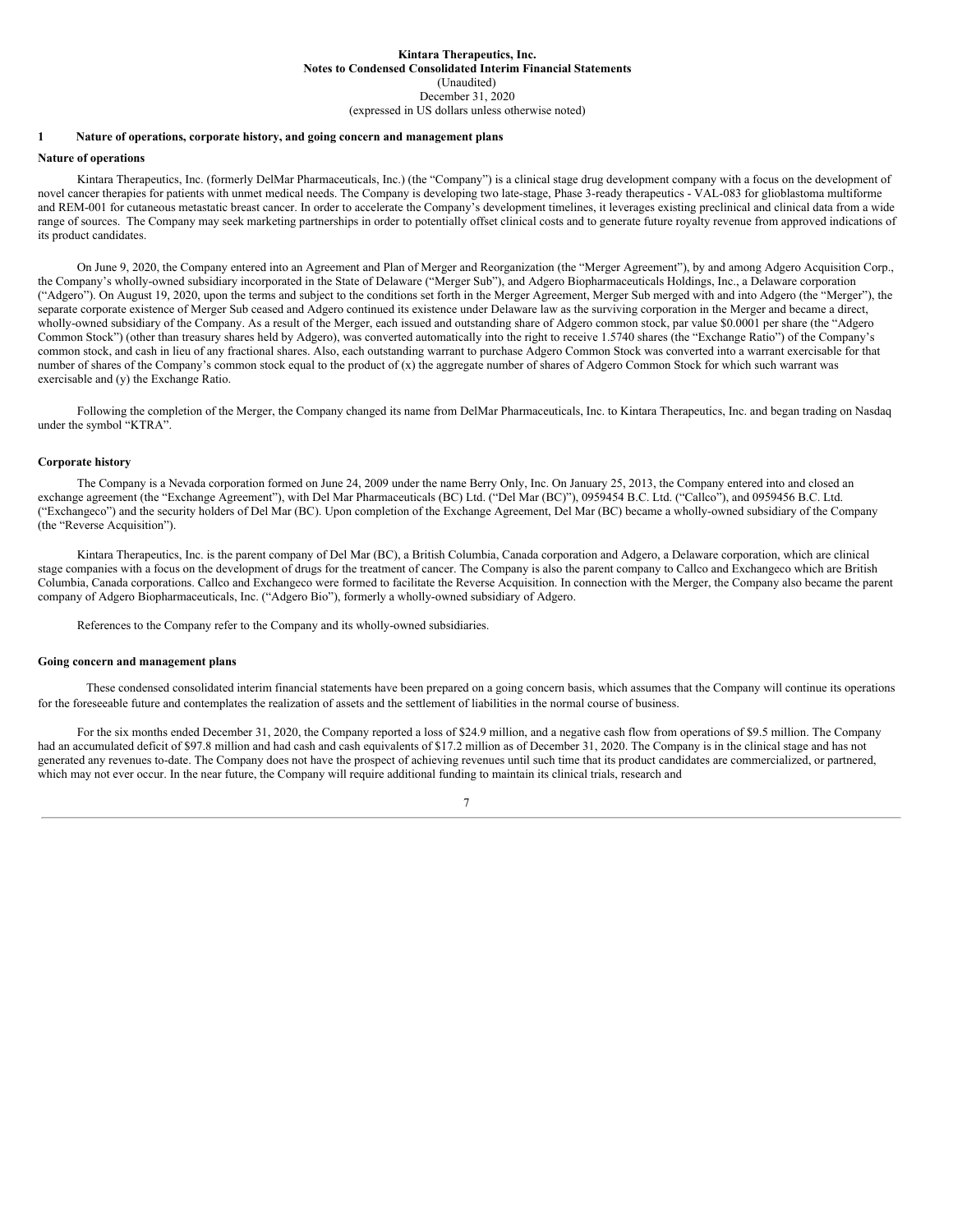**Kintara Therapeutics, Inc.**
**Notes to Condensed Consolidated Interim Financial Statements**
(Unaudited)
December 31, 2020
(expressed in US dollars unless otherwise noted)

## 1 Nature of operations, corporate history, and going concern and management plans

### Nature of operations

Kintara Therapeutics, Inc. (formerly DelMar Pharmaceuticals, Inc.) (the "Company") is a clinical stage drug development company with a focus on the development of novel cancer therapies for patients with unmet medical needs. The Company is developing two late-stage, Phase 3-ready therapeutics - VAL-083 for glioblastoma multiforme and REM-001 for cutaneous metastatic breast cancer. In order to accelerate the Company's development timelines, it leverages existing preclinical and clinical data from a wide range of sources. The Company may seek marketing partnerships in order to potentially offset clinical costs and to generate future royalty revenue from approved indications of its product candidates.

On June 9, 2020, the Company entered into an Agreement and Plan of Merger and Reorganization (the "Merger Agreement"), by and among Adgero Acquisition Corp., the Company's wholly-owned subsidiary incorporated in the State of Delaware ("Merger Sub"), and Adgero Biopharmaceuticals Holdings, Inc., a Delaware corporation ("Adgero"). On August 19, 2020, upon the terms and subject to the conditions set forth in the Merger Agreement, Merger Sub merged with and into Adgero (the "Merger"), the separate corporate existence of Merger Sub ceased and Adgero continued its existence under Delaware law as the surviving corporation in the Merger and became a direct, wholly-owned subsidiary of the Company. As a result of the Merger, each issued and outstanding share of Adgero common stock, par value $0.0001 per share (the "Adgero Common Stock") (other than treasury shares held by Adgero), was converted automatically into the right to receive 1.5740 shares (the "Exchange Ratio") of the Company's common stock, and cash in lieu of any fractional shares. Also, each outstanding warrant to purchase Adgero Common Stock was converted into a warrant exercisable for that number of shares of the Company's common stock equal to the product of (x) the aggregate number of shares of Adgero Common Stock for which such warrant was exercisable and (y) the Exchange Ratio.

Following the completion of the Merger, the Company changed its name from DelMar Pharmaceuticals, Inc. to Kintara Therapeutics, Inc. and began trading on Nasdaq under the symbol "KTRA".

### Corporate history

The Company is a Nevada corporation formed on June 24, 2009 under the name Berry Only, Inc. On January 25, 2013, the Company entered into and closed an exchange agreement (the "Exchange Agreement"), with Del Mar Pharmaceuticals (BC) Ltd. ("Del Mar (BC)"), 0959454 B.C. Ltd. ("Callco"), and 0959456 B.C. Ltd. ("Exchangeco") and the security holders of Del Mar (BC). Upon completion of the Exchange Agreement, Del Mar (BC) became a wholly-owned subsidiary of the Company (the "Reverse Acquisition").

Kintara Therapeutics, Inc. is the parent company of Del Mar (BC), a British Columbia, Canada corporation and Adgero, a Delaware corporation, which are clinical stage companies with a focus on the development of drugs for the treatment of cancer. The Company is also the parent company to Callco and Exchangeco which are British Columbia, Canada corporations. Callco and Exchangeco were formed to facilitate the Reverse Acquisition. In connection with the Merger, the Company also became the parent company of Adgero Biopharmaceuticals, Inc. ("Adgero Bio"), formerly a wholly-owned subsidiary of Adgero.

References to the Company refer to the Company and its wholly-owned subsidiaries.

### Going concern and management plans

These condensed consolidated interim financial statements have been prepared on a going concern basis, which assumes that the Company will continue its operations for the foreseeable future and contemplates the realization of assets and the settlement of liabilities in the normal course of business.

For the six months ended December 31, 2020, the Company reported a loss of $24.9 million, and a negative cash flow from operations of $9.5 million. The Company had an accumulated deficit of $97.8 million and had cash and cash equivalents of $17.2 million as of December 31, 2020. The Company is in the clinical stage and has not generated any revenues to-date. The Company does not have the prospect of achieving revenues until such time that its product candidates are commercialized, or partnered, which may not ever occur. In the near future, the Company will require additional funding to maintain its clinical trials, research and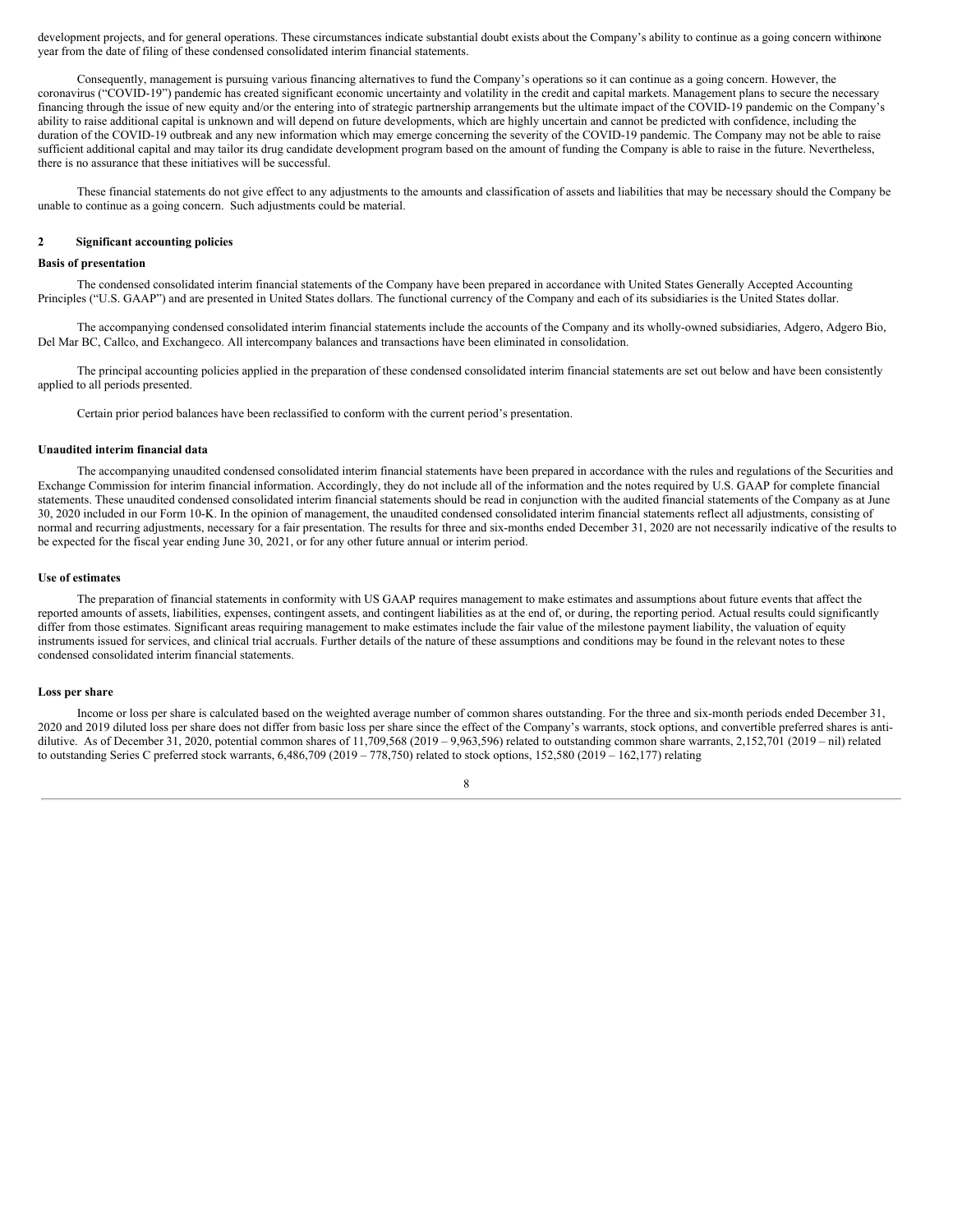development projects, and for general operations. These circumstances indicate substantial doubt exists about the Company's ability to continue as a going concern within one year from the date of filing of these condensed consolidated interim financial statements.

Consequently, management is pursuing various financing alternatives to fund the Company's operations so it can continue as a going concern. However, the coronavirus ("COVID-19") pandemic has created significant economic uncertainty and volatility in the credit and capital markets. Management plans to secure the necessary financing through the issue of new equity and/or the entering into of strategic partnership arrangements but the ultimate impact of the COVID-19 pandemic on the Company's ability to raise additional capital is unknown and will depend on future developments, which are highly uncertain and cannot be predicted with confidence, including the duration of the COVID-19 outbreak and any new information which may emerge concerning the severity of the COVID-19 pandemic. The Company may not be able to raise sufficient additional capital and may tailor its drug candidate development program based on the amount of funding the Company is able to raise in the future. Nevertheless, there is no assurance that these initiatives will be successful.

These financial statements do not give effect to any adjustments to the amounts and classification of assets and liabilities that may be necessary should the Company be unable to continue as a going concern. Such adjustments could be material.

## 2 Significant accounting policies

**Basis of presentation**

The condensed consolidated interim financial statements of the Company have been prepared in accordance with United States Generally Accepted Accounting Principles ("U.S. GAAP") and are presented in United States dollars. The functional currency of the Company and each of its subsidiaries is the United States dollar.

The accompanying condensed consolidated interim financial statements include the accounts of the Company and its wholly-owned subsidiaries, Adgero, Adgero Bio, Del Mar BC, Callco, and Exchangeco. All intercompany balances and transactions have been eliminated in consolidation.

The principal accounting policies applied in the preparation of these condensed consolidated interim financial statements are set out below and have been consistently applied to all periods presented.

Certain prior period balances have been reclassified to conform with the current period's presentation.

**Unaudited interim financial data**

The accompanying unaudited condensed consolidated interim financial statements have been prepared in accordance with the rules and regulations of the Securities and Exchange Commission for interim financial information. Accordingly, they do not include all of the information and the notes required by U.S. GAAP for complete financial statements. These unaudited condensed consolidated interim financial statements should be read in conjunction with the audited financial statements of the Company as at June 30, 2020 included in our Form 10-K. In the opinion of management, the unaudited condensed consolidated interim financial statements reflect all adjustments, consisting of normal and recurring adjustments, necessary for a fair presentation. The results for three and six-months ended December 31, 2020 are not necessarily indicative of the results to be expected for the fiscal year ending June 30, 2021, or for any other future annual or interim period.

**Use of estimates**

The preparation of financial statements in conformity with US GAAP requires management to make estimates and assumptions about future events that affect the reported amounts of assets, liabilities, expenses, contingent assets, and contingent liabilities as at the end of, or during, the reporting period. Actual results could significantly differ from those estimates. Significant areas requiring management to make estimates include the fair value of the milestone payment liability, the valuation of equity instruments issued for services, and clinical trial accruals. Further details of the nature of these assumptions and conditions may be found in the relevant notes to these condensed consolidated interim financial statements.

**Loss per share**

Income or loss per share is calculated based on the weighted average number of common shares outstanding. For the three and six-month periods ended December 31, 2020 and 2019 diluted loss per share does not differ from basic loss per share since the effect of the Company's warrants, stock options, and convertible preferred shares is anti-dilutive. As of December 31, 2020, potential common shares of 11,709,568 (2019 – 9,963,596) related to outstanding common share warrants, 2,152,701 (2019 – nil) related to outstanding Series C preferred stock warrants, 6,486,709 (2019 – 778,750) related to stock options, 152,580 (2019 – 162,177) relating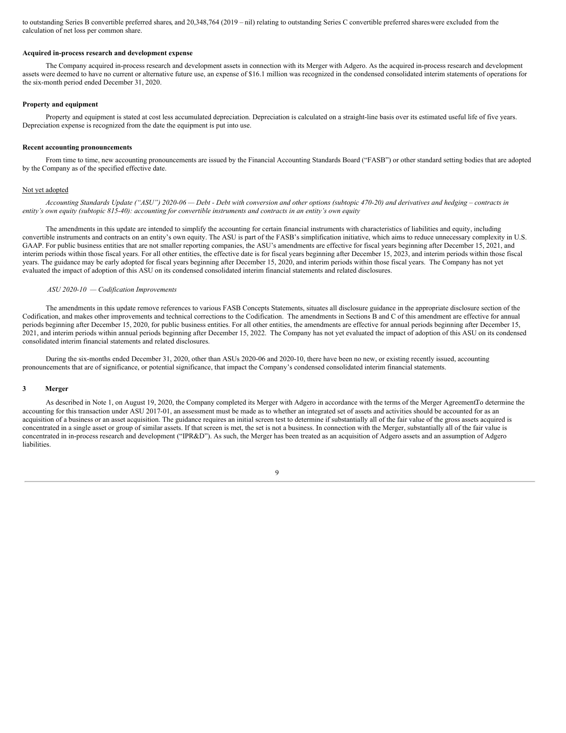to outstanding Series B convertible preferred shares, and 20,348,764 (2019 – nil) relating to outstanding Series C convertible preferred shares were excluded from the calculation of net loss per common share.

**Acquired in-process research and development expense**

The Company acquired in-process research and development assets in connection with its Merger with Adgero. As the acquired in-process research and development assets were deemed to have no current or alternative future use, an expense of $16.1 million was recognized in the condensed consolidated interim statements of operations for the six-month period ended December 31, 2020.

**Property and equipment**

Property and equipment is stated at cost less accumulated depreciation. Depreciation is calculated on a straight-line basis over its estimated useful life of five years. Depreciation expense is recognized from the date the equipment is put into use.

**Recent accounting pronouncements**

From time to time, new accounting pronouncements are issued by the Financial Accounting Standards Board ("FASB") or other standard setting bodies that are adopted by the Company as of the specified effective date.

Not yet adopted

*Accounting Standards Update ("ASU") 2020-06 — Debt - Debt with conversion and other options (subtopic 470-20) and derivatives and hedging – contracts in entity's own equity (subtopic 815-40): accounting for convertible instruments and contracts in an entity's own equity*

The amendments in this update are intended to simplify the accounting for certain financial instruments with characteristics of liabilities and equity, including convertible instruments and contracts on an entity's own equity. The ASU is part of the FASB's simplification initiative, which aims to reduce unnecessary complexity in U.S. GAAP. For public business entities that are not smaller reporting companies, the ASU's amendments are effective for fiscal years beginning after December 15, 2021, and interim periods within those fiscal years. For all other entities, the effective date is for fiscal years beginning after December 15, 2023, and interim periods within those fiscal years. The guidance may be early adopted for fiscal years beginning after December 15, 2020, and interim periods within those fiscal years. The Company has not yet evaluated the impact of adoption of this ASU on its condensed consolidated interim financial statements and related disclosures.

*ASU 2020-10 — Codification Improvements*

The amendments in this update remove references to various FASB Concepts Statements, situates all disclosure guidance in the appropriate disclosure section of the Codification, and makes other improvements and technical corrections to the Codification. The amendments in Sections B and C of this amendment are effective for annual periods beginning after December 15, 2020, for public business entities. For all other entities, the amendments are effective for annual periods beginning after December 15, 2021, and interim periods within annual periods beginning after December 15, 2022. The Company has not yet evaluated the impact of adoption of this ASU on its condensed consolidated interim financial statements and related disclosures.

During the six-months ended December 31, 2020, other than ASUs 2020-06 and 2020-10, there have been no new, or existing recently issued, accounting pronouncements that are of significance, or potential significance, that impact the Company's condensed consolidated interim financial statements.

## 3 Merger

As described in Note 1, on August 19, 2020, the Company completed its Merger with Adgero in accordance with the terms of the Merger AgreementTo determine the accounting for this transaction under ASU 2017-01, an assessment must be made as to whether an integrated set of assets and activities should be accounted for as an acquisition of a business or an asset acquisition. The guidance requires an initial screen test to determine if substantially all of the fair value of the gross assets acquired is concentrated in a single asset or group of similar assets. If that screen is met, the set is not a business. In connection with the Merger, substantially all of the fair value is concentrated in in-process research and development ("IPR&D"). As such, the Merger has been treated as an acquisition of Adgero assets and an assumption of Adgero liabilities.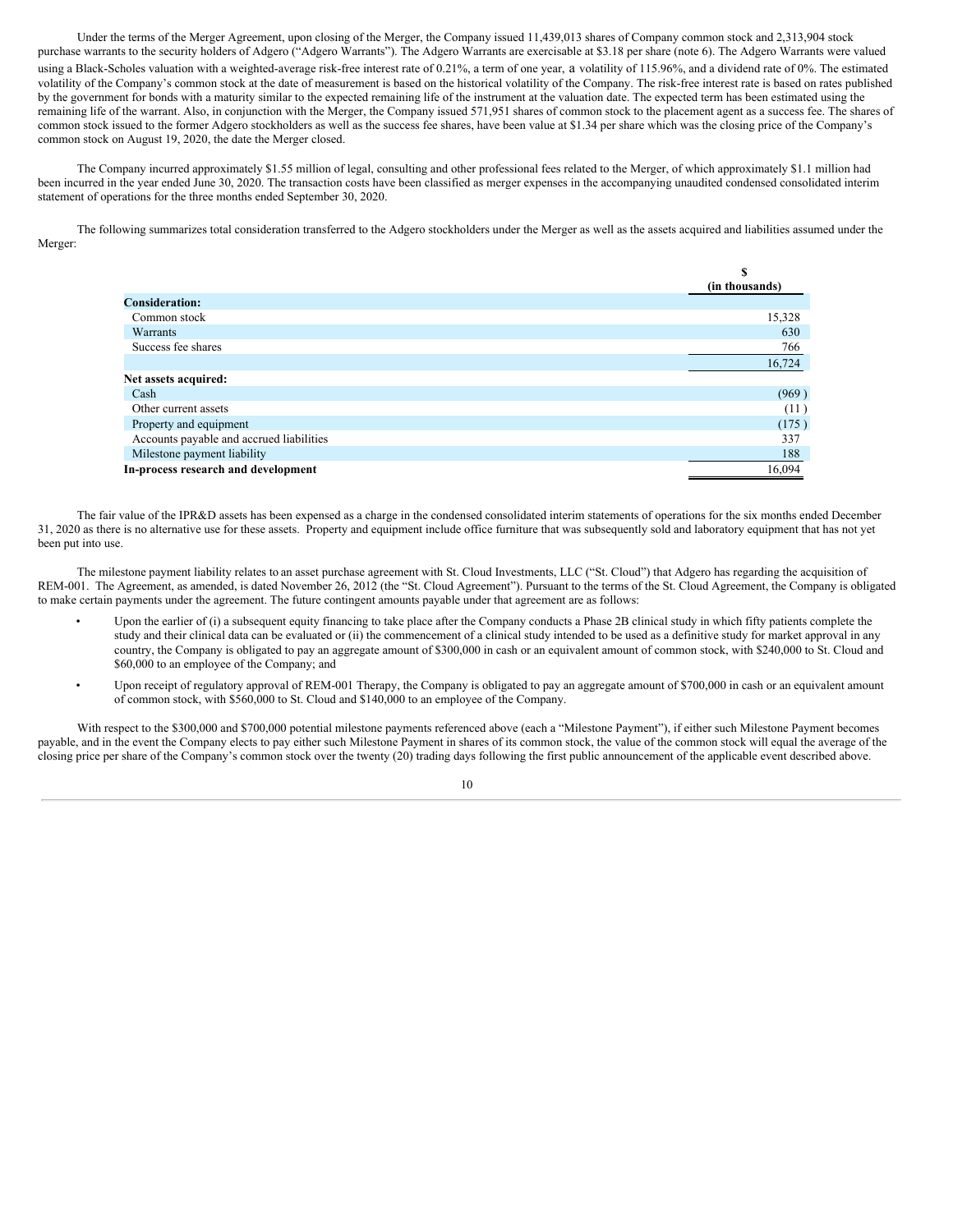Under the terms of the Merger Agreement, upon closing of the Merger, the Company issued 11,439,013 shares of Company common stock and 2,313,904 stock purchase warrants to the security holders of Adgero ("Adgero Warrants"). The Adgero Warrants are exercisable at $3.18 per share (note 6). The Adgero Warrants were valued using a Black-Scholes valuation with a weighted-average risk-free interest rate of 0.21%, a term of one year, a volatility of 115.96%, and a dividend rate of 0%. The estimated volatility of the Company's common stock at the date of measurement is based on the historical volatility of the Company. The risk-free interest rate is based on rates published by the government for bonds with a maturity similar to the expected remaining life of the instrument at the valuation date. The expected term has been estimated using the remaining life of the warrant. Also, in conjunction with the Merger, the Company issued 571,951 shares of common stock to the placement agent as a success fee. The shares of common stock issued to the former Adgero stockholders as well as the success fee shares, have been value at $1.34 per share which was the closing price of the Company's common stock on August 19, 2020, the date the Merger closed.

The Company incurred approximately $1.55 million of legal, consulting and other professional fees related to the Merger, of which approximately $1.1 million had been incurred in the year ended June 30, 2020. The transaction costs have been classified as merger expenses in the accompanying unaudited condensed consolidated interim statement of operations for the three months ended September 30, 2020.

The following summarizes total consideration transferred to the Adgero stockholders under the Merger as well as the assets acquired and liabilities assumed under the Merger:

| | $ (in thousands) |
|---|---|
| **Consideration:** | |
| Common stock | 15,328 |
| Warrants | 630 |
| Success fee shares | 766 |
| | 16,724 |
| **Net assets acquired:** | |
| Cash | (969 ) |
| Other current assets | (11 ) |
| Property and equipment | (175 ) |
| Accounts payable and accrued liabilities | 337 |
| Milestone payment liability | 188 |
| **In-process research and development** | 16,094 |

The fair value of the IPR&D assets has been expensed as a charge in the condensed consolidated interim statements of operations for the six months ended December 31, 2020 as there is no alternative use for these assets. Property and equipment include office furniture that was subsequently sold and laboratory equipment that has not yet been put into use.

The milestone payment liability relates to an asset purchase agreement with St. Cloud Investments, LLC ("St. Cloud") that Adgero has regarding the acquisition of REM-001. The Agreement, as amended, is dated November 26, 2012 (the "St. Cloud Agreement"). Pursuant to the terms of the St. Cloud Agreement, the Company is obligated to make certain payments under the agreement. The future contingent amounts payable under that agreement are as follows:

- Upon the earlier of (i) a subsequent equity financing to take place after the Company conducts a Phase 2B clinical study in which fifty patients complete the study and their clinical data can be evaluated or (ii) the commencement of a clinical study intended to be used as a definitive study for market approval in any country, the Company is obligated to pay an aggregate amount of $300,000 in cash or an equivalent amount of common stock, with $240,000 to St. Cloud and $60,000 to an employee of the Company; and
- Upon receipt of regulatory approval of REM-001 Therapy, the Company is obligated to pay an aggregate amount of $700,000 in cash or an equivalent amount of common stock, with $560,000 to St. Cloud and $140,000 to an employee of the Company.

With respect to the $300,000 and $700,000 potential milestone payments referenced above (each a "Milestone Payment"), if either such Milestone Payment becomes payable, and in the event the Company elects to pay either such Milestone Payment in shares of its common stock, the value of the common stock will equal the average of the closing price per share of the Company's common stock over the twenty (20) trading days following the first public announcement of the applicable event described above.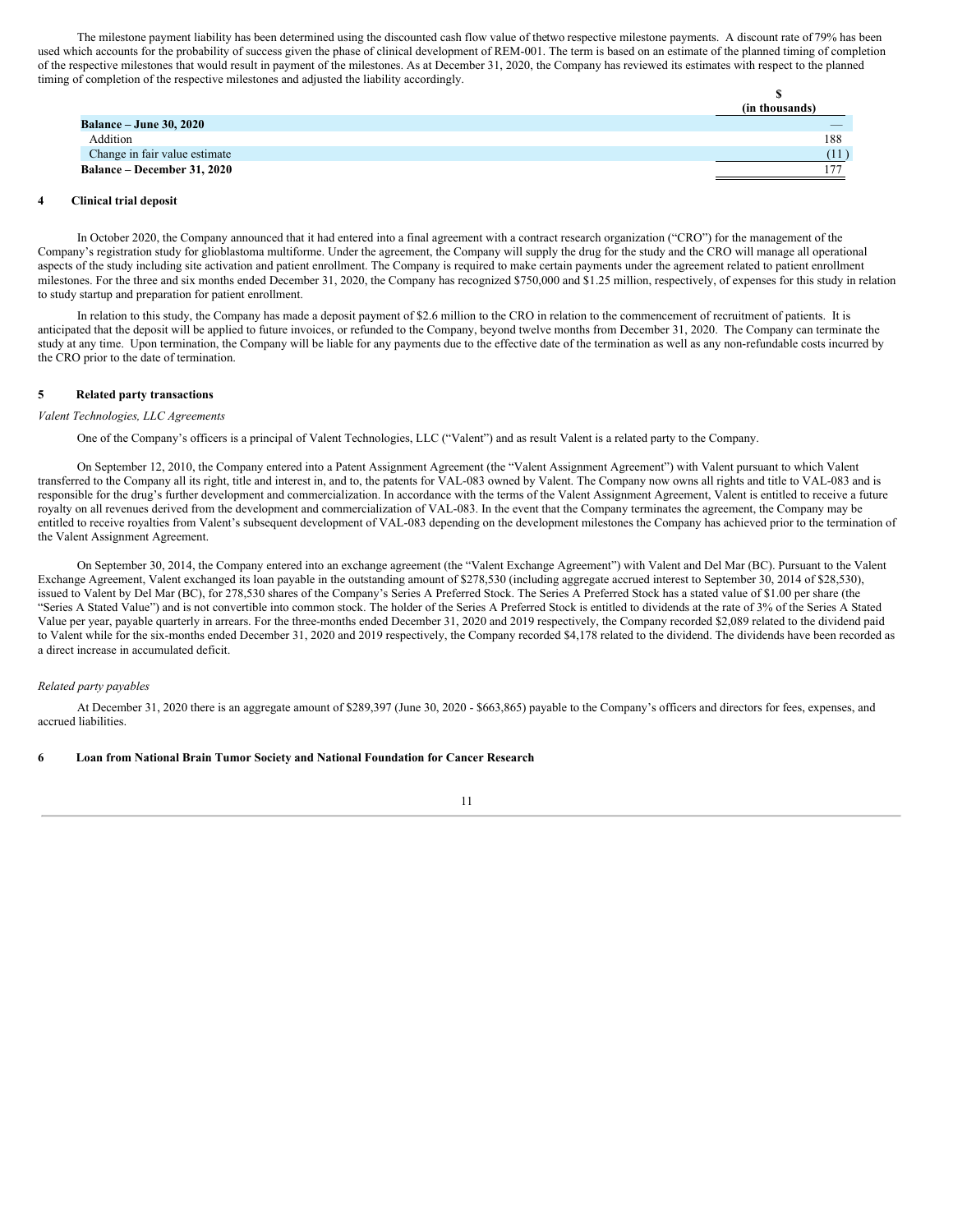The milestone payment liability has been determined using the discounted cash flow value of thetwo respective milestone payments. A discount rate of 79% has been used which accounts for the probability of success given the phase of clinical development of REM-001. The term is based on an estimate of the planned timing of completion of the respective milestones that would result in payment of the milestones. As at December 31, 2020, the Company has reviewed its estimates with respect to the planned timing of completion of the respective milestones and adjusted the liability accordingly.

| | $ (in thousands) |
|---|---|
| **Balance – June 30, 2020** | — |
| Addition | 188 |
| Change in fair value estimate | (11 ) |
| **Balance – December 31, 2020** | 177 |

## 4 Clinical trial deposit

In October 2020, the Company announced that it had entered into a final agreement with a contract research organization ("CRO") for the management of the Company's registration study for glioblastoma multiforme. Under the agreement, the Company will supply the drug for the study and the CRO will manage all operational aspects of the study including site activation and patient enrollment. The Company is required to make certain payments under the agreement related to patient enrollment milestones. For the three and six months ended December 31, 2020, the Company has recognized $750,000 and $1.25 million, respectively, of expenses for this study in relation to study startup and preparation for patient enrollment.

In relation to this study, the Company has made a deposit payment of $2.6 million to the CRO in relation to the commencement of recruitment of patients. It is anticipated that the deposit will be applied to future invoices, or refunded to the Company, beyond twelve months from December 31, 2020. The Company can terminate the study at any time. Upon termination, the Company will be liable for any payments due to the effective date of the termination as well as any non-refundable costs incurred by the CRO prior to the date of termination.

## 5 Related party transactions

*Valent Technologies, LLC Agreements*

One of the Company's officers is a principal of Valent Technologies, LLC ("Valent") and as result Valent is a related party to the Company.

On September 12, 2010, the Company entered into a Patent Assignment Agreement (the "Valent Assignment Agreement") with Valent pursuant to which Valent transferred to the Company all its right, title and interest in, and to, the patents for VAL-083 owned by Valent. The Company now owns all rights and title to VAL-083 and is responsible for the drug's further development and commercialization. In accordance with the terms of the Valent Assignment Agreement, Valent is entitled to receive a future royalty on all revenues derived from the development and commercialization of VAL-083. In the event that the Company terminates the agreement, the Company may be entitled to receive royalties from Valent's subsequent development of VAL-083 depending on the development milestones the Company has achieved prior to the termination of the Valent Assignment Agreement.

On September 30, 2014, the Company entered into an exchange agreement (the "Valent Exchange Agreement") with Valent and Del Mar (BC). Pursuant to the Valent Exchange Agreement, Valent exchanged its loan payable in the outstanding amount of $278,530 (including aggregate accrued interest to September 30, 2014 of $28,530), issued to Valent by Del Mar (BC), for 278,530 shares of the Company's Series A Preferred Stock. The Series A Preferred Stock has a stated value of $1.00 per share (the "Series A Stated Value") and is not convertible into common stock. The holder of the Series A Preferred Stock is entitled to dividends at the rate of 3% of the Series A Stated Value per year, payable quarterly in arrears. For the three-months ended December 31, 2020 and 2019 respectively, the Company recorded $2,089 related to the dividend paid to Valent while for the six-months ended December 31, 2020 and 2019 respectively, the Company recorded $4,178 related to the dividend. The dividends have been recorded as a direct increase in accumulated deficit.

*Related party payables*

At December 31, 2020 there is an aggregate amount of $289,397 (June 30, 2020 - $663,865) payable to the Company's officers and directors for fees, expenses, and accrued liabilities.

## 6 Loan from National Brain Tumor Society and National Foundation for Cancer Research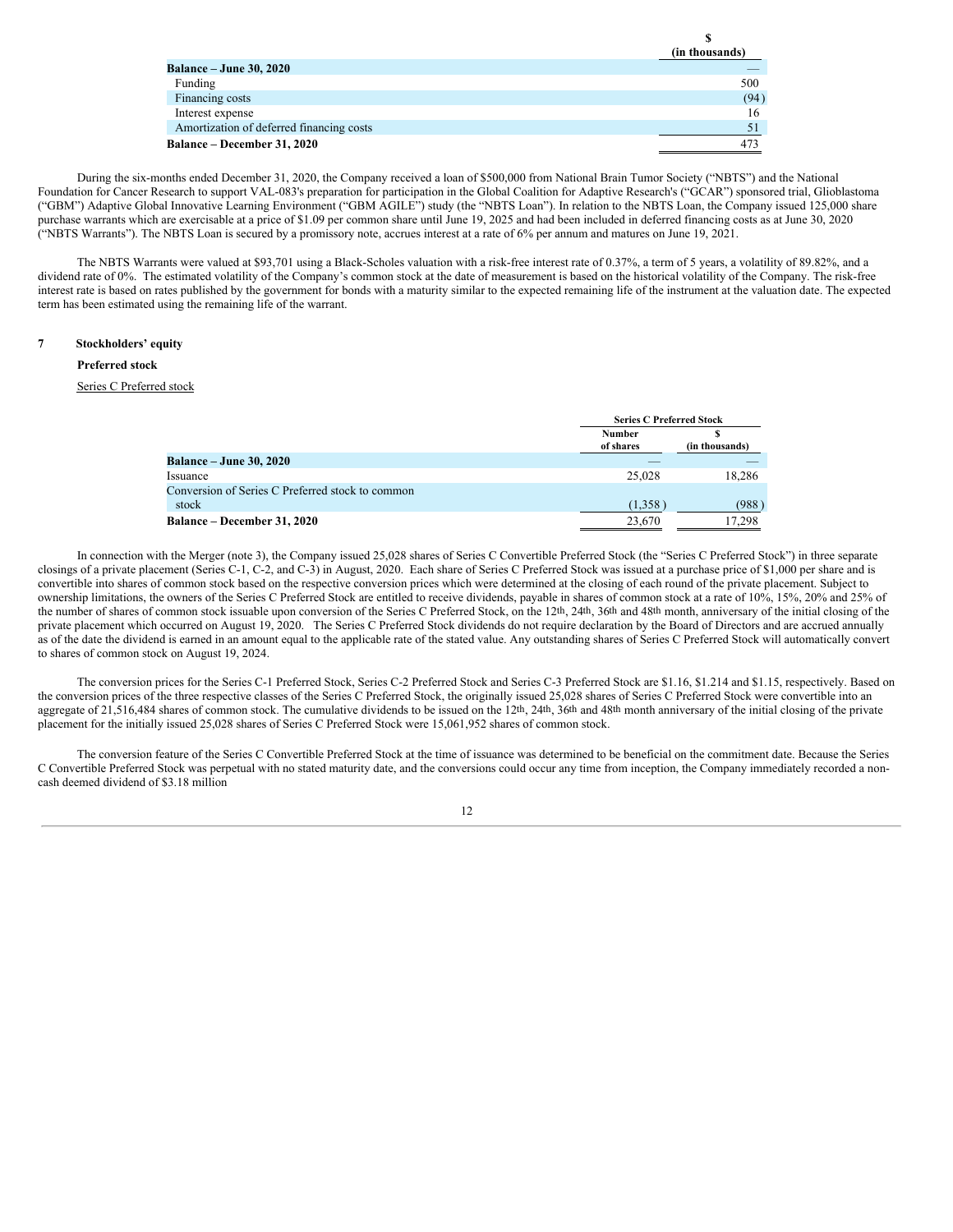| | $ (in thousands) |
|---|---|
| **Balance – June 30, 2020** | — |
| Funding | 500 |
| Financing costs | (94) |
| Interest expense | 16 |
| Amortization of deferred financing costs | 51 |
| **Balance – December 31, 2020** | 473 |

During the six-months ended December 31, 2020, the Company received a loan of $500,000 from National Brain Tumor Society ("NBTS") and the National Foundation for Cancer Research to support VAL-083's preparation for participation in the Global Coalition for Adaptive Research's ("GCAR") sponsored trial, Glioblastoma ("GBM") Adaptive Global Innovative Learning Environment ("GBM AGILE") study (the "NBTS Loan"). In relation to the NBTS Loan, the Company issued 125,000 share purchase warrants which are exercisable at a price of $1.09 per common share until June 19, 2025 and had been included in deferred financing costs as at June 30, 2020 ("NBTS Warrants"). The NBTS Loan is secured by a promissory note, accrues interest at a rate of 6% per annum and matures on June 19, 2021.

The NBTS Warrants were valued at $93,701 using a Black-Scholes valuation with a risk-free interest rate of 0.37%, a term of 5 years, a volatility of 89.82%, and a dividend rate of 0%. The estimated volatility of the Company's common stock at the date of measurement is based on the historical volatility of the Company. The risk-free interest rate is based on rates published by the government for bonds with a maturity similar to the expected remaining life of the instrument at the valuation date. The expected term has been estimated using the remaining life of the warrant.

## 7 Stockholders' equity

**Preferred stock**

Series C Preferred stock

| | Series C Preferred Stock | |
|---|---|---|
| | Number of shares | $ (in thousands) |
| **Balance – June 30, 2020** | — | — |
| Issuance | 25,028 | 18,286 |
| Conversion of Series C Preferred stock to common stock | (1,358) | (988) |
| **Balance – December 31, 2020** | 23,670 | 17,298 |

In connection with the Merger (note 3), the Company issued 25,028 shares of Series C Convertible Preferred Stock (the "Series C Preferred Stock") in three separate closings of a private placement (Series C-1, C-2, and C-3) in August, 2020. Each share of Series C Preferred Stock was issued at a purchase price of $1,000 per share and is convertible into shares of common stock based on the respective conversion prices which were determined at the closing of each round of the private placement. Subject to ownership limitations, the owners of the Series C Preferred Stock are entitled to receive dividends, payable in shares of common stock at a rate of 10%, 15%, 20% and 25% of the number of shares of common stock issuable upon conversion of the Series C Preferred Stock, on the 12th, 24th, 36th and 48th month, anniversary of the initial closing of the private placement which occurred on August 19, 2020. The Series C Preferred Stock dividends do not require declaration by the Board of Directors and are accrued annually as of the date the dividend is earned in an amount equal to the applicable rate of the stated value. Any outstanding shares of Series C Preferred Stock will automatically convert to shares of common stock on August 19, 2024.

The conversion prices for the Series C-1 Preferred Stock, Series C-2 Preferred Stock and Series C-3 Preferred Stock are $1.16, $1.214 and $1.15, respectively. Based on the conversion prices of the three respective classes of the Series C Preferred Stock, the originally issued 25,028 shares of Series C Preferred Stock were convertible into an aggregate of 21,516,484 shares of common stock. The cumulative dividends to be issued on the 12th, 24th, 36th and 48th month anniversary of the initial closing of the private placement for the initially issued 25,028 shares of Series C Preferred Stock were 15,061,952 shares of common stock.

The conversion feature of the Series C Convertible Preferred Stock at the time of issuance was determined to be beneficial on the commitment date. Because the Series C Convertible Preferred Stock was perpetual with no stated maturity date, and the conversions could occur any time from inception, the Company immediately recorded a non-cash deemed dividend of $3.18 million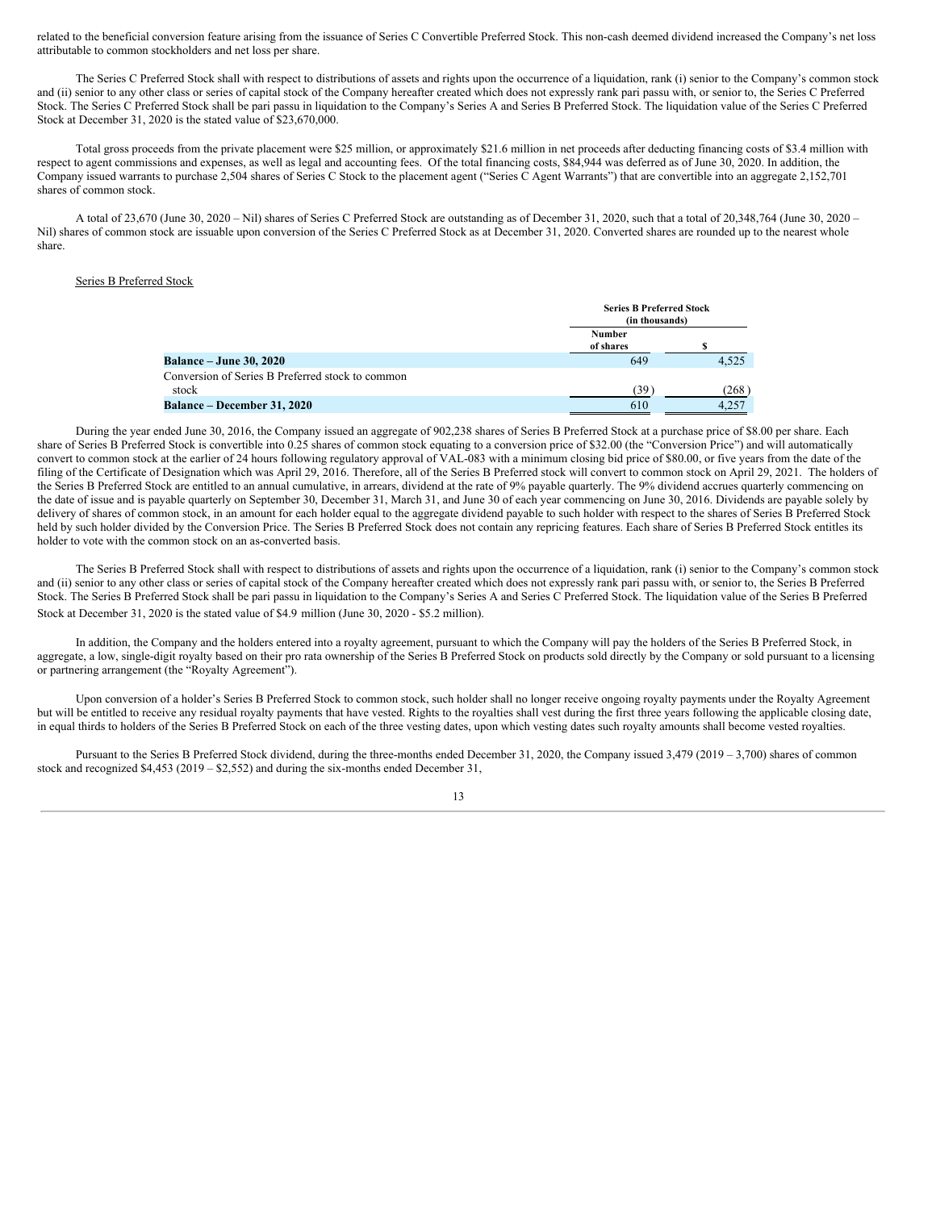related to the beneficial conversion feature arising from the issuance of Series C Convertible Preferred Stock. This non-cash deemed dividend increased the Company's net loss attributable to common stockholders and net loss per share.

The Series C Preferred Stock shall with respect to distributions of assets and rights upon the occurrence of a liquidation, rank (i) senior to the Company's common stock and (ii) senior to any other class or series of capital stock of the Company hereafter created which does not expressly rank pari passu with, or senior to, the Series C Preferred Stock. The Series C Preferred Stock shall be pari passu in liquidation to the Company's Series A and Series B Preferred Stock. The liquidation value of the Series C Preferred Stock at December 31, 2020 is the stated value of $23,670,000.

Total gross proceeds from the private placement were $25 million, or approximately $21.6 million in net proceeds after deducting financing costs of $3.4 million with respect to agent commissions and expenses, as well as legal and accounting fees. Of the total financing costs, $84,944 was deferred as of June 30, 2020. In addition, the Company issued warrants to purchase 2,504 shares of Series C Stock to the placement agent ("Series C Agent Warrants") that are convertible into an aggregate 2,152,701 shares of common stock.

A total of 23,670 (June 30, 2020 – Nil) shares of Series C Preferred Stock are outstanding as of December 31, 2020, such that a total of 20,348,764 (June 30, 2020 – Nil) shares of common stock are issuable upon conversion of the Series C Preferred Stock as at December 31, 2020. Converted shares are rounded up to the nearest whole share.

Series B Preferred Stock

| | Series B Preferred Stock (in thousands) | |
|---|---|---|
| | Number of shares | $ |
| **Balance – June 30, 2020** | 649 | 4,525 |
| Conversion of Series B Preferred stock to common stock | (39) | (268) |
| **Balance – December 31, 2020** | 610 | 4,257 |

During the year ended June 30, 2016, the Company issued an aggregate of 902,238 shares of Series B Preferred Stock at a purchase price of $8.00 per share. Each share of Series B Preferred Stock is convertible into 0.25 shares of common stock equating to a conversion price of $32.00 (the "Conversion Price") and will automatically convert to common stock at the earlier of 24 hours following regulatory approval of VAL-083 with a minimum closing bid price of $80.00, or five years from the date of the filing of the Certificate of Designation which was April 29, 2016. Therefore, all of the Series B Preferred stock will convert to common stock on April 29, 2021. The holders of the Series B Preferred Stock are entitled to an annual cumulative, in arrears, dividend at the rate of 9% payable quarterly. The 9% dividend accrues quarterly commencing on the date of issue and is payable quarterly on September 30, December 31, March 31, and June 30 of each year commencing on June 30, 2016. Dividends are payable solely by delivery of shares of common stock, in an amount for each holder equal to the aggregate dividend payable to such holder with respect to the shares of Series B Preferred Stock held by such holder divided by the Conversion Price. The Series B Preferred Stock does not contain any repricing features. Each share of Series B Preferred Stock entitles its holder to vote with the common stock on an as-converted basis.

The Series B Preferred Stock shall with respect to distributions of assets and rights upon the occurrence of a liquidation, rank (i) senior to the Company's common stock and (ii) senior to any other class or series of capital stock of the Company hereafter created which does not expressly rank pari passu with, or senior to, the Series B Preferred Stock. The Series B Preferred Stock shall be pari passu in liquidation to the Company's Series A and Series C Preferred Stock. The liquidation value of the Series B Preferred Stock at December 31, 2020 is the stated value of $4.9 million (June 30, 2020 - $5.2 million).

In addition, the Company and the holders entered into a royalty agreement, pursuant to which the Company will pay the holders of the Series B Preferred Stock, in aggregate, a low, single-digit royalty based on their pro rata ownership of the Series B Preferred Stock on products sold directly by the Company or sold pursuant to a licensing or partnering arrangement (the "Royalty Agreement").

Upon conversion of a holder's Series B Preferred Stock to common stock, such holder shall no longer receive ongoing royalty payments under the Royalty Agreement but will be entitled to receive any residual royalty payments that have vested. Rights to the royalties shall vest during the first three years following the applicable closing date, in equal thirds to holders of the Series B Preferred Stock on each of the three vesting dates, upon which vesting dates such royalty amounts shall become vested royalties.

Pursuant to the Series B Preferred Stock dividend, during the three-months ended December 31, 2020, the Company issued 3,479 (2019 – 3,700) shares of common stock and recognized $4,453 (2019 – $2,552) and during the six-months ended December 31,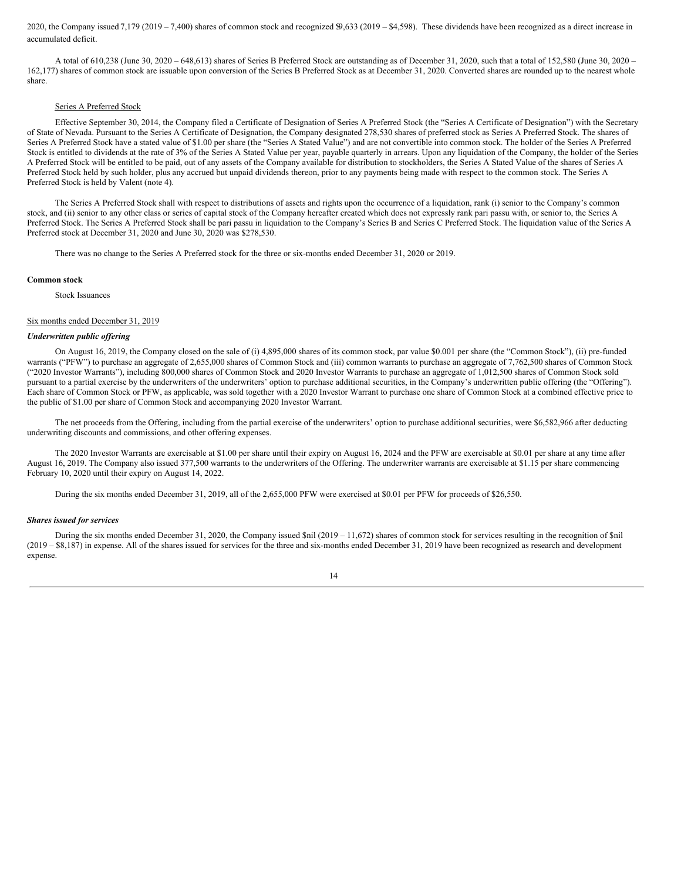2020, the Company issued 7,179 (2019 – 7,400) shares of common stock and recognized $9,633 (2019 – $4,598). These dividends have been recognized as a direct increase in accumulated deficit.

A total of 610,238 (June 30, 2020 – 648,613) shares of Series B Preferred Stock are outstanding as of December 31, 2020, such that a total of 152,580 (June 30, 2020 – 162,177) shares of common stock are issuable upon conversion of the Series B Preferred Stock as at December 31, 2020. Converted shares are rounded up to the nearest whole share.

Series A Preferred Stock

Effective September 30, 2014, the Company filed a Certificate of Designation of Series A Preferred Stock (the "Series A Certificate of Designation") with the Secretary of State of Nevada. Pursuant to the Series A Certificate of Designation, the Company designated 278,530 shares of preferred stock as Series A Preferred Stock. The shares of Series A Preferred Stock have a stated value of $1.00 per share (the "Series A Stated Value") and are not convertible into common stock. The holder of the Series A Preferred Stock is entitled to dividends at the rate of 3% of the Series A Stated Value per year, payable quarterly in arrears. Upon any liquidation of the Company, the holder of the Series A Preferred Stock will be entitled to be paid, out of any assets of the Company available for distribution to stockholders, the Series A Stated Value of the shares of Series A Preferred Stock held by such holder, plus any accrued but unpaid dividends thereon, prior to any payments being made with respect to the common stock. The Series A Preferred Stock is held by Valent (note 4).

The Series A Preferred Stock shall with respect to distributions of assets and rights upon the occurrence of a liquidation, rank (i) senior to the Company's common stock, and (ii) senior to any other class or series of capital stock of the Company hereafter created which does not expressly rank pari passu with, or senior to, the Series A Preferred Stock. The Series A Preferred Stock shall be pari passu in liquidation to the Company's Series B and Series C Preferred Stock. The liquidation value of the Series A Preferred stock at December 31, 2020 and June 30, 2020 was $278,530.

There was no change to the Series A Preferred stock for the three or six-months ended December 31, 2020 or 2019.

**Common stock**

Stock Issuances

Six months ended December 31, 2019

***Underwritten public offering***

On August 16, 2019, the Company closed on the sale of (i) 4,895,000 shares of its common stock, par value $0.001 per share (the "Common Stock"), (ii) pre-funded warrants ("PFW") to purchase an aggregate of 2,655,000 shares of Common Stock and (iii) common warrants to purchase an aggregate of 7,762,500 shares of Common Stock ("2020 Investor Warrants"), including 800,000 shares of Common Stock and 2020 Investor Warrants to purchase an aggregate of 1,012,500 shares of Common Stock sold pursuant to a partial exercise by the underwriters of the underwriters' option to purchase additional securities, in the Company's underwritten public offering (the "Offering"). Each share of Common Stock or PFW, as applicable, was sold together with a 2020 Investor Warrant to purchase one share of Common Stock at a combined effective price to the public of $1.00 per share of Common Stock and accompanying 2020 Investor Warrant.

The net proceeds from the Offering, including from the partial exercise of the underwriters' option to purchase additional securities, were $6,582,966 after deducting underwriting discounts and commissions, and other offering expenses.

The 2020 Investor Warrants are exercisable at $1.00 per share until their expiry on August 16, 2024 and the PFW are exercisable at $0.01 per share at any time after August 16, 2019. The Company also issued 377,500 warrants to the underwriters of the Offering. The underwriter warrants are exercisable at $1.15 per share commencing February 10, 2020 until their expiry on August 14, 2022.

During the six months ended December 31, 2019, all of the 2,655,000 PFW were exercised at $0.01 per PFW for proceeds of $26,550.

***Shares issued for services***

During the six months ended December 31, 2020, the Company issued $nil (2019 – 11,672) shares of common stock for services resulting in the recognition of $nil (2019 – $8,187) in expense. All of the shares issued for services for the three and six-months ended December 31, 2019 have been recognized as research and development expense.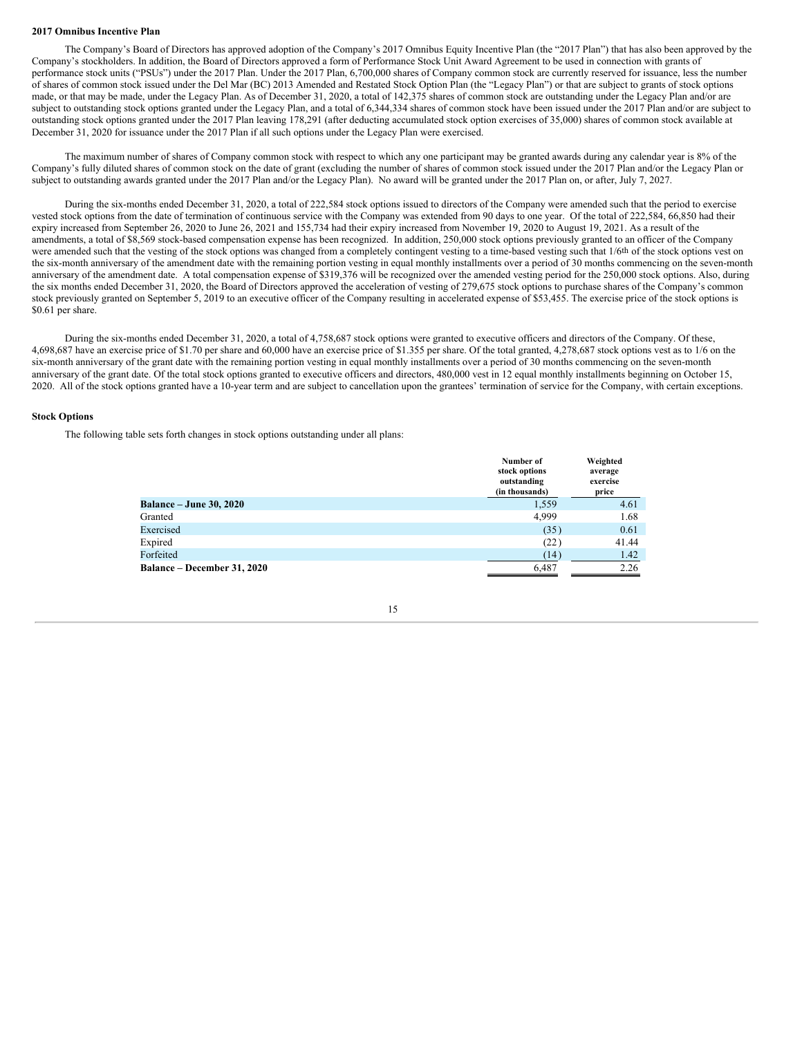**2017 Omnibus Incentive Plan**

The Company's Board of Directors has approved adoption of the Company's 2017 Omnibus Equity Incentive Plan (the "2017 Plan") that has also been approved by the Company's stockholders. In addition, the Board of Directors approved a form of Performance Stock Unit Award Agreement to be used in connection with grants of performance stock units ("PSUs") under the 2017 Plan. Under the 2017 Plan, 6,700,000 shares of Company common stock are currently reserved for issuance, less the number of shares of common stock issued under the Del Mar (BC) 2013 Amended and Restated Stock Option Plan (the "Legacy Plan") or that are subject to grants of stock options made, or that may be made, under the Legacy Plan. As of December 31, 2020, a total of 142,375 shares of common stock are outstanding under the Legacy Plan and/or are subject to outstanding stock options granted under the Legacy Plan, and a total of 6,344,334 shares of common stock have been issued under the 2017 Plan and/or are subject to outstanding stock options granted under the 2017 Plan leaving 178,291 (after deducting accumulated stock option exercises of 35,000) shares of common stock available at December 31, 2020 for issuance under the 2017 Plan if all such options under the Legacy Plan were exercised.

The maximum number of shares of Company common stock with respect to which any one participant may be granted awards during any calendar year is 8% of the Company's fully diluted shares of common stock on the date of grant (excluding the number of shares of common stock issued under the 2017 Plan and/or the Legacy Plan or subject to outstanding awards granted under the 2017 Plan and/or the Legacy Plan). No award will be granted under the 2017 Plan on, or after, July 7, 2027.

During the six-months ended December 31, 2020, a total of 222,584 stock options issued to directors of the Company were amended such that the period to exercise vested stock options from the date of termination of continuous service with the Company was extended from 90 days to one year. Of the total of 222,584, 66,850 had their expiry increased from September 26, 2020 to June 26, 2021 and 155,734 had their expiry increased from November 19, 2020 to August 19, 2021. As a result of the amendments, a total of $8,569 stock-based compensation expense has been recognized. In addition, 250,000 stock options previously granted to an officer of the Company were amended such that the vesting of the stock options was changed from a completely contingent vesting to a time-based vesting such that 1/6th of the stock options vest on the six-month anniversary of the amendment date with the remaining portion vesting in equal monthly installments over a period of 30 months commencing on the seven-month anniversary of the amendment date. A total compensation expense of $319,376 will be recognized over the amended vesting period for the 250,000 stock options. Also, during the six months ended December 31, 2020, the Board of Directors approved the acceleration of vesting of 279,675 stock options to purchase shares of the Company's common stock previously granted on September 5, 2019 to an executive officer of the Company resulting in accelerated expense of $53,455. The exercise price of the stock options is $0.61 per share.

During the six-months ended December 31, 2020, a total of 4,758,687 stock options were granted to executive officers and directors of the Company. Of these, 4,698,687 have an exercise price of $1.70 per share and 60,000 have an exercise price of $1.355 per share. Of the total granted, 4,278,687 stock options vest as to 1/6 on the six-month anniversary of the grant date with the remaining portion vesting in equal monthly installments over a period of 30 months commencing on the seven-month anniversary of the grant date. Of the total stock options granted to executive officers and directors, 480,000 vest in 12 equal monthly installments beginning on October 15, 2020. All of the stock options granted have a 10-year term and are subject to cancellation upon the grantees' termination of service for the Company, with certain exceptions.

**Stock Options**

The following table sets forth changes in stock options outstanding under all plans:

| | Number of stock options outstanding (in thousands) | Weighted average exercise price |
|---|---|---|
| **Balance – June 30, 2020** | 1,559 | 4.61 |
| Granted | 4,999 | 1.68 |
| Exercised | (35) | 0.61 |
| Expired | (22) | 41.44 |
| Forfeited | (14) | 1.42 |
| **Balance – December 31, 2020** | 6,487 | 2.26 |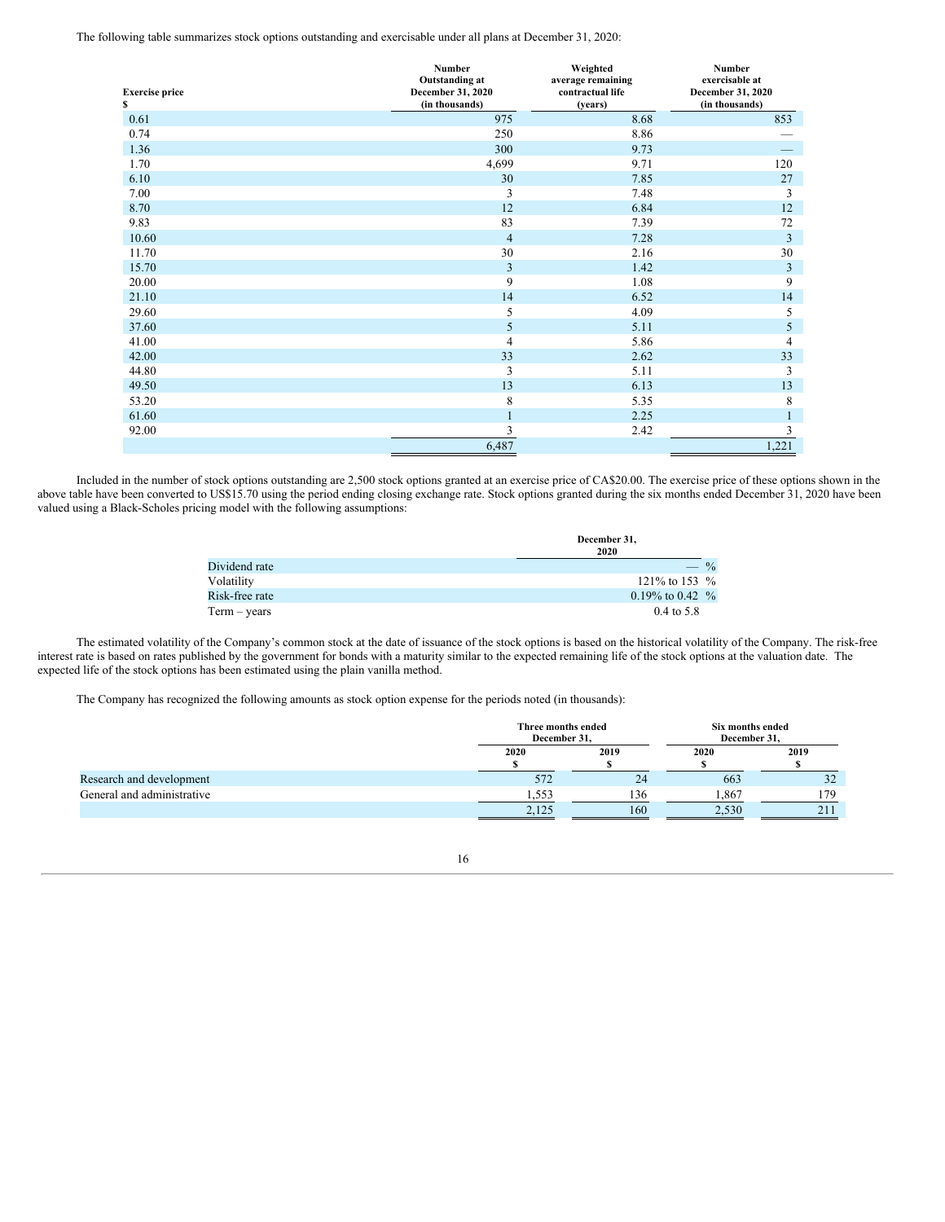The following table summarizes stock options outstanding and exercisable under all plans at December 31, 2020:

| Exercise price $ | Number Outstanding at December 31, 2020 (in thousands) | Weighted average remaining contractual life (years) | Number exercisable at December 31, 2020 (in thousands) |
|---|---|---|---|
| 0.61 | 975 | 8.68 | 853 |
| 0.74 | 250 | 8.86 | — |
| 1.36 | 300 | 9.73 | — |
| 1.70 | 4,699 | 9.71 | 120 |
| 6.10 | 30 | 7.85 | 27 |
| 7.00 | 3 | 7.48 | 3 |
| 8.70 | 12 | 6.84 | 12 |
| 9.83 | 83 | 7.39 | 72 |
| 10.60 | 4 | 7.28 | 3 |
| 11.70 | 30 | 2.16 | 30 |
| 15.70 | 3 | 1.42 | 3 |
| 20.00 | 9 | 1.08 | 9 |
| 21.10 | 14 | 6.52 | 14 |
| 29.60 | 5 | 4.09 | 5 |
| 37.60 | 5 | 5.11 | 5 |
| 41.00 | 4 | 5.86 | 4 |
| 42.00 | 33 | 2.62 | 33 |
| 44.80 | 3 | 5.11 | 3 |
| 49.50 | 13 | 6.13 | 13 |
| 53.20 | 8 | 5.35 | 8 |
| 61.60 | 1 | 2.25 | 1 |
| 92.00 | 3 | 2.42 | 3 |
| | 6,487 | | 1,221 |

Included in the number of stock options outstanding are 2,500 stock options granted at an exercise price of CA$20.00. The exercise price of these options shown in the above table have been converted to US$15.70 using the period ending closing exchange rate. Stock options granted during the six months ended December 31, 2020 have been valued using a Black-Scholes pricing model with the following assumptions:

| | December 31, 2020 |
|---|---|
| Dividend rate | — % |
| Volatility | 121% to 153 % |
| Risk-free rate | 0.19% to 0.42 % |
| Term – years | 0.4 to 5.8 |

The estimated volatility of the Company's common stock at the date of issuance of the stock options is based on the historical volatility of the Company. The risk-free interest rate is based on rates published by the government for bonds with a maturity similar to the expected remaining life of the stock options at the valuation date. The expected life of the stock options has been estimated using the plain vanilla method.

The Company has recognized the following amounts as stock option expense for the periods noted (in thousands):

| | Three months ended December 31, | | Six months ended December 31, | |
|---|---|---|---|---|
| | 2020 $ | 2019 $ | 2020 $ | 2019 $ |
| Research and development | 572 | 24 | 663 | 32 |
| General and administrative | 1,553 | 136 | 1,867 | 179 |
| | 2,125 | 160 | 2,530 | 211 |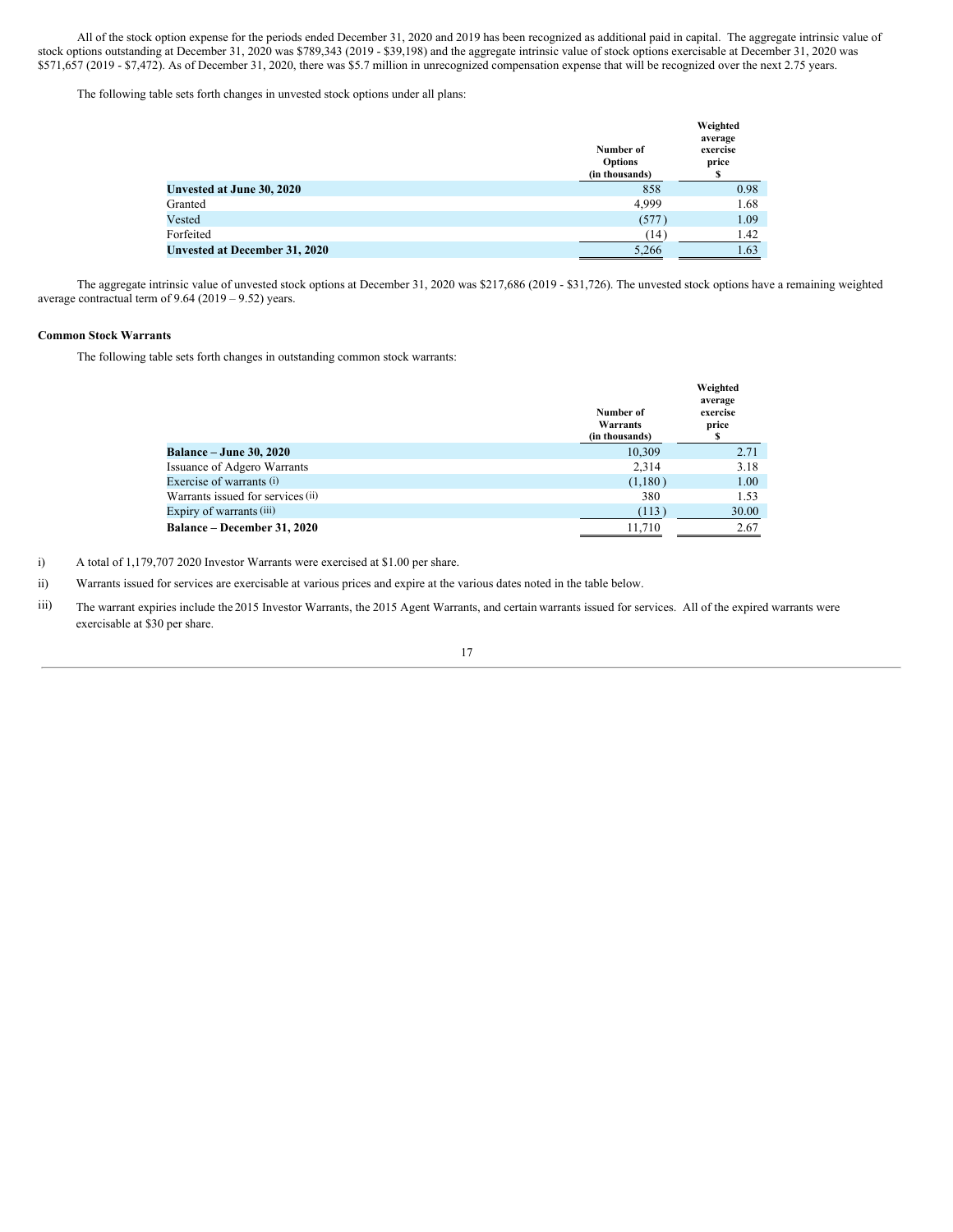All of the stock option expense for the periods ended December 31, 2020 and 2019 has been recognized as additional paid in capital. The aggregate intrinsic value of stock options outstanding at December 31, 2020 was $789,343 (2019 - $39,198) and the aggregate intrinsic value of stock options exercisable at December 31, 2020 was $571,657 (2019 - $7,472). As of December 31, 2020, there was $5.7 million in unrecognized compensation expense that will be recognized over the next 2.75 years.

The following table sets forth changes in unvested stock options under all plans:

| | Number of Options (in thousands) | Weighted average exercise price $ |
|---|---|---|
| **Unvested at June 30, 2020** | 858 | 0.98 |
| Granted | 4,999 | 1.68 |
| Vested | (577) | 1.09 |
| Forfeited | (14) | 1.42 |
| **Unvested at December 31, 2020** | 5,266 | 1.63 |

The aggregate intrinsic value of unvested stock options at December 31, 2020 was $217,686 (2019 - $31,726). The unvested stock options have a remaining weighted average contractual term of 9.64 (2019 – 9.52) years.

**Common Stock Warrants**

The following table sets forth changes in outstanding common stock warrants:

| | Number of Warrants (in thousands) | Weighted average exercise price $ |
|---|---|---|
| **Balance – June 30, 2020** | 10,309 | 2.71 |
| Issuance of Adgero Warrants | 2,314 | 3.18 |
| Exercise of warrants (i) | (1,180) | 1.00 |
| Warrants issued for services (ii) | 380 | 1.53 |
| Expiry of warrants (iii) | (113) | 30.00 |
| **Balance – December 31, 2020** | 11,710 | 2.67 |

i) A total of 1,179,707 2020 Investor Warrants were exercised at $1.00 per share.

ii) Warrants issued for services are exercisable at various prices and expire at the various dates noted in the table below.

iii) The warrant expiries include the 2015 Investor Warrants, the 2015 Agent Warrants, and certain warrants issued for services. All of the expired warrants were exercisable at $30 per share.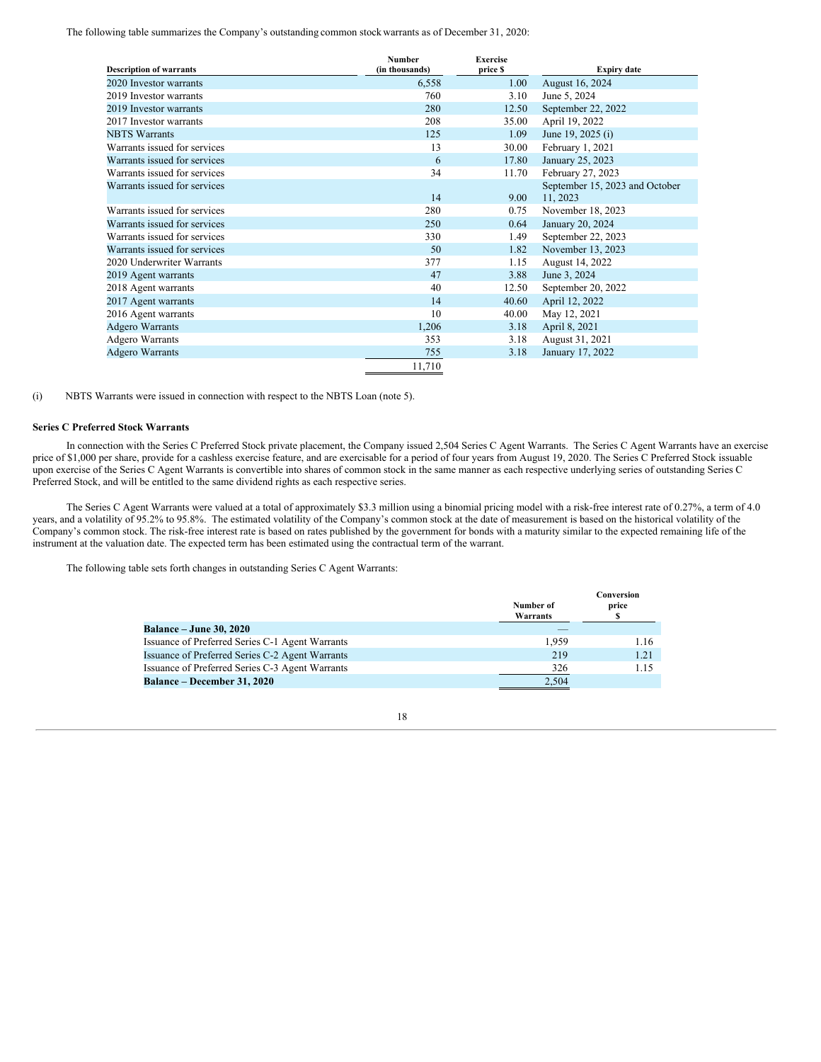The following table summarizes the Company's outstanding common stock warrants as of December 31, 2020:

| Description of warrants | Number (in thousands) | Exercise price $ | Expiry date |
|---|---|---|---|
| 2020 Investor warrants | 6,558 | 1.00 | August 16, 2024 |
| 2019 Investor warrants | 760 | 3.10 | June 5, 2024 |
| 2019 Investor warrants | 280 | 12.50 | September 22, 2022 |
| 2017 Investor warrants | 208 | 35.00 | April 19, 2022 |
| NBTS Warrants | 125 | 1.09 | June 19, 2025 (i) |
| Warrants issued for services | 13 | 30.00 | February 1, 2021 |
| Warrants issued for services | 6 | 17.80 | January 25, 2023 |
| Warrants issued for services | 34 | 11.70 | February 27, 2023 |
| Warrants issued for services | 14 | 9.00 | September 15, 2023 and October 11, 2023 |
| Warrants issued for services | 280 | 0.75 | November 18, 2023 |
| Warrants issued for services | 250 | 0.64 | January 20, 2024 |
| Warrants issued for services | 330 | 1.49 | September 22, 2023 |
| Warrants issued for services | 50 | 1.82 | November 13, 2023 |
| 2020 Underwriter Warrants | 377 | 1.15 | August 14, 2022 |
| 2019 Agent warrants | 47 | 3.88 | June 3, 2024 |
| 2018 Agent warrants | 40 | 12.50 | September 20, 2022 |
| 2017 Agent warrants | 14 | 40.60 | April 12, 2022 |
| 2016 Agent warrants | 10 | 40.00 | May 12, 2021 |
| Adgero Warrants | 1,206 | 3.18 | April 8, 2021 |
| Adgero Warrants | 353 | 3.18 | August 31, 2021 |
| Adgero Warrants | 755 | 3.18 | January 17, 2022 |
| | 11,710 | | |

(i) NBTS Warrants were issued in connection with respect to the NBTS Loan (note 5).

### Series C Preferred Stock Warrants

In connection with the Series C Preferred Stock private placement, the Company issued 2,504 Series C Agent Warrants. The Series C Agent Warrants have an exercise price of $1,000 per share, provide for a cashless exercise feature, and are exercisable for a period of four years from August 19, 2020. The Series C Preferred Stock issuable upon exercise of the Series C Agent Warrants is convertible into shares of common stock in the same manner as each respective underlying series of outstanding Series C Preferred Stock, and will be entitled to the same dividend rights as each respective series.

The Series C Agent Warrants were valued at a total of approximately $3.3 million using a binomial pricing model with a risk-free interest rate of 0.27%, a term of 4.0 years, and a volatility of 95.2% to 95.8%. The estimated volatility of the Company's common stock at the date of measurement is based on the historical volatility of the Company's common stock. The risk-free interest rate is based on rates published by the government for bonds with a maturity similar to the expected remaining life of the instrument at the valuation date. The expected term has been estimated using the contractual term of the warrant.

The following table sets forth changes in outstanding Series C Agent Warrants:

| | Number of Warrants | Conversion price $ |
|---|---|---|
| **Balance – June 30, 2020** | — | |
| Issuance of Preferred Series C-1 Agent Warrants | 1,959 | 1.16 |
| Issuance of Preferred Series C-2 Agent Warrants | 219 | 1.21 |
| Issuance of Preferred Series C-3 Agent Warrants | 326 | 1.15 |
| **Balance – December 31, 2020** | 2,504 | |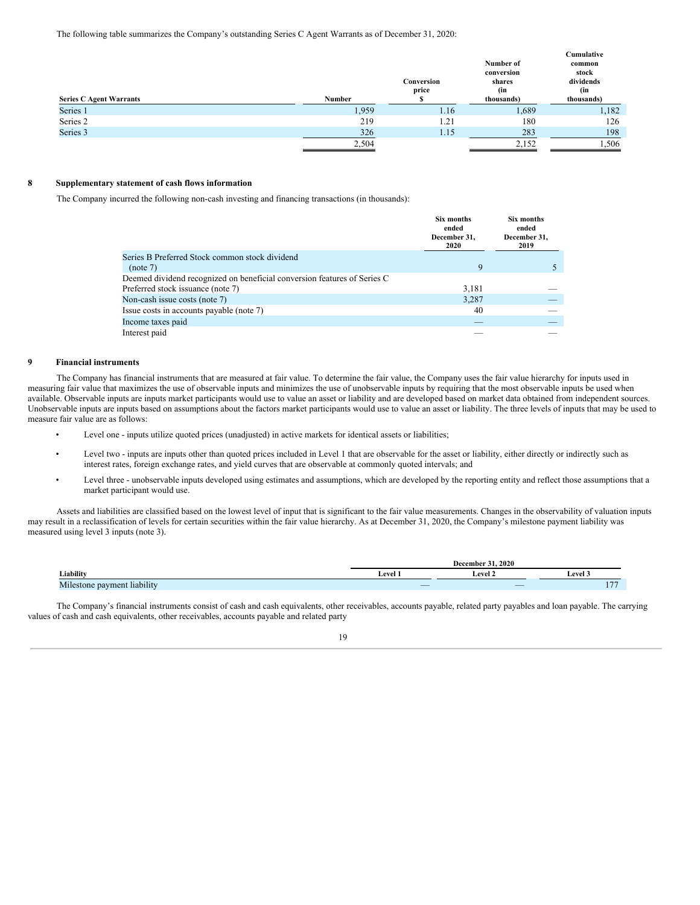The following table summarizes the Company's outstanding Series C Agent Warrants as of December 31, 2020:

| Series C Agent Warrants | Number | Conversion price $ | Number of conversion shares (in thousands) | Cumulative common stock dividends (in thousands) |
|---|---|---|---|---|
| Series 1 | 1,959 | 1.16 | 1,689 | 1,182 |
| Series 2 | 219 | 1.21 | 180 | 126 |
| Series 3 | 326 | 1.15 | 283 | 198 |
| | 2,504 | | 2,152 | 1,506 |

## 8 Supplementary statement of cash flows information

The Company incurred the following non-cash investing and financing transactions (in thousands):

| | Six months ended December 31, 2020 | Six months ended December 31, 2019 |
|---|---|---|
| Series B Preferred Stock common stock dividend (note 7) | 9 | 5 |
| Deemed dividend recognized on beneficial conversion features of Series C Preferred stock issuance (note 7) | 3,181 | — |
| Non-cash issue costs (note 7) | 3,287 | — |
| Issue costs in accounts payable (note 7) | 40 | — |
| Income taxes paid | — | — |
| Interest paid | — | — |

## 9 Financial instruments

The Company has financial instruments that are measured at fair value. To determine the fair value, the Company uses the fair value hierarchy for inputs used in measuring fair value that maximizes the use of observable inputs and minimizes the use of unobservable inputs by requiring that the most observable inputs be used when available. Observable inputs are inputs market participants would use to value an asset or liability and are developed based on market data obtained from independent sources. Unobservable inputs are inputs based on assumptions about the factors market participants would use to value an asset or liability. The three levels of inputs that may be used to measure fair value are as follows:

- Level one - inputs utilize quoted prices (unadjusted) in active markets for identical assets or liabilities;
- Level two - inputs are inputs other than quoted prices included in Level 1 that are observable for the asset or liability, either directly or indirectly such as interest rates, foreign exchange rates, and yield curves that are observable at commonly quoted intervals; and
- Level three - unobservable inputs developed using estimates and assumptions, which are developed by the reporting entity and reflect those assumptions that a market participant would use.

Assets and liabilities are classified based on the lowest level of input that is significant to the fair value measurements. Changes in the observability of valuation inputs may result in a reclassification of levels for certain securities within the fair value hierarchy. As at December 31, 2020, the Company's milestone payment liability was measured using level 3 inputs (note 3).

| | December 31, 2020 | | |
|---|---|---|---|
| Liability | Level 1 | Level 2 | Level 3 |
| Milestone payment liability | — | — | 177 |

The Company's financial instruments consist of cash and cash equivalents, other receivables, accounts payable, related party payables and loan payable. The carrying values of cash and cash equivalents, other receivables, accounts payable and related party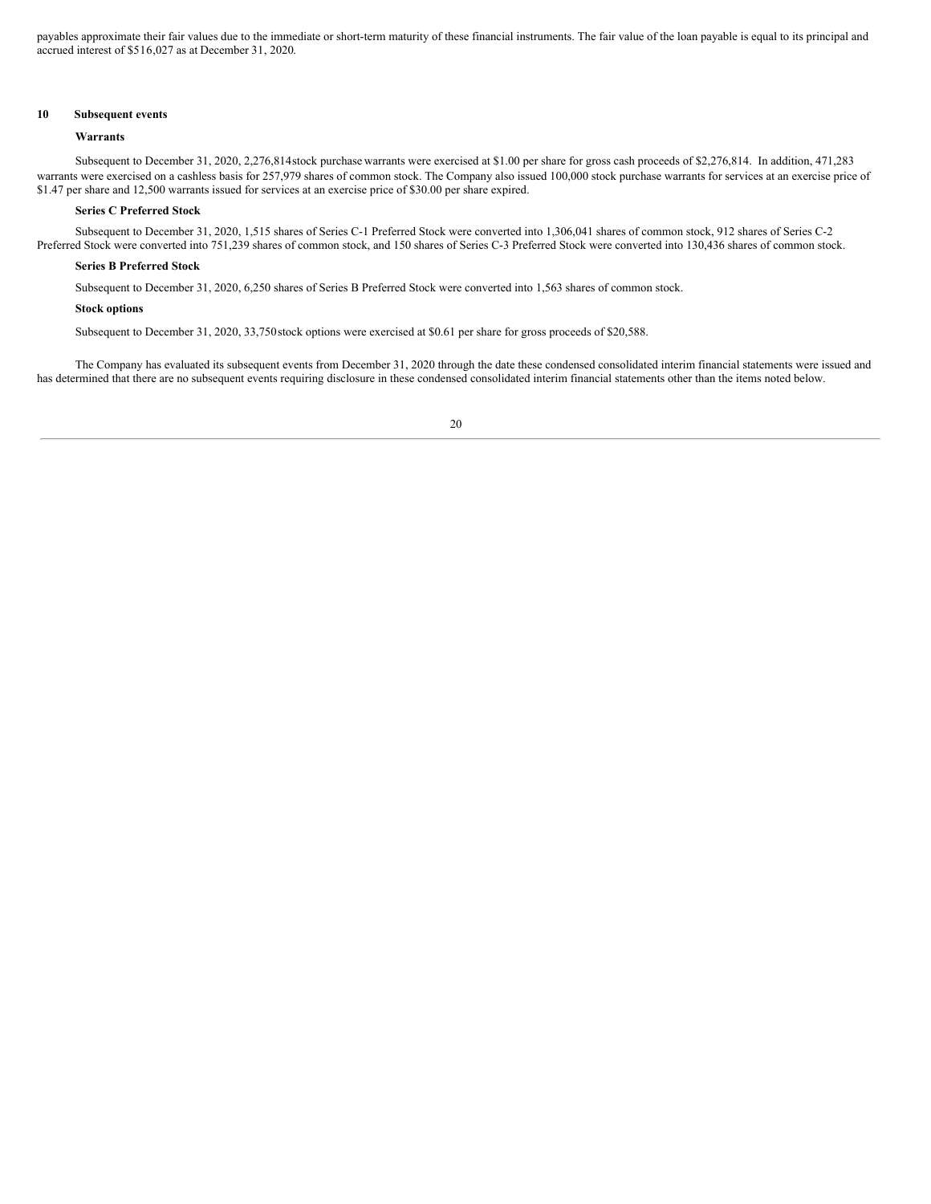payables approximate their fair values due to the immediate or short-term maturity of these financial instruments. The fair value of the loan payable is equal to its principal and accrued interest of $516,027 as at December 31, 2020.

## 10 Subsequent events

**Warrants**

Subsequent to December 31, 2020, 2,276,814 stock purchase warrants were exercised at $1.00 per share for gross cash proceeds of $2,276,814. In addition, 471,283 warrants were exercised on a cashless basis for 257,979 shares of common stock. The Company also issued 100,000 stock purchase warrants for services at an exercise price of $1.47 per share and 12,500 warrants issued for services at an exercise price of $30.00 per share expired.

**Series C Preferred Stock**

Subsequent to December 31, 2020, 1,515 shares of Series C-1 Preferred Stock were converted into 1,306,041 shares of common stock, 912 shares of Series C-2 Preferred Stock were converted into 751,239 shares of common stock, and 150 shares of Series C-3 Preferred Stock were converted into 130,436 shares of common stock.

**Series B Preferred Stock**

Subsequent to December 31, 2020, 6,250 shares of Series B Preferred Stock were converted into 1,563 shares of common stock.

**Stock options**

Subsequent to December 31, 2020, 33,750 stock options were exercised at $0.61 per share for gross proceeds of $20,588.

The Company has evaluated its subsequent events from December 31, 2020 through the date these condensed consolidated interim financial statements were issued and has determined that there are no subsequent events requiring disclosure in these condensed consolidated interim financial statements other than the items noted below.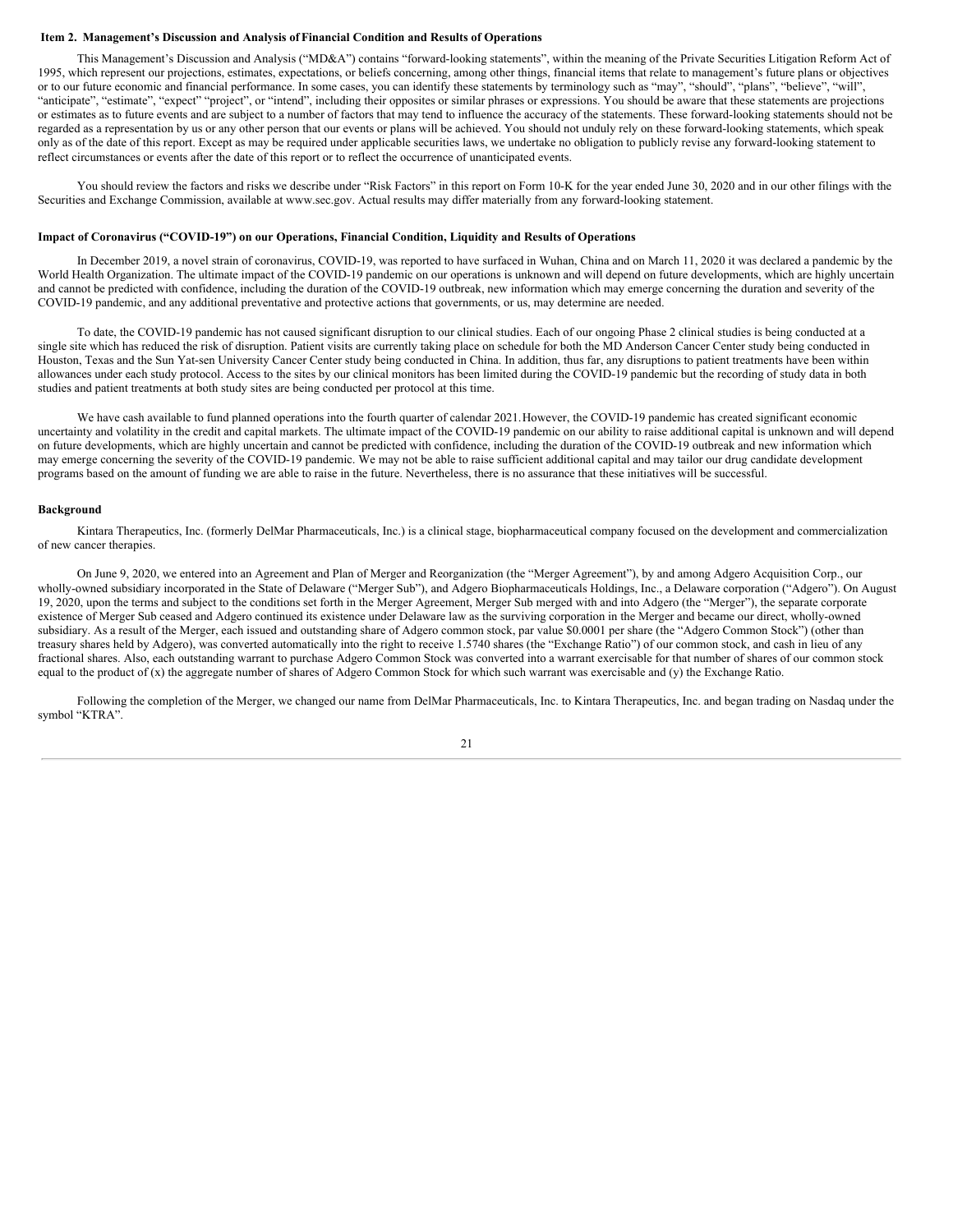## Item 2. Management's Discussion and Analysis of Financial Condition and Results of Operations

This Management's Discussion and Analysis ("MD&A") contains "forward-looking statements", within the meaning of the Private Securities Litigation Reform Act of 1995, which represent our projections, estimates, expectations, or beliefs concerning, among other things, financial items that relate to management's future plans or objectives or to our future economic and financial performance. In some cases, you can identify these statements by terminology such as "may", "should", "plans", "believe", "will", "anticipate", "estimate", "expect" "project", or "intend", including their opposites or similar phrases or expressions. You should be aware that these statements are projections or estimates as to future events and are subject to a number of factors that may tend to influence the accuracy of the statements. These forward-looking statements should not be regarded as a representation by us or any other person that our events or plans will be achieved. You should not unduly rely on these forward-looking statements, which speak only as of the date of this report. Except as may be required under applicable securities laws, we undertake no obligation to publicly revise any forward-looking statement to reflect circumstances or events after the date of this report or to reflect the occurrence of unanticipated events.

You should review the factors and risks we describe under "Risk Factors" in this report on Form 10-K for the year ended June 30, 2020 and in our other filings with the Securities and Exchange Commission, available at www.sec.gov. Actual results may differ materially from any forward-looking statement.

### Impact of Coronavirus ("COVID-19") on our Operations, Financial Condition, Liquidity and Results of Operations

In December 2019, a novel strain of coronavirus, COVID-19, was reported to have surfaced in Wuhan, China and on March 11, 2020 it was declared a pandemic by the World Health Organization. The ultimate impact of the COVID-19 pandemic on our operations is unknown and will depend on future developments, which are highly uncertain and cannot be predicted with confidence, including the duration of the COVID-19 outbreak, new information which may emerge concerning the duration and severity of the COVID-19 pandemic, and any additional preventative and protective actions that governments, or us, may determine are needed.

To date, the COVID-19 pandemic has not caused significant disruption to our clinical studies. Each of our ongoing Phase 2 clinical studies is being conducted at a single site which has reduced the risk of disruption. Patient visits are currently taking place on schedule for both the MD Anderson Cancer Center study being conducted in Houston, Texas and the Sun Yat-sen University Cancer Center study being conducted in China. In addition, thus far, any disruptions to patient treatments have been within allowances under each study protocol. Access to the sites by our clinical monitors has been limited during the COVID-19 pandemic but the recording of study data in both studies and patient treatments at both study sites are being conducted per protocol at this time.

We have cash available to fund planned operations into the fourth quarter of calendar 2021. However, the COVID-19 pandemic has created significant economic uncertainty and volatility in the credit and capital markets. The ultimate impact of the COVID-19 pandemic on our ability to raise additional capital is unknown and will depend on future developments, which are highly uncertain and cannot be predicted with confidence, including the duration of the COVID-19 outbreak and new information which may emerge concerning the severity of the COVID-19 pandemic. We may not be able to raise sufficient additional capital and may tailor our drug candidate development programs based on the amount of funding we are able to raise in the future. Nevertheless, there is no assurance that these initiatives will be successful.

### Background

Kintara Therapeutics, Inc. (formerly DelMar Pharmaceuticals, Inc.) is a clinical stage, biopharmaceutical company focused on the development and commercialization of new cancer therapies.

On June 9, 2020, we entered into an Agreement and Plan of Merger and Reorganization (the "Merger Agreement"), by and among Adgero Acquisition Corp., our wholly-owned subsidiary incorporated in the State of Delaware ("Merger Sub"), and Adgero Biopharmaceuticals Holdings, Inc., a Delaware corporation ("Adgero"). On August 19, 2020, upon the terms and subject to the conditions set forth in the Merger Agreement, Merger Sub merged with and into Adgero (the "Merger"), the separate corporate existence of Merger Sub ceased and Adgero continued its existence under Delaware law as the surviving corporation in the Merger and became our direct, wholly-owned subsidiary. As a result of the Merger, each issued and outstanding share of Adgero common stock, par value $0.0001 per share (the "Adgero Common Stock") (other than treasury shares held by Adgero), was converted automatically into the right to receive 1.5740 shares (the "Exchange Ratio") of our common stock, and cash in lieu of any fractional shares. Also, each outstanding warrant to purchase Adgero Common Stock was converted into a warrant exercisable for that number of shares of our common stock equal to the product of (x) the aggregate number of shares of Adgero Common Stock for which such warrant was exercisable and (y) the Exchange Ratio.

Following the completion of the Merger, we changed our name from DelMar Pharmaceuticals, Inc. to Kintara Therapeutics, Inc. and began trading on Nasdaq under the symbol "KTRA".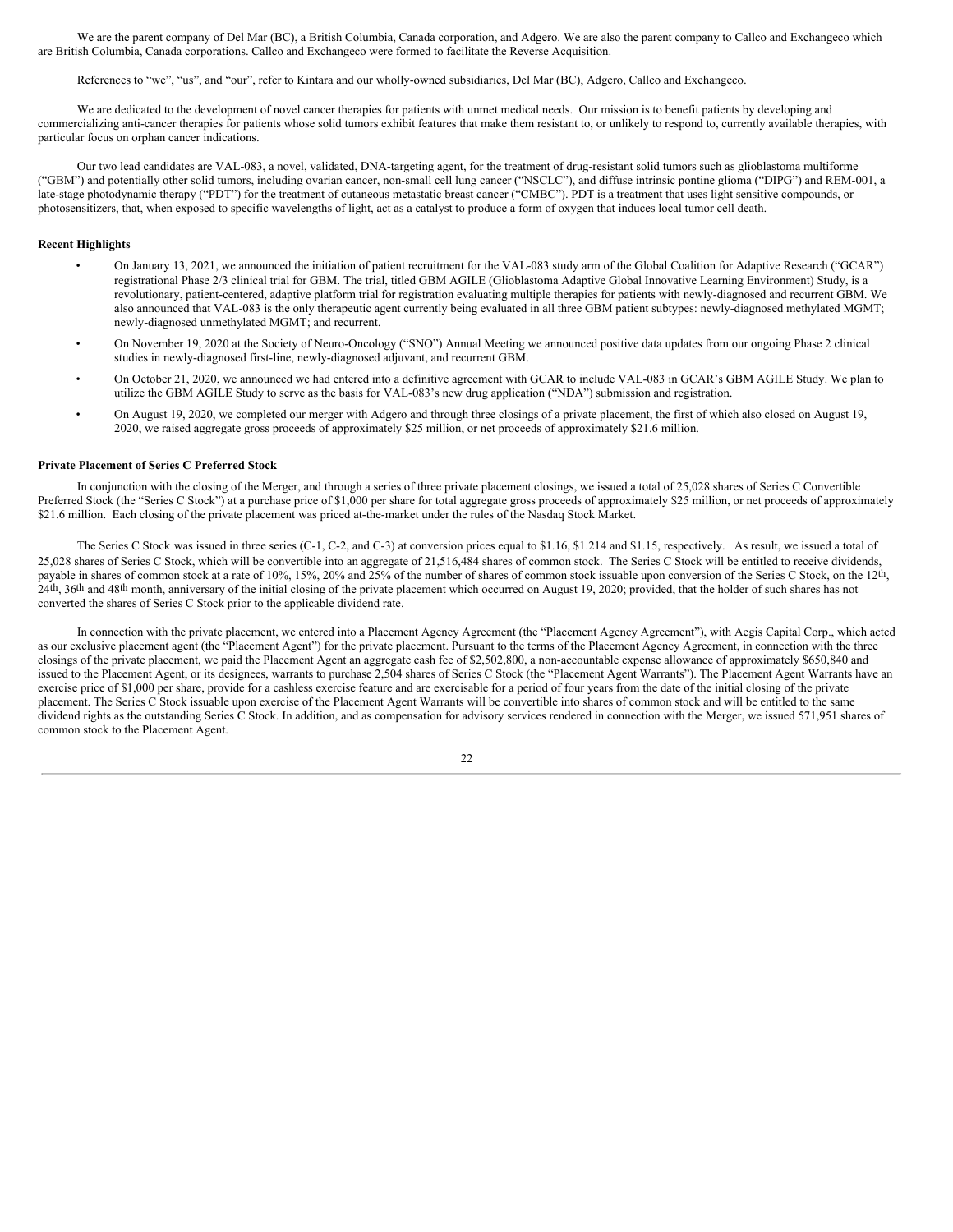We are the parent company of Del Mar (BC), a British Columbia, Canada corporation, and Adgero. We are also the parent company to Callco and Exchangeco which are British Columbia, Canada corporations. Callco and Exchangeco were formed to facilitate the Reverse Acquisition.

References to "we", "us", and "our", refer to Kintara and our wholly-owned subsidiaries, Del Mar (BC), Adgero, Callco and Exchangeco.

We are dedicated to the development of novel cancer therapies for patients with unmet medical needs. Our mission is to benefit patients by developing and commercializing anti-cancer therapies for patients whose solid tumors exhibit features that make them resistant to, or unlikely to respond to, currently available therapies, with particular focus on orphan cancer indications.

Our two lead candidates are VAL-083, a novel, validated, DNA-targeting agent, for the treatment of drug-resistant solid tumors such as glioblastoma multiforme ("GBM") and potentially other solid tumors, including ovarian cancer, non-small cell lung cancer ("NSCLC"), and diffuse intrinsic pontine glioma ("DIPG") and REM-001, a late-stage photodynamic therapy ("PDT") for the treatment of cutaneous metastatic breast cancer ("CMBC"). PDT is a treatment that uses light sensitive compounds, or photosensitizers, that, when exposed to specific wavelengths of light, act as a catalyst to produce a form of oxygen that induces local tumor cell death.

**Recent Highlights**

- On January 13, 2021, we announced the initiation of patient recruitment for the VAL-083 study arm of the Global Coalition for Adaptive Research ("GCAR") registrational Phase 2/3 clinical trial for GBM. The trial, titled GBM AGILE (Glioblastoma Adaptive Global Innovative Learning Environment) Study, is a revolutionary, patient-centered, adaptive platform trial for registration evaluating multiple therapies for patients with newly-diagnosed and recurrent GBM. We also announced that VAL-083 is the only therapeutic agent currently being evaluated in all three GBM patient subtypes: newly-diagnosed methylated MGMT; newly-diagnosed unmethylated MGMT; and recurrent.
- On November 19, 2020 at the Society of Neuro-Oncology ("SNO") Annual Meeting we announced positive data updates from our ongoing Phase 2 clinical studies in newly-diagnosed first-line, newly-diagnosed adjuvant, and recurrent GBM.
- On October 21, 2020, we announced we had entered into a definitive agreement with GCAR to include VAL-083 in GCAR's GBM AGILE Study. We plan to utilize the GBM AGILE Study to serve as the basis for VAL-083's new drug application ("NDA") submission and registration.
- On August 19, 2020, we completed our merger with Adgero and through three closings of a private placement, the first of which also closed on August 19, 2020, we raised aggregate gross proceeds of approximately $25 million, or net proceeds of approximately $21.6 million.

**Private Placement of Series C Preferred Stock**

In conjunction with the closing of the Merger, and through a series of three private placement closings, we issued a total of 25,028 shares of Series C Convertible Preferred Stock (the "Series C Stock") at a purchase price of $1,000 per share for total aggregate gross proceeds of approximately $25 million, or net proceeds of approximately $21.6 million. Each closing of the private placement was priced at-the-market under the rules of the Nasdaq Stock Market.

The Series C Stock was issued in three series (C-1, C-2, and C-3) at conversion prices equal to $1.16, $1.214 and $1.15, respectively. As result, we issued a total of 25,028 shares of Series C Stock, which will be convertible into an aggregate of 21,516,484 shares of common stock. The Series C Stock will be entitled to receive dividends, payable in shares of common stock at a rate of 10%, 15%, 20% and 25% of the number of shares of common stock issuable upon conversion of the Series C Stock, on the 12th, 24th, 36th and 48th month, anniversary of the initial closing of the private placement which occurred on August 19, 2020; provided, that the holder of such shares has not converted the shares of Series C Stock prior to the applicable dividend rate.

In connection with the private placement, we entered into a Placement Agency Agreement (the "Placement Agency Agreement"), with Aegis Capital Corp., which acted as our exclusive placement agent (the "Placement Agent") for the private placement. Pursuant to the terms of the Placement Agency Agreement, in connection with the three closings of the private placement, we paid the Placement Agent an aggregate cash fee of $2,502,800, a non-accountable expense allowance of approximately $650,840 and issued to the Placement Agent, or its designees, warrants to purchase 2,504 shares of Series C Stock (the "Placement Agent Warrants"). The Placement Agent Warrants have an exercise price of $1,000 per share, provide for a cashless exercise feature and are exercisable for a period of four years from the date of the initial closing of the private placement. The Series C Stock issuable upon exercise of the Placement Agent Warrants will be convertible into shares of common stock and will be entitled to the same dividend rights as the outstanding Series C Stock. In addition, and as compensation for advisory services rendered in connection with the Merger, we issued 571,951 shares of common stock to the Placement Agent.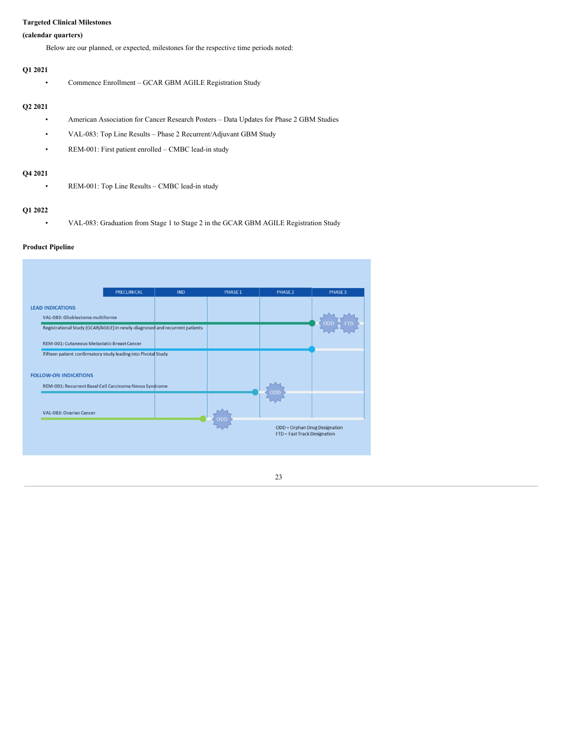**Targeted Clinical Milestones**

**(calendar quarters)**

Below are our planned, or expected, milestones for the respective time periods noted:

**Q1 2021**

- Commence Enrollment – GCAR GBM AGILE Registration Study

**Q2 2021**

- American Association for Cancer Research Posters – Data Updates for Phase 2 GBM Studies
- VAL-083: Top Line Results – Phase 2 Recurrent/Adjuvant GBM Study
- REM-001: First patient enrolled – CMBC lead-in study

**Q4 2021**

- REM-001: Top Line Results – CMBC lead-in study

**Q1 2022**

- VAL-083: Graduation from Stage 1 to Stage 2 in the GCAR GBM AGILE Registration Study

**Product Pipeline**

| | PRECLINICAL | IND | PHASE 1 | PHASE 2 | PHASE 3 |
|---|---|---|---|---|---|
| **LEAD INDICATIONS** | | | | | |
| VAL-083: Glioblastoma multiforme<br>Registrational Study (GCAR/AGILE) in newly-diagnosed and recurrent patients | | | | | ODD, FTD |
| REM-001: Cutaneous Metastatic Breast Cancer<br>Fifteen patient confirmatory study leading into Pivotal Study | | | | | |
| **FOLLOW-ON INDICATIONS** | | | | | |
| REM-001: Recurrent Basal Cell Carcinoma Nevus Syndrome | | | | ODD | |
| VAL-083: Ovarian Cancer | | | ODD | | |

ODD = Orphan Drug Designation
FTD = Fast Track Designation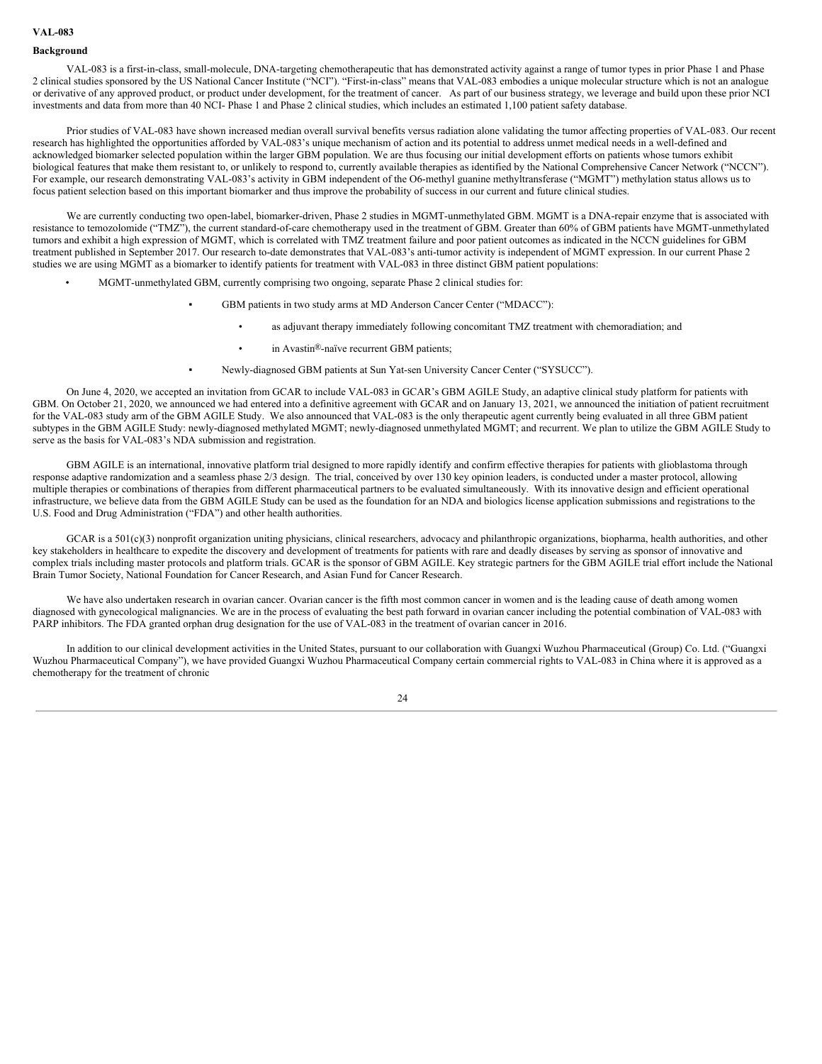**VAL-083**

**Background**

VAL-083 is a first-in-class, small-molecule, DNA-targeting chemotherapeutic that has demonstrated activity against a range of tumor types in prior Phase 1 and Phase 2 clinical studies sponsored by the US National Cancer Institute ("NCI"). "First-in-class" means that VAL-083 embodies a unique molecular structure which is not an analogue or derivative of any approved product, or product under development, for the treatment of cancer. As part of our business strategy, we leverage and build upon these prior NCI investments and data from more than 40 NCI- Phase 1 and Phase 2 clinical studies, which includes an estimated 1,100 patient safety database.

Prior studies of VAL-083 have shown increased median overall survival benefits versus radiation alone validating the tumor affecting properties of VAL-083. Our recent research has highlighted the opportunities afforded by VAL-083's unique mechanism of action and its potential to address unmet medical needs in a well-defined and acknowledged biomarker selected population within the larger GBM population. We are thus focusing our initial development efforts on patients whose tumors exhibit biological features that make them resistant to, or unlikely to respond to, currently available therapies as identified by the National Comprehensive Cancer Network ("NCCN"). For example, our research demonstrating VAL-083's activity in GBM independent of the O6-methyl guanine methyltransferase ("MGMT") methylation status allows us to focus patient selection based on this important biomarker and thus improve the probability of success in our current and future clinical studies.

We are currently conducting two open-label, biomarker-driven, Phase 2 studies in MGMT-unmethylated GBM. MGMT is a DNA-repair enzyme that is associated with resistance to temozolomide ("TMZ"), the current standard-of-care chemotherapy used in the treatment of GBM. Greater than 60% of GBM patients have MGMT-unmethylated tumors and exhibit a high expression of MGMT, which is correlated with TMZ treatment failure and poor patient outcomes as indicated in the NCCN guidelines for GBM treatment published in September 2017. Our research to-date demonstrates that VAL-083's anti-tumor activity is independent of MGMT expression. In our current Phase 2 studies we are using MGMT as a biomarker to identify patients for treatment with VAL-083 in three distinct GBM patient populations:

- MGMT-unmethylated GBM, currently comprising two ongoing, separate Phase 2 clinical studies for:
  - GBM patients in two study arms at MD Anderson Cancer Center ("MDACC"):
    - as adjuvant therapy immediately following concomitant TMZ treatment with chemoradiation; and
    - in Avastin®-naïve recurrent GBM patients;
  - Newly-diagnosed GBM patients at Sun Yat-sen University Cancer Center ("SYSUCC").

On June 4, 2020, we accepted an invitation from GCAR to include VAL-083 in GCAR's GBM AGILE Study, an adaptive clinical study platform for patients with GBM. On October 21, 2020, we announced we had entered into a definitive agreement with GCAR and on January 13, 2021, we announced the initiation of patient recruitment for the VAL-083 study arm of the GBM AGILE Study. We also announced that VAL-083 is the only therapeutic agent currently being evaluated in all three GBM patient subtypes in the GBM AGILE Study: newly-diagnosed methylated MGMT; newly-diagnosed unmethylated MGMT; and recurrent. We plan to utilize the GBM AGILE Study to serve as the basis for VAL-083's NDA submission and registration.

GBM AGILE is an international, innovative platform trial designed to more rapidly identify and confirm effective therapies for patients with glioblastoma through response adaptive randomization and a seamless phase 2/3 design. The trial, conceived by over 130 key opinion leaders, is conducted under a master protocol, allowing multiple therapies or combinations of therapies from different pharmaceutical partners to be evaluated simultaneously. With its innovative design and efficient operational infrastructure, we believe data from the GBM AGILE Study can be used as the foundation for an NDA and biologics license application submissions and registrations to the U.S. Food and Drug Administration ("FDA") and other health authorities.

GCAR is a 501(c)(3) nonprofit organization uniting physicians, clinical researchers, advocacy and philanthropic organizations, biopharma, health authorities, and other key stakeholders in healthcare to expedite the discovery and development of treatments for patients with rare and deadly diseases by serving as sponsor of innovative and complex trials including master protocols and platform trials. GCAR is the sponsor of GBM AGILE. Key strategic partners for the GBM AGILE trial effort include the National Brain Tumor Society, National Foundation for Cancer Research, and Asian Fund for Cancer Research.

We have also undertaken research in ovarian cancer. Ovarian cancer is the fifth most common cancer in women and is the leading cause of death among women diagnosed with gynecological malignancies. We are in the process of evaluating the best path forward in ovarian cancer including the potential combination of VAL-083 with PARP inhibitors. The FDA granted orphan drug designation for the use of VAL-083 in the treatment of ovarian cancer in 2016.

In addition to our clinical development activities in the United States, pursuant to our collaboration with Guangxi Wuzhou Pharmaceutical (Group) Co. Ltd. ("Guangxi Wuzhou Pharmaceutical Company"), we have provided Guangxi Wuzhou Pharmaceutical Company certain commercial rights to VAL-083 in China where it is approved as a chemotherapy for the treatment of chronic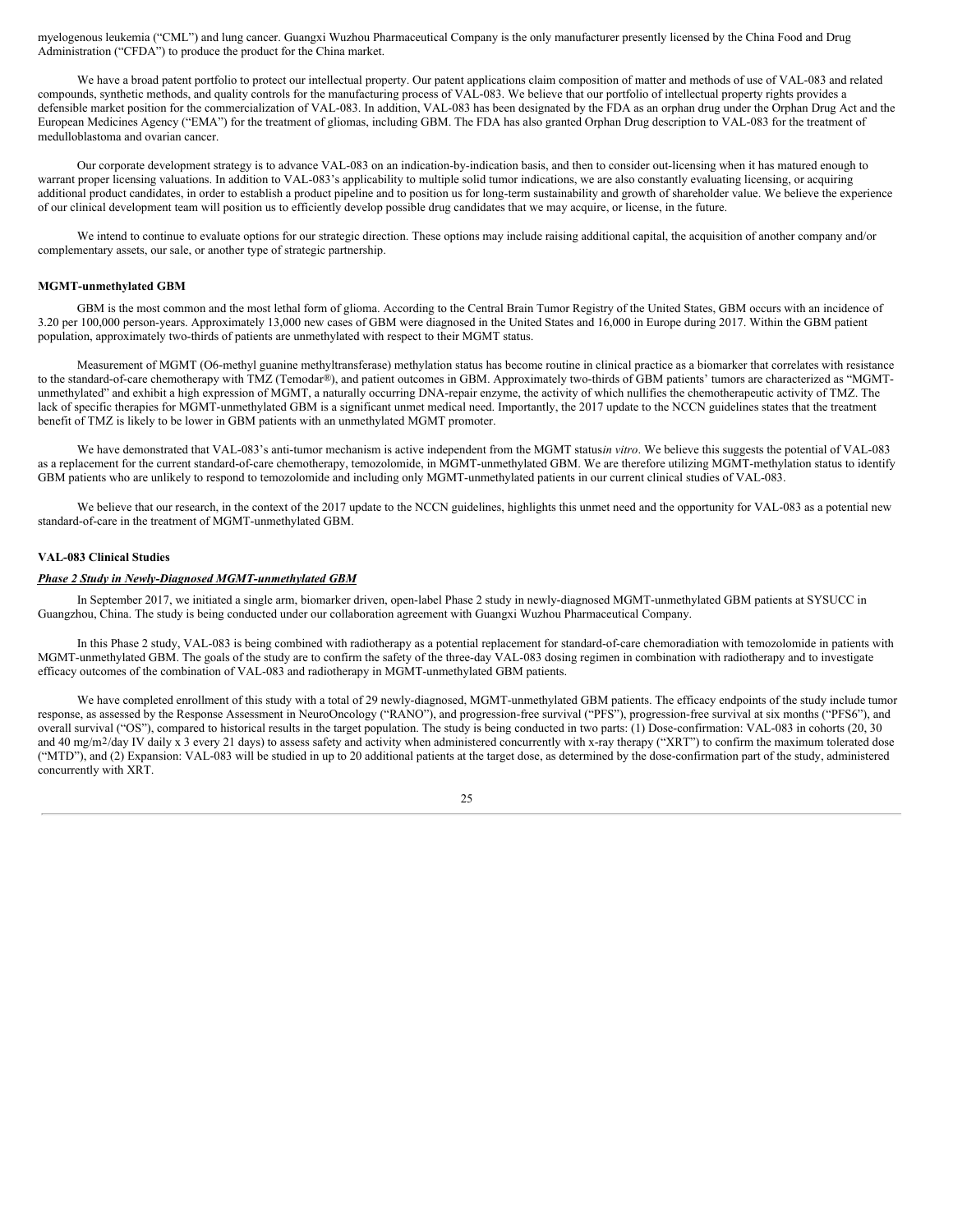myelogenous leukemia ("CML") and lung cancer. Guangxi Wuzhou Pharmaceutical Company is the only manufacturer presently licensed by the China Food and Drug Administration ("CFDA") to produce the product for the China market.

We have a broad patent portfolio to protect our intellectual property. Our patent applications claim composition of matter and methods of use of VAL-083 and related compounds, synthetic methods, and quality controls for the manufacturing process of VAL-083. We believe that our portfolio of intellectual property rights provides a defensible market position for the commercialization of VAL-083. In addition, VAL-083 has been designated by the FDA as an orphan drug under the Orphan Drug Act and the European Medicines Agency ("EMA") for the treatment of gliomas, including GBM. The FDA has also granted Orphan Drug description to VAL-083 for the treatment of medulloblastoma and ovarian cancer.

Our corporate development strategy is to advance VAL-083 on an indication-by-indication basis, and then to consider out-licensing when it has matured enough to warrant proper licensing valuations. In addition to VAL-083's applicability to multiple solid tumor indications, we are also constantly evaluating licensing, or acquiring additional product candidates, in order to establish a product pipeline and to position us for long-term sustainability and growth of shareholder value. We believe the experience of our clinical development team will position us to efficiently develop possible drug candidates that we may acquire, or license, in the future.

We intend to continue to evaluate options for our strategic direction. These options may include raising additional capital, the acquisition of another company and/or complementary assets, our sale, or another type of strategic partnership.

**MGMT-unmethylated GBM**

GBM is the most common and the most lethal form of glioma. According to the Central Brain Tumor Registry of the United States, GBM occurs with an incidence of 3.20 per 100,000 person-years. Approximately 13,000 new cases of GBM were diagnosed in the United States and 16,000 in Europe during 2017. Within the GBM patient population, approximately two-thirds of patients are unmethylated with respect to their MGMT status.

Measurement of MGMT (O6-methyl guanine methyltransferase) methylation status has become routine in clinical practice as a biomarker that correlates with resistance to the standard-of-care chemotherapy with TMZ (Temodar®), and patient outcomes in GBM. Approximately two-thirds of GBM patients' tumors are characterized as "MGMT-unmethylated" and exhibit a high expression of MGMT, a naturally occurring DNA-repair enzyme, the activity of which nullifies the chemotherapeutic activity of TMZ. The lack of specific therapies for MGMT-unmethylated GBM is a significant unmet medical need. Importantly, the 2017 update to the NCCN guidelines states that the treatment benefit of TMZ is likely to be lower in GBM patients with an unmethylated MGMT promoter.

We have demonstrated that VAL-083's anti-tumor mechanism is active independent from the MGMT status *in vitro*. We believe this suggests the potential of VAL-083 as a replacement for the current standard-of-care chemotherapy, temozolomide, in MGMT-unmethylated GBM. We are therefore utilizing MGMT-methylation status to identify GBM patients who are unlikely to respond to temozolomide and including only MGMT-unmethylated patients in our current clinical studies of VAL-083.

We believe that our research, in the context of the 2017 update to the NCCN guidelines, highlights this unmet need and the opportunity for VAL-083 as a potential new standard-of-care in the treatment of MGMT-unmethylated GBM.

**VAL-083 Clinical Studies**

***Phase 2 Study in Newly-Diagnosed MGMT-unmethylated GBM***

In September 2017, we initiated a single arm, biomarker driven, open-label Phase 2 study in newly-diagnosed MGMT-unmethylated GBM patients at SYSUCC in Guangzhou, China. The study is being conducted under our collaboration agreement with Guangxi Wuzhou Pharmaceutical Company.

In this Phase 2 study, VAL-083 is being combined with radiotherapy as a potential replacement for standard-of-care chemoradiation with temozolomide in patients with MGMT-unmethylated GBM. The goals of the study are to confirm the safety of the three-day VAL-083 dosing regimen in combination with radiotherapy and to investigate efficacy outcomes of the combination of VAL-083 and radiotherapy in MGMT-unmethylated GBM patients.

We have completed enrollment of this study with a total of 29 newly-diagnosed, MGMT-unmethylated GBM patients. The efficacy endpoints of the study include tumor response, as assessed by the Response Assessment in NeuroOncology ("RANO"), and progression-free survival ("PFS"), progression-free survival at six months ("PFS6"), and overall survival ("OS"), compared to historical results in the target population. The study is being conducted in two parts: (1) Dose-confirmation: VAL-083 in cohorts (20, 30 and 40 $mg/m^2/day$ IV daily x 3 every 21 days) to assess safety and activity when administered concurrently with x-ray therapy ("XRT") to confirm the maximum tolerated dose ("MTD"), and (2) Expansion: VAL-083 will be studied in up to 20 additional patients at the target dose, as determined by the dose-confirmation part of the study, administered concurrently with XRT.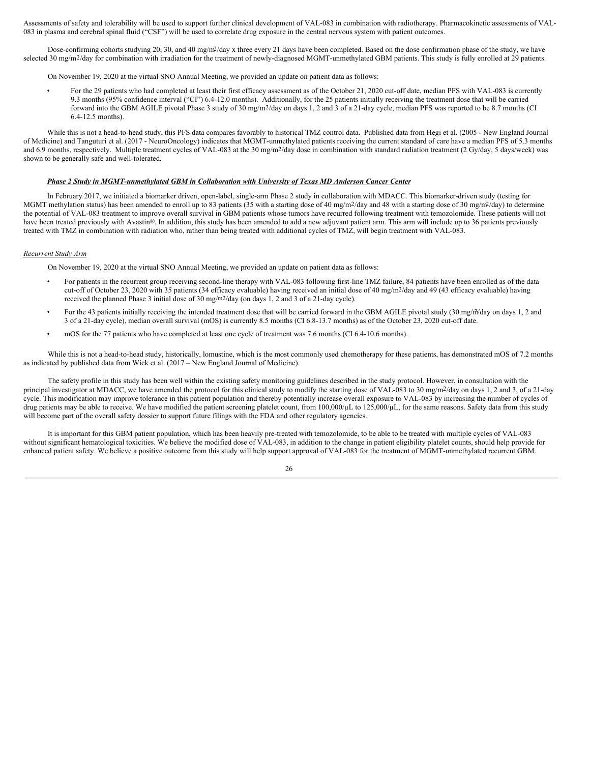Assessments of safety and tolerability will be used to support further clinical development of VAL-083 in combination with radiotherapy. Pharmacokinetic assessments of VAL-083 in plasma and cerebral spinal fluid ("CSF") will be used to correlate drug exposure in the central nervous system with patient outcomes.

Dose-confirming cohorts studying 20, 30, and 40 mg/m$^2$/day x three every 21 days have been completed. Based on the dose confirmation phase of the study, we have selected 30 mg/m$^2$/day for combination with irradiation for the treatment of newly-diagnosed MGMT-unmethylated GBM patients. This study is fully enrolled at 29 patients.

On November 19, 2020 at the virtual SNO Annual Meeting, we provided an update on patient data as follows:

- For the 29 patients who had completed at least their first efficacy assessment as of the October 21, 2020 cut-off date, median PFS with VAL-083 is currently 9.3 months (95% confidence interval ("CI") 6.4-12.0 months). Additionally, for the 25 patients initially receiving the treatment dose that will be carried forward into the GBM AGILE pivotal Phase 3 study of 30 mg/m$^2$/day on days 1, 2 and 3 of a 21-day cycle, median PFS was reported to be 8.7 months (CI 6.4-12.5 months).

While this is not a head-to-head study, this PFS data compares favorably to historical TMZ control data. Published data from Hegi et al. (2005 - New England Journal of Medicine) and Tanguturi et al. (2017 - NeuroOncology) indicates that MGMT-unmethylated patients receiving the current standard of care have a median PFS of 5.3 months and 6.9 months, respectively. Multiple treatment cycles of VAL-083 at the 30 mg/m$^2$/day dose in combination with standard radiation treatment (2 Gy/day, 5 days/week) was shown to be generally safe and well-tolerated.

***Phase 2 Study in MGMT-unmethylated GBM in Collaboration with University of Texas MD Anderson Cancer Center***

In February 2017, we initiated a biomarker driven, open-label, single-arm Phase 2 study in collaboration with MDACC. This biomarker-driven study (testing for MGMT methylation status) has been amended to enroll up to 83 patients (35 with a starting dose of 40 mg/m$^2$/day and 48 with a starting dose of 30 mg/m$^2$/day) to determine the potential of VAL-083 treatment to improve overall survival in GBM patients whose tumors have recurred following treatment with temozolomide. These patients will not have been treated previously with Avastin®. In addition, this study has been amended to add a new adjuvant patient arm. This arm will include up to 36 patients previously treated with TMZ in combination with radiation who, rather than being treated with additional cycles of TMZ, will begin treatment with VAL-083.

*Recurrent Study Arm*

On November 19, 2020 at the virtual SNO Annual Meeting, we provided an update on patient data as follows:

- For patients in the recurrent group receiving second-line therapy with VAL-083 following first-line TMZ failure, 84 patients have been enrolled as of the data cut-off of October 23, 2020 with 35 patients (34 efficacy evaluable) having received an initial dose of 40 mg/m$^2$/day and 49 (43 efficacy evaluable) having received the planned Phase 3 initial dose of 30 mg/m$^2$/day (on days 1, 2 and 3 of a 21-day cycle).
- For the 43 patients initially receiving the intended treatment dose that will be carried forward in the GBM AGILE pivotal study (30 mg/m$^2$/day on days 1, 2 and 3 of a 21-day cycle), median overall survival (mOS) is currently 8.5 months (CI 6.8-13.7 months) as of the October 23, 2020 cut-off date.
- mOS for the 77 patients who have completed at least one cycle of treatment was 7.6 months (CI 6.4-10.6 months).

While this is not a head-to-head study, historically, lomustine, which is the most commonly used chemotherapy for these patients, has demonstrated mOS of 7.2 months as indicated by published data from Wick et al. (2017 – New England Journal of Medicine).

The safety profile in this study has been well within the existing safety monitoring guidelines described in the study protocol. However, in consultation with the principal investigator at MDACC, we have amended the protocol for this clinical study to modify the starting dose of VAL-083 to 30 mg/m$^2$/day on days 1, 2 and 3, of a 21-day cycle. This modification may improve tolerance in this patient population and thereby potentially increase overall exposure to VAL-083 by increasing the number of cycles of drug patients may be able to receive. We have modified the patient screening platelet count, from 100,000/µL to 125,000/µL, for the same reasons. Safety data from this study will become part of the overall safety dossier to support future filings with the FDA and other regulatory agencies.

It is important for this GBM patient population, which has been heavily pre-treated with temozolomide, to be able to be treated with multiple cycles of VAL-083 without significant hematological toxicities. We believe the modified dose of VAL-083, in addition to the change in patient eligibility platelet counts, should help provide for enhanced patient safety. We believe a positive outcome from this study will help support approval of VAL-083 for the treatment of MGMT-unmethylated recurrent GBM.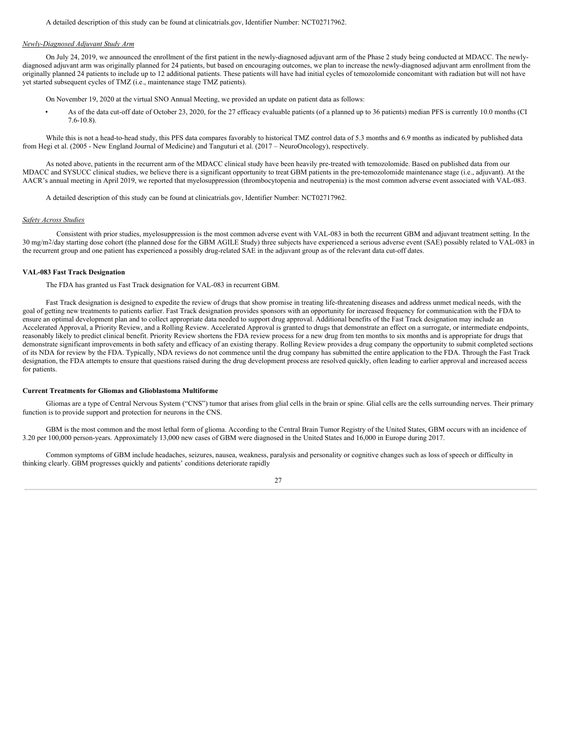A detailed description of this study can be found at clinicatrials.gov, Identifier Number: NCT02717962.

*Newly-Diagnosed Adjuvant Study Arm*

On July 24, 2019, we announced the enrollment of the first patient in the newly-diagnosed adjuvant arm of the Phase 2 study being conducted at MDACC. The newly-diagnosed adjuvant arm was originally planned for 24 patients, but based on encouraging outcomes, we plan to increase the newly-diagnosed adjuvant arm enrollment from the originally planned 24 patients to include up to 12 additional patients. These patients will have had initial cycles of temozolomide concomitant with radiation but will not have yet started subsequent cycles of TMZ (i.e., maintenance stage TMZ patients).

On November 19, 2020 at the virtual SNO Annual Meeting, we provided an update on patient data as follows:

- As of the data cut-off date of October 23, 2020, for the 27 efficacy evaluable patients (of a planned up to 36 patients) median PFS is currently 10.0 months (CI 7.6-10.8).

While this is not a head-to-head study, this PFS data compares favorably to historical TMZ control data of 5.3 months and 6.9 months as indicated by published data from Hegi et al. (2005 - New England Journal of Medicine) and Tanguturi et al. (2017 – NeuroOncology), respectively.

As noted above, patients in the recurrent arm of the MDACC clinical study have been heavily pre-treated with temozolomide. Based on published data from our MDACC and SYSUCC clinical studies, we believe there is a significant opportunity to treat GBM patients in the pre-temozolomide maintenance stage (i.e., adjuvant). At the AACR's annual meeting in April 2019, we reported that myelosuppression (thrombocytopenia and neutropenia) is the most common adverse event associated with VAL-083.

A detailed description of this study can be found at clinicatrials.gov, Identifier Number: NCT02717962.

*Safety Across Studies*

Consistent with prior studies, myelosuppression is the most common adverse event with VAL-083 in both the recurrent GBM and adjuvant treatment setting. In the 30 mg/m2/day starting dose cohort (the planned dose for the GBM AGILE Study) three subjects have experienced a serious adverse event (SAE) possibly related to VAL-083 in the recurrent group and one patient has experienced a possibly drug-related SAE in the adjuvant group as of the relevant data cut-off dates.

**VAL-083 Fast Track Designation**

The FDA has granted us Fast Track designation for VAL-083 in recurrent GBM.

Fast Track designation is designed to expedite the review of drugs that show promise in treating life-threatening diseases and address unmet medical needs, with the goal of getting new treatments to patients earlier. Fast Track designation provides sponsors with an opportunity for increased frequency for communication with the FDA to ensure an optimal development plan and to collect appropriate data needed to support drug approval. Additional benefits of the Fast Track designation may include an Accelerated Approval, a Priority Review, and a Rolling Review. Accelerated Approval is granted to drugs that demonstrate an effect on a surrogate, or intermediate endpoints, reasonably likely to predict clinical benefit. Priority Review shortens the FDA review process for a new drug from ten months to six months and is appropriate for drugs that demonstrate significant improvements in both safety and efficacy of an existing therapy. Rolling Review provides a drug company the opportunity to submit completed sections of its NDA for review by the FDA. Typically, NDA reviews do not commence until the drug company has submitted the entire application to the FDA. Through the Fast Track designation, the FDA attempts to ensure that questions raised during the drug development process are resolved quickly, often leading to earlier approval and increased access for patients.

**Current Treatments for Gliomas and Glioblastoma Multiforme**

Gliomas are a type of Central Nervous System ("CNS") tumor that arises from glial cells in the brain or spine. Glial cells are the cells surrounding nerves. Their primary function is to provide support and protection for neurons in the CNS.

GBM is the most common and the most lethal form of glioma. According to the Central Brain Tumor Registry of the United States, GBM occurs with an incidence of 3.20 per 100,000 person-years. Approximately 13,000 new cases of GBM were diagnosed in the United States and 16,000 in Europe during 2017.

Common symptoms of GBM include headaches, seizures, nausea, weakness, paralysis and personality or cognitive changes such as loss of speech or difficulty in thinking clearly. GBM progresses quickly and patients' conditions deteriorate rapidly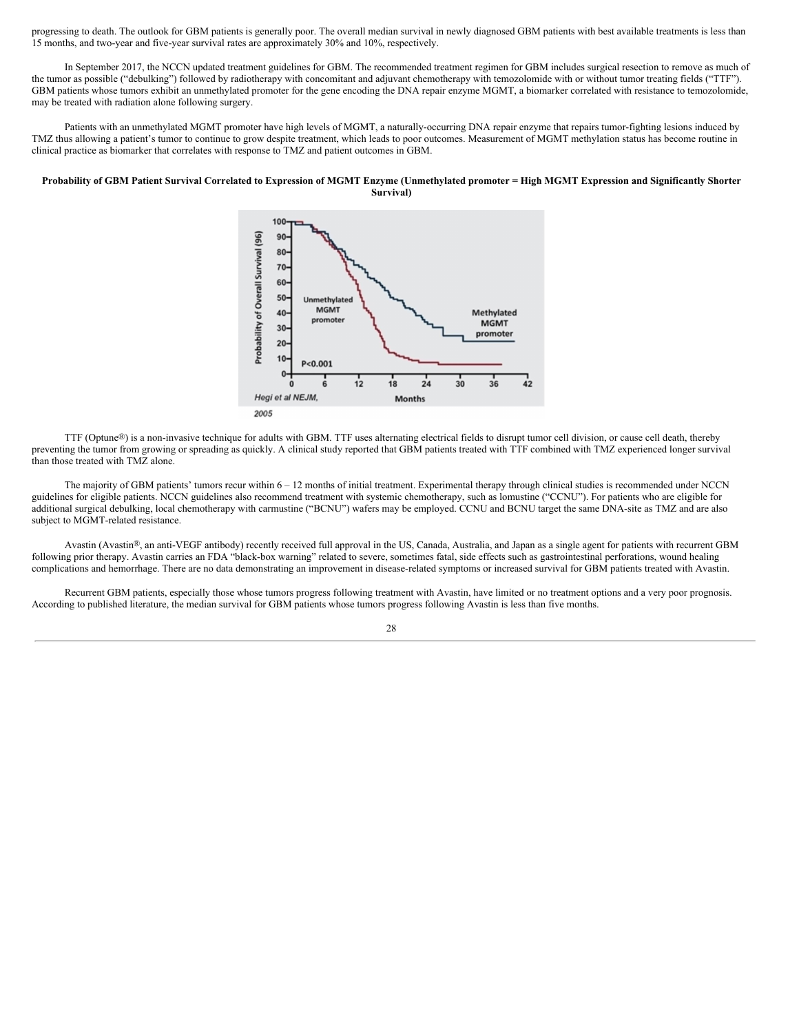progressing to death. The outlook for GBM patients is generally poor. The overall median survival in newly diagnosed GBM patients with best available treatments is less than 15 months, and two-year and five-year survival rates are approximately 30% and 10%, respectively.

In September 2017, the NCCN updated treatment guidelines for GBM. The recommended treatment regimen for GBM includes surgical resection to remove as much of the tumor as possible ("debulking") followed by radiotherapy with concomitant and adjuvant chemotherapy with temozolomide with or without tumor treating fields ("TTF"). GBM patients whose tumors exhibit an unmethylated promoter for the gene encoding the DNA repair enzyme MGMT, a biomarker correlated with resistance to temozolomide, may be treated with radiation alone following surgery.

Patients with an unmethylated MGMT promoter have high levels of MGMT, a naturally-occurring DNA repair enzyme that repairs tumor-fighting lesions induced by TMZ thus allowing a patient's tumor to continue to grow despite treatment, which leads to poor outcomes. Measurement of MGMT methylation status has become routine in clinical practice as biomarker that correlates with response to TMZ and patient outcomes in GBM.

**Probability of GBM Patient Survival Correlated to Expression of MGMT Enzyme (Unmethylated promoter = High MGMT Expression and Significantly Shorter Survival)**

TTF (Optune®) is a non-invasive technique for adults with GBM. TTF uses alternating electrical fields to disrupt tumor cell division, or cause cell death, thereby preventing the tumor from growing or spreading as quickly. A clinical study reported that GBM patients treated with TTF combined with TMZ experienced longer survival than those treated with TMZ alone.

The majority of GBM patients' tumors recur within 6 – 12 months of initial treatment. Experimental therapy through clinical studies is recommended under NCCN guidelines for eligible patients. NCCN guidelines also recommend treatment with systemic chemotherapy, such as lomustine ("CCNU"). For patients who are eligible for additional surgical debulking, local chemotherapy with carmustine ("BCNU") wafers may be employed. CCNU and BCNU target the same DNA-site as TMZ and are also subject to MGMT-related resistance.

Avastin (Avastin®, an anti-VEGF antibody) recently received full approval in the US, Canada, Australia, and Japan as a single agent for patients with recurrent GBM following prior therapy. Avastin carries an FDA "black-box warning" related to severe, sometimes fatal, side effects such as gastrointestinal perforations, wound healing complications and hemorrhage. There are no data demonstrating an improvement in disease-related symptoms or increased survival for GBM patients treated with Avastin.

Recurrent GBM patients, especially those whose tumors progress following treatment with Avastin, have limited or no treatment options and a very poor prognosis. According to published literature, the median survival for GBM patients whose tumors progress following Avastin is less than five months.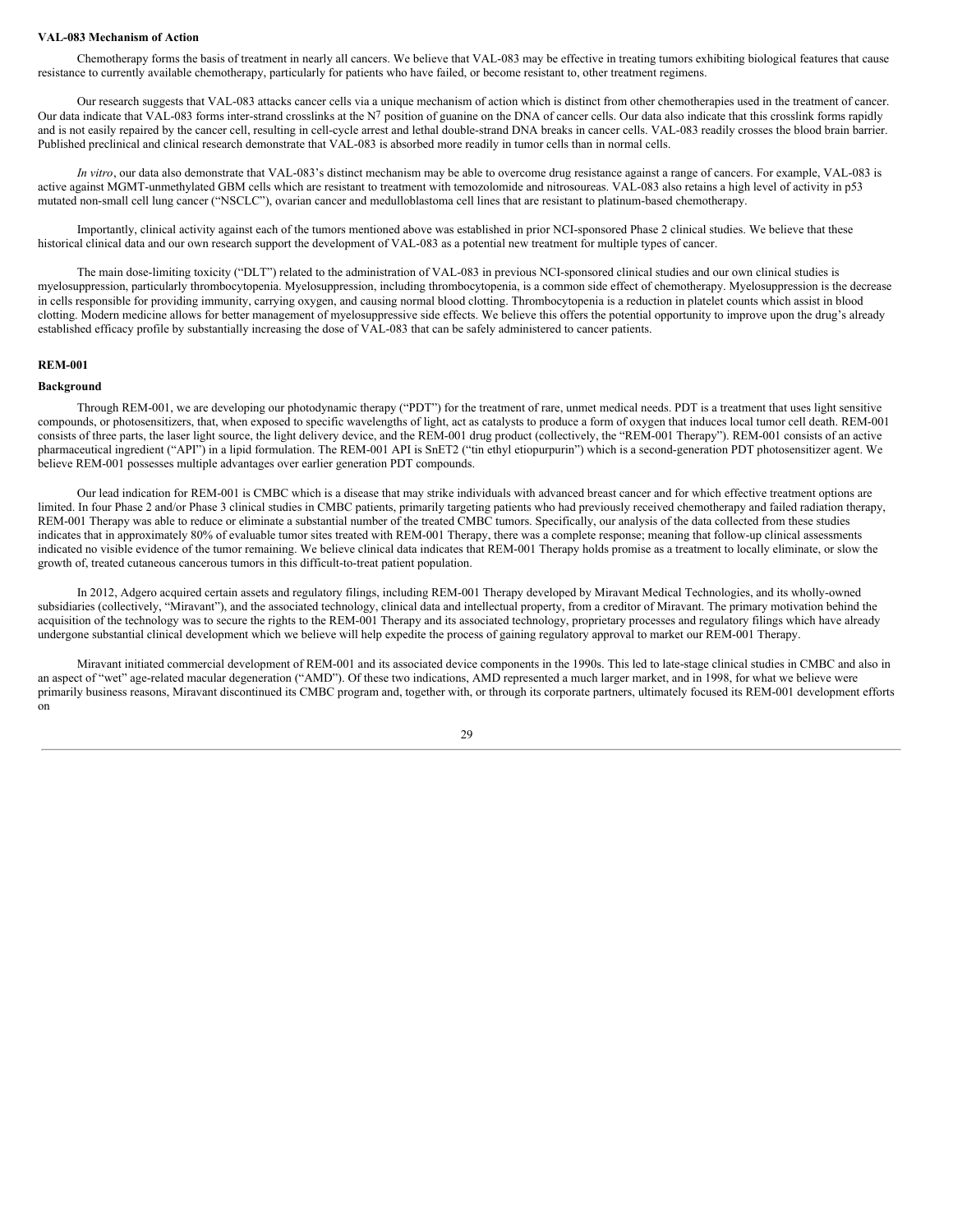**VAL-083 Mechanism of Action**

Chemotherapy forms the basis of treatment in nearly all cancers. We believe that VAL-083 may be effective in treating tumors exhibiting biological features that cause resistance to currently available chemotherapy, particularly for patients who have failed, or become resistant to, other treatment regimens.

Our research suggests that VAL-083 attacks cancer cells via a unique mechanism of action which is distinct from other chemotherapies used in the treatment of cancer. Our data indicate that VAL-083 forms inter-strand crosslinks at the $N^7$ position of guanine on the DNA of cancer cells. Our data also indicate that this crosslink forms rapidly and is not easily repaired by the cancer cell, resulting in cell-cycle arrest and lethal double-strand DNA breaks in cancer cells. VAL-083 readily crosses the blood brain barrier. Published preclinical and clinical research demonstrate that VAL-083 is absorbed more readily in tumor cells than in normal cells.

*In vitro*, our data also demonstrate that VAL-083's distinct mechanism may be able to overcome drug resistance against a range of cancers. For example, VAL-083 is active against MGMT-unmethylated GBM cells which are resistant to treatment with temozolomide and nitrosoureas. VAL-083 also retains a high level of activity in p53 mutated non-small cell lung cancer ("NSCLC"), ovarian cancer and medulloblastoma cell lines that are resistant to platinum-based chemotherapy.

Importantly, clinical activity against each of the tumors mentioned above was established in prior NCI-sponsored Phase 2 clinical studies. We believe that these historical clinical data and our own research support the development of VAL-083 as a potential new treatment for multiple types of cancer.

The main dose-limiting toxicity ("DLT") related to the administration of VAL-083 in previous NCI-sponsored clinical studies and our own clinical studies is myelosuppression, particularly thrombocytopenia. Myelosuppression, including thrombocytopenia, is a common side effect of chemotherapy. Myelosuppression is the decrease in cells responsible for providing immunity, carrying oxygen, and causing normal blood clotting. Thrombocytopenia is a reduction in platelet counts which assist in blood clotting. Modern medicine allows for better management of myelosuppressive side effects. We believe this offers the potential opportunity to improve upon the drug's already established efficacy profile by substantially increasing the dose of VAL-083 that can be safely administered to cancer patients.

**REM-001**

**Background**

Through REM-001, we are developing our photodynamic therapy ("PDT") for the treatment of rare, unmet medical needs. PDT is a treatment that uses light sensitive compounds, or photosensitizers, that, when exposed to specific wavelengths of light, act as catalysts to produce a form of oxygen that induces local tumor cell death. REM-001 consists of three parts, the laser light source, the light delivery device, and the REM-001 drug product (collectively, the "REM-001 Therapy"). REM-001 consists of an active pharmaceutical ingredient ("API") in a lipid formulation. The REM-001 API is SnET2 ("tin ethyl etiopurpurin") which is a second-generation PDT photosensitizer agent. We believe REM-001 possesses multiple advantages over earlier generation PDT compounds.

Our lead indication for REM-001 is CMBC which is a disease that may strike individuals with advanced breast cancer and for which effective treatment options are limited. In four Phase 2 and/or Phase 3 clinical studies in CMBC patients, primarily targeting patients who had previously received chemotherapy and failed radiation therapy, REM-001 Therapy was able to reduce or eliminate a substantial number of the treated CMBC tumors. Specifically, our analysis of the data collected from these studies indicates that in approximately 80% of evaluable tumor sites treated with REM-001 Therapy, there was a complete response; meaning that follow-up clinical assessments indicated no visible evidence of the tumor remaining. We believe clinical data indicates that REM-001 Therapy holds promise as a treatment to locally eliminate, or slow the growth of, treated cutaneous cancerous tumors in this difficult-to-treat patient population.

In 2012, Adgero acquired certain assets and regulatory filings, including REM-001 Therapy developed by Miravant Medical Technologies, and its wholly-owned subsidiaries (collectively, "Miravant"), and the associated technology, clinical data and intellectual property, from a creditor of Miravant. The primary motivation behind the acquisition of the technology was to secure the rights to the REM-001 Therapy and its associated technology, proprietary processes and regulatory filings which have already undergone substantial clinical development which we believe will help expedite the process of gaining regulatory approval to market our REM-001 Therapy.

Miravant initiated commercial development of REM-001 and its associated device components in the 1990s. This led to late-stage clinical studies in CMBC and also in an aspect of "wet" age-related macular degeneration ("AMD"). Of these two indications, AMD represented a much larger market, and in 1998, for what we believe were primarily business reasons, Miravant discontinued its CMBC program and, together with, or through its corporate partners, ultimately focused its REM-001 development efforts on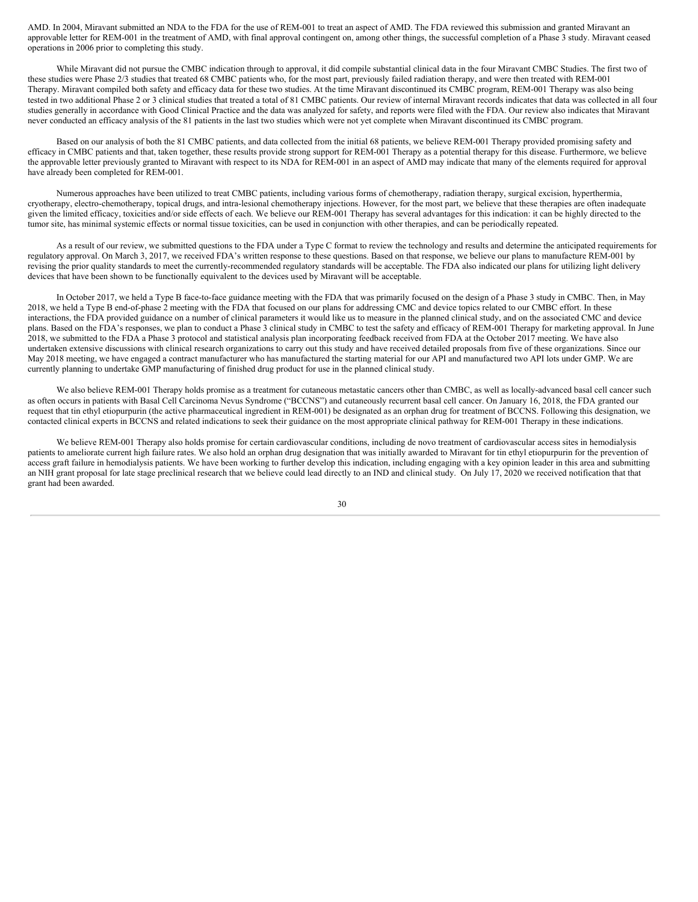AMD. In 2004, Miravant submitted an NDA to the FDA for the use of REM-001 to treat an aspect of AMD. The FDA reviewed this submission and granted Miravant an approvable letter for REM-001 in the treatment of AMD, with final approval contingent on, among other things, the successful completion of a Phase 3 study. Miravant ceased operations in 2006 prior to completing this study.

While Miravant did not pursue the CMBC indication through to approval, it did compile substantial clinical data in the four Miravant CMBC Studies. The first two of these studies were Phase 2/3 studies that treated 68 CMBC patients who, for the most part, previously failed radiation therapy, and were then treated with REM-001 Therapy. Miravant compiled both safety and efficacy data for these two studies. At the time Miravant discontinued its CMBC program, REM-001 Therapy was also being tested in two additional Phase 2 or 3 clinical studies that treated a total of 81 CMBC patients. Our review of internal Miravant records indicates that data was collected in all four studies generally in accordance with Good Clinical Practice and the data was analyzed for safety, and reports were filed with the FDA. Our review also indicates that Miravant never conducted an efficacy analysis of the 81 patients in the last two studies which were not yet complete when Miravant discontinued its CMBC program.

Based on our analysis of both the 81 CMBC patients, and data collected from the initial 68 patients, we believe REM-001 Therapy provided promising safety and efficacy in CMBC patients and that, taken together, these results provide strong support for REM-001 Therapy as a potential therapy for this disease. Furthermore, we believe the approvable letter previously granted to Miravant with respect to its NDA for REM-001 in an aspect of AMD may indicate that many of the elements required for approval have already been completed for REM-001.

Numerous approaches have been utilized to treat CMBC patients, including various forms of chemotherapy, radiation therapy, surgical excision, hyperthermia, cryotherapy, electro-chemotherapy, topical drugs, and intra-lesional chemotherapy injections. However, for the most part, we believe that these therapies are often inadequate given the limited efficacy, toxicities and/or side effects of each. We believe our REM-001 Therapy has several advantages for this indication: it can be highly directed to the tumor site, has minimal systemic effects or normal tissue toxicities, can be used in conjunction with other therapies, and can be periodically repeated.

As a result of our review, we submitted questions to the FDA under a Type C format to review the technology and results and determine the anticipated requirements for regulatory approval. On March 3, 2017, we received FDA's written response to these questions. Based on that response, we believe our plans to manufacture REM-001 by revising the prior quality standards to meet the currently-recommended regulatory standards will be acceptable. The FDA also indicated our plans for utilizing light delivery devices that have been shown to be functionally equivalent to the devices used by Miravant will be acceptable.

In October 2017, we held a Type B face-to-face guidance meeting with the FDA that was primarily focused on the design of a Phase 3 study in CMBC. Then, in May 2018, we held a Type B end-of-phase 2 meeting with the FDA that focused on our plans for addressing CMC and device topics related to our CMBC effort. In these interactions, the FDA provided guidance on a number of clinical parameters it would like us to measure in the planned clinical study, and on the associated CMC and device plans. Based on the FDA's responses, we plan to conduct a Phase 3 clinical study in CMBC to test the safety and efficacy of REM-001 Therapy for marketing approval. In June 2018, we submitted to the FDA a Phase 3 protocol and statistical analysis plan incorporating feedback received from FDA at the October 2017 meeting. We have also undertaken extensive discussions with clinical research organizations to carry out this study and have received detailed proposals from five of these organizations. Since our May 2018 meeting, we have engaged a contract manufacturer who has manufactured the starting material for our API and manufactured two API lots under GMP. We are currently planning to undertake GMP manufacturing of finished drug product for use in the planned clinical study.

We also believe REM-001 Therapy holds promise as a treatment for cutaneous metastatic cancers other than CMBC, as well as locally-advanced basal cell cancer such as often occurs in patients with Basal Cell Carcinoma Nevus Syndrome ("BCCNS") and cutaneously recurrent basal cell cancer. On January 16, 2018, the FDA granted our request that tin ethyl etiopurpurin (the active pharmaceutical ingredient in REM-001) be designated as an orphan drug for treatment of BCCNS. Following this designation, we contacted clinical experts in BCCNS and related indications to seek their guidance on the most appropriate clinical pathway for REM-001 Therapy in these indications.

We believe REM-001 Therapy also holds promise for certain cardiovascular conditions, including de novo treatment of cardiovascular access sites in hemodialysis patients to ameliorate current high failure rates. We also hold an orphan drug designation that was initially awarded to Miravant for tin ethyl etiopurpurin for the prevention of access graft failure in hemodialysis patients. We have been working to further develop this indication, including engaging with a key opinion leader in this area and submitting an NIH grant proposal for late stage preclinical research that we believe could lead directly to an IND and clinical study. On July 17, 2020 we received notification that that grant had been awarded.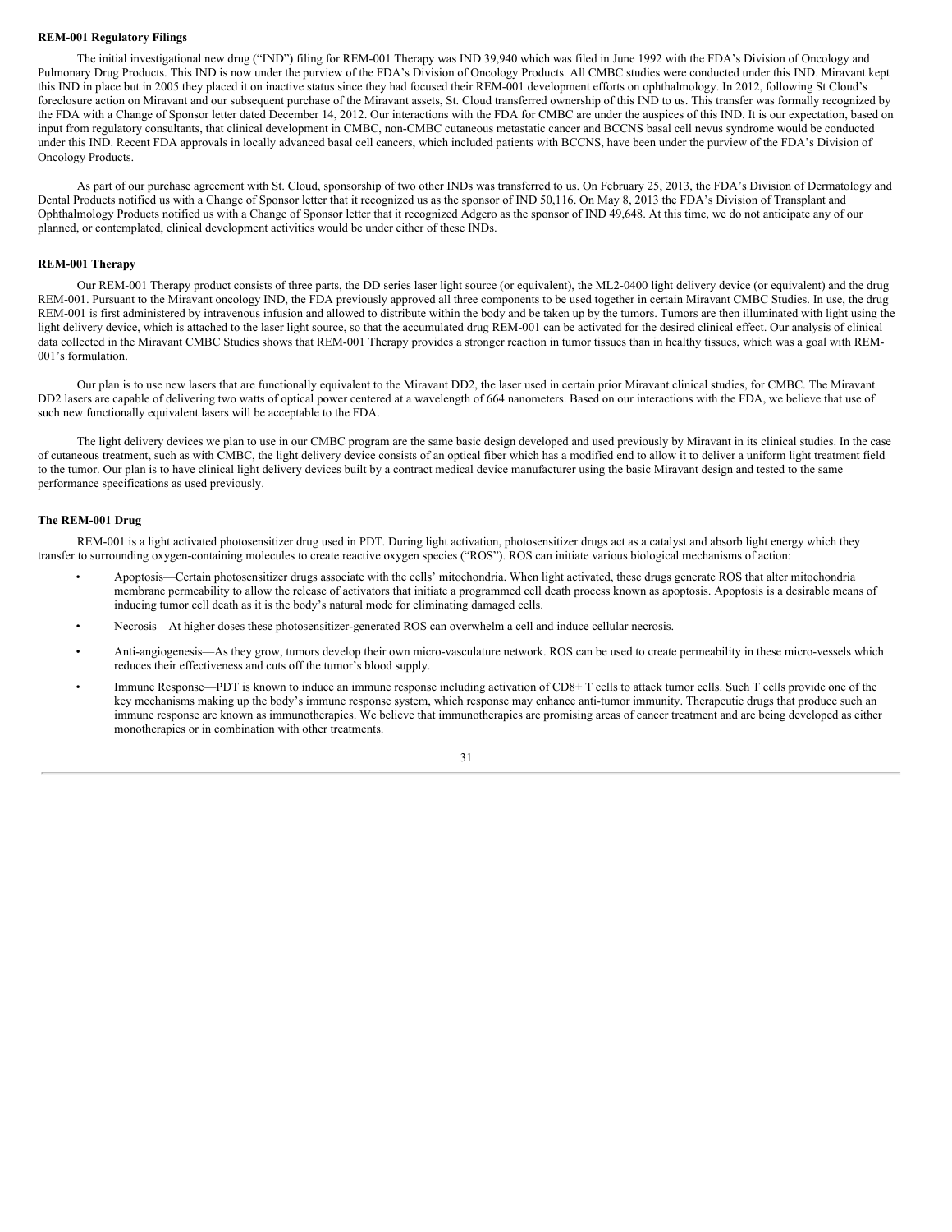**REM-001 Regulatory Filings**

The initial investigational new drug ("IND") filing for REM-001 Therapy was IND 39,940 which was filed in June 1992 with the FDA's Division of Oncology and Pulmonary Drug Products. This IND is now under the purview of the FDA's Division of Oncology Products. All CMBC studies were conducted under this IND. Miravant kept this IND in place but in 2005 they placed it on inactive status since they had focused their REM-001 development efforts on ophthalmology. In 2012, following St Cloud's foreclosure action on Miravant and our subsequent purchase of the Miravant assets, St. Cloud transferred ownership of this IND to us. This transfer was formally recognized by the FDA with a Change of Sponsor letter dated December 14, 2012. Our interactions with the FDA for CMBC are under the auspices of this IND. It is our expectation, based on input from regulatory consultants, that clinical development in CMBC, non-CMBC cutaneous metastatic cancer and BCCNS basal cell nevus syndrome would be conducted under this IND. Recent FDA approvals in locally advanced basal cell cancers, which included patients with BCCNS, have been under the purview of the FDA's Division of Oncology Products.

As part of our purchase agreement with St. Cloud, sponsorship of two other INDs was transferred to us. On February 25, 2013, the FDA's Division of Dermatology and Dental Products notified us with a Change of Sponsor letter that it recognized us as the sponsor of IND 50,116. On May 8, 2013 the FDA's Division of Transplant and Ophthalmology Products notified us with a Change of Sponsor letter that it recognized Adgero as the sponsor of IND 49,648. At this time, we do not anticipate any of our planned, or contemplated, clinical development activities would be under either of these INDs.

**REM-001 Therapy**

Our REM-001 Therapy product consists of three parts, the DD series laser light source (or equivalent), the ML2-0400 light delivery device (or equivalent) and the drug REM-001. Pursuant to the Miravant oncology IND, the FDA previously approved all three components to be used together in certain Miravant CMBC Studies. In use, the drug REM-001 is first administered by intravenous infusion and allowed to distribute within the body and be taken up by the tumors. Tumors are then illuminated with light using the light delivery device, which is attached to the laser light source, so that the accumulated drug REM-001 can be activated for the desired clinical effect. Our analysis of clinical data collected in the Miravant CMBC Studies shows that REM-001 Therapy provides a stronger reaction in tumor tissues than in healthy tissues, which was a goal with REM-001's formulation.

Our plan is to use new lasers that are functionally equivalent to the Miravant DD2, the laser used in certain prior Miravant clinical studies, for CMBC. The Miravant DD2 lasers are capable of delivering two watts of optical power centered at a wavelength of 664 nanometers. Based on our interactions with the FDA, we believe that use of such new functionally equivalent lasers will be acceptable to the FDA.

The light delivery devices we plan to use in our CMBC program are the same basic design developed and used previously by Miravant in its clinical studies. In the case of cutaneous treatment, such as with CMBC, the light delivery device consists of an optical fiber which has a modified end to allow it to deliver a uniform light treatment field to the tumor. Our plan is to have clinical light delivery devices built by a contract medical device manufacturer using the basic Miravant design and tested to the same performance specifications as used previously.

**The REM-001 Drug**

REM-001 is a light activated photosensitizer drug used in PDT. During light activation, photosensitizer drugs act as a catalyst and absorb light energy which they transfer to surrounding oxygen-containing molecules to create reactive oxygen species ("ROS"). ROS can initiate various biological mechanisms of action:

- Apoptosis—Certain photosensitizer drugs associate with the cells' mitochondria. When light activated, these drugs generate ROS that alter mitochondria membrane permeability to allow the release of activators that initiate a programmed cell death process known as apoptosis. Apoptosis is a desirable means of inducing tumor cell death as it is the body's natural mode for eliminating damaged cells.
- Necrosis—At higher doses these photosensitizer-generated ROS can overwhelm a cell and induce cellular necrosis.
- Anti-angiogenesis—As they grow, tumors develop their own micro-vasculature network. ROS can be used to create permeability in these micro-vessels which reduces their effectiveness and cuts off the tumor's blood supply.
- Immune Response—PDT is known to induce an immune response including activation of CD8+ T cells to attack tumor cells. Such T cells provide one of the key mechanisms making up the body's immune response system, which response may enhance anti-tumor immunity. Therapeutic drugs that produce such an immune response are known as immunotherapies. We believe that immunotherapies are promising areas of cancer treatment and are being developed as either monotherapies or in combination with other treatments.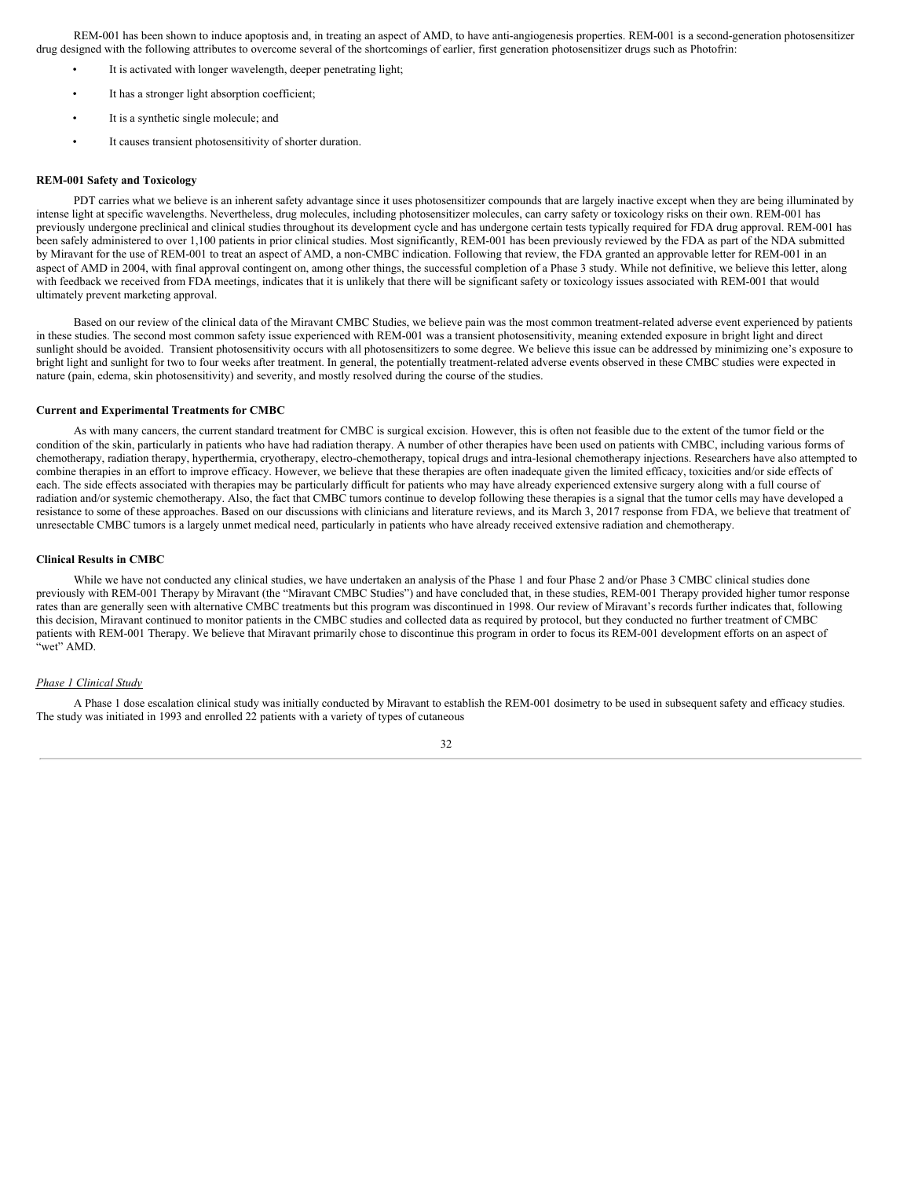REM-001 has been shown to induce apoptosis and, in treating an aspect of AMD, to have anti-angiogenesis properties. REM-001 is a second-generation photosensitizer drug designed with the following attributes to overcome several of the shortcomings of earlier, first generation photosensitizer drugs such as Photofrin:

- It is activated with longer wavelength, deeper penetrating light;
- It has a stronger light absorption coefficient;
- It is a synthetic single molecule; and
- It causes transient photosensitivity of shorter duration.

**REM-001 Safety and Toxicology**

PDT carries what we believe is an inherent safety advantage since it uses photosensitizer compounds that are largely inactive except when they are being illuminated by intense light at specific wavelengths. Nevertheless, drug molecules, including photosensitizer molecules, can carry safety or toxicology risks on their own. REM-001 has previously undergone preclinical and clinical studies throughout its development cycle and has undergone certain tests typically required for FDA drug approval. REM-001 has been safely administered to over 1,100 patients in prior clinical studies. Most significantly, REM-001 has been previously reviewed by the FDA as part of the NDA submitted by Miravant for the use of REM-001 to treat an aspect of AMD, a non-CMBC indication. Following that review, the FDA granted an approvable letter for REM-001 in an aspect of AMD in 2004, with final approval contingent on, among other things, the successful completion of a Phase 3 study. While not definitive, we believe this letter, along with feedback we received from FDA meetings, indicates that it is unlikely that there will be significant safety or toxicology issues associated with REM-001 that would ultimately prevent marketing approval.

Based on our review of the clinical data of the Miravant CMBC Studies, we believe pain was the most common treatment-related adverse event experienced by patients in these studies. The second most common safety issue experienced with REM-001 was a transient photosensitivity, meaning extended exposure in bright light and direct sunlight should be avoided. Transient photosensitivity occurs with all photosensitizers to some degree. We believe this issue can be addressed by minimizing one's exposure to bright light and sunlight for two to four weeks after treatment. In general, the potentially treatment-related adverse events observed in these CMBC studies were expected in nature (pain, edema, skin photosensitivity) and severity, and mostly resolved during the course of the studies.

**Current and Experimental Treatments for CMBC**

As with many cancers, the current standard treatment for CMBC is surgical excision. However, this is often not feasible due to the extent of the tumor field or the condition of the skin, particularly in patients who have had radiation therapy. A number of other therapies have been used on patients with CMBC, including various forms of chemotherapy, radiation therapy, hyperthermia, cryotherapy, electro-chemotherapy, topical drugs and intra-lesional chemotherapy injections. Researchers have also attempted to combine therapies in an effort to improve efficacy. However, we believe that these therapies are often inadequate given the limited efficacy, toxicities and/or side effects of each. The side effects associated with therapies may be particularly difficult for patients who may have already experienced extensive surgery along with a full course of radiation and/or systemic chemotherapy. Also, the fact that CMBC tumors continue to develop following these therapies is a signal that the tumor cells may have developed a resistance to some of these approaches. Based on our discussions with clinicians and literature reviews, and its March 3, 2017 response from FDA, we believe that treatment of unresectable CMBC tumors is a largely unmet medical need, particularly in patients who have already received extensive radiation and chemotherapy.

**Clinical Results in CMBC**

While we have not conducted any clinical studies, we have undertaken an analysis of the Phase 1 and four Phase 2 and/or Phase 3 CMBC clinical studies done previously with REM-001 Therapy by Miravant (the "Miravant CMBC Studies") and have concluded that, in these studies, REM-001 Therapy provided higher tumor response rates than are generally seen with alternative CMBC treatments but this program was discontinued in 1998. Our review of Miravant's records further indicates that, following this decision, Miravant continued to monitor patients in the CMBC studies and collected data as required by protocol, but they conducted no further treatment of CMBC patients with REM-001 Therapy. We believe that Miravant primarily chose to discontinue this program in order to focus its REM-001 development efforts on an aspect of "wet" AMD.

*Phase 1 Clinical Study*

A Phase 1 dose escalation clinical study was initially conducted by Miravant to establish the REM-001 dosimetry to be used in subsequent safety and efficacy studies. The study was initiated in 1993 and enrolled 22 patients with a variety of types of cutaneous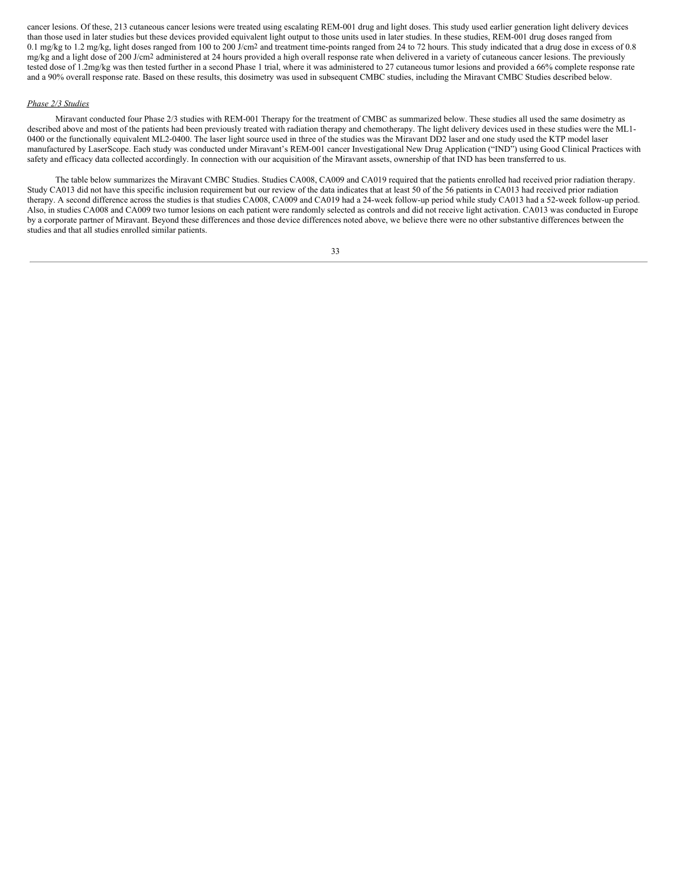cancer lesions. Of these, 213 cutaneous cancer lesions were treated using escalating REM-001 drug and light doses. This study used earlier generation light delivery devices than those used in later studies but these devices provided equivalent light output to those units used in later studies. In these studies, REM-001 drug doses ranged from 0.1 mg/kg to 1.2 mg/kg, light doses ranged from 100 to 200 J/cm2 and treatment time-points ranged from 24 to 72 hours. This study indicated that a drug dose in excess of 0.8 mg/kg and a light dose of 200 J/cm2 administered at 24 hours provided a high overall response rate when delivered in a variety of cutaneous cancer lesions. The previously tested dose of 1.2mg/kg was then tested further in a second Phase 1 trial, where it was administered to 27 cutaneous tumor lesions and provided a 66% complete response rate and a 90% overall response rate. Based on these results, this dosimetry was used in subsequent CMBC studies, including the Miravant CMBC Studies described below.

*Phase 2/3 Studies*

Miravant conducted four Phase 2/3 studies with REM-001 Therapy for the treatment of CMBC as summarized below. These studies all used the same dosimetry as described above and most of the patients had been previously treated with radiation therapy and chemotherapy. The light delivery devices used in these studies were the ML1-0400 or the functionally equivalent ML2-0400. The laser light source used in three of the studies was the Miravant DD2 laser and one study used the KTP model laser manufactured by LaserScope. Each study was conducted under Miravant's REM-001 cancer Investigational New Drug Application ("IND") using Good Clinical Practices with safety and efficacy data collected accordingly. In connection with our acquisition of the Miravant assets, ownership of that IND has been transferred to us.

The table below summarizes the Miravant CMBC Studies. Studies CA008, CA009 and CA019 required that the patients enrolled had received prior radiation therapy. Study CA013 did not have this specific inclusion requirement but our review of the data indicates that at least 50 of the 56 patients in CA013 had received prior radiation therapy. A second difference across the studies is that studies CA008, CA009 and CA019 had a 24-week follow-up period while study CA013 had a 52-week follow-up period. Also, in studies CA008 and CA009 two tumor lesions on each patient were randomly selected as controls and did not receive light activation. CA013 was conducted in Europe by a corporate partner of Miravant. Beyond these differences and those device differences noted above, we believe there were no other substantive differences between the studies and that all studies enrolled similar patients.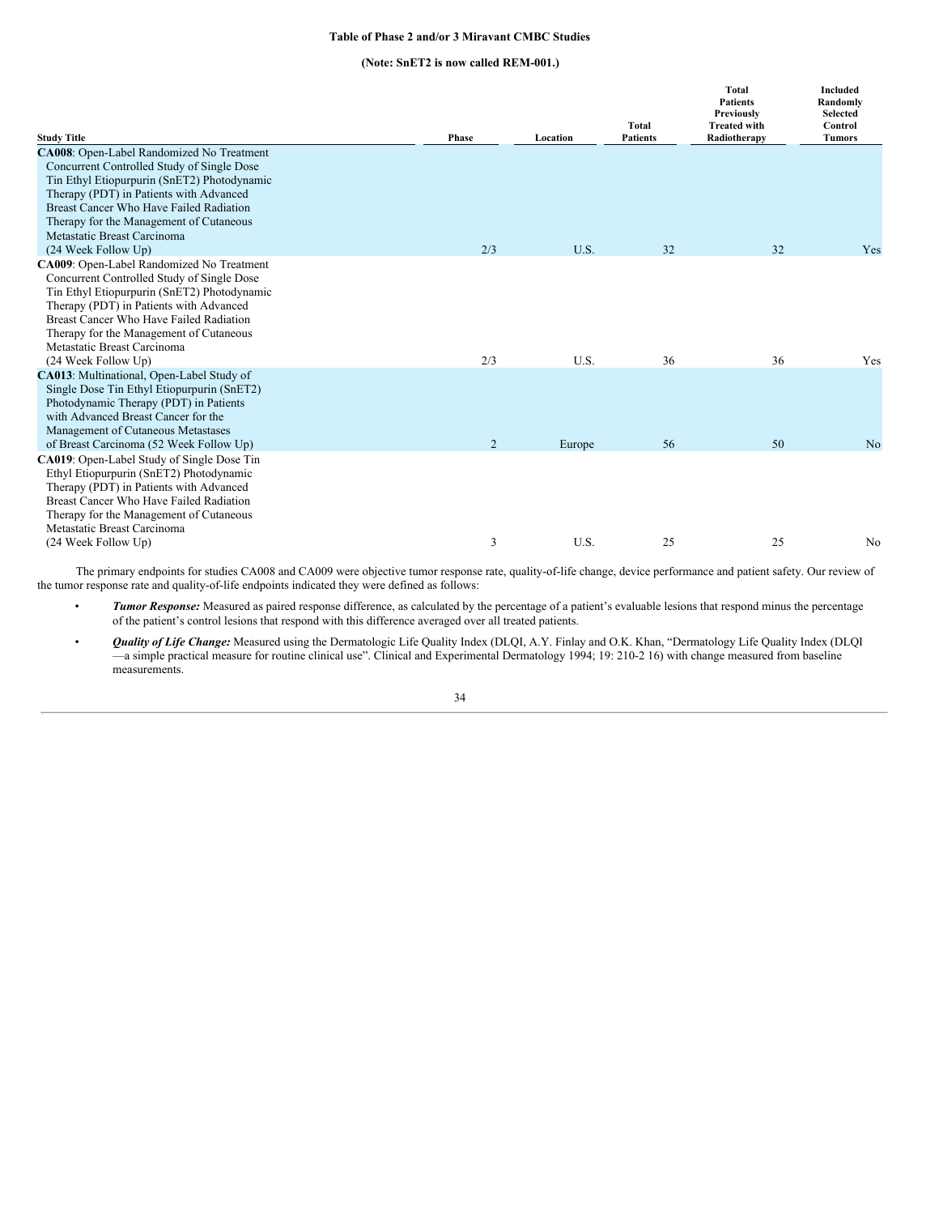**Table of Phase 2 and/or 3 Miravant CMBC Studies**

**(Note: SnET2 is now called REM-001.)**

| Study Title | Phase | Location | Total Patients | Total Patients Previously Treated with Radiotherapy | Included Randomly Selected Control Tumors |
|---|---|---|---|---|---|
| **CA008**: Open-Label Randomized No Treatment Concurrent Controlled Study of Single Dose Tin Ethyl Etiopurpurin (SnET2) Photodynamic Therapy (PDT) in Patients with Advanced Breast Cancer Who Have Failed Radiation Therapy for the Management of Cutaneous Metastatic Breast Carcinoma (24 Week Follow Up) | 2/3 | U.S. | 32 | 32 | Yes |
| **CA009**: Open-Label Randomized No Treatment Concurrent Controlled Study of Single Dose Tin Ethyl Etiopurpurin (SnET2) Photodynamic Therapy (PDT) in Patients with Advanced Breast Cancer Who Have Failed Radiation Therapy for the Management of Cutaneous Metastatic Breast Carcinoma (24 Week Follow Up) | 2/3 | U.S. | 36 | 36 | Yes |
| **CA013**: Multinational, Open-Label Study of Single Dose Tin Ethyl Etiopurpurin (SnET2) Photodynamic Therapy (PDT) in Patients with Advanced Breast Cancer for the Management of Cutaneous Metastases of Breast Carcinoma (52 Week Follow Up) | 2 | Europe | 56 | 50 | No |
| **CA019**: Open-Label Study of Single Dose Tin Ethyl Etiopurpurin (SnET2) Photodynamic Therapy (PDT) in Patients with Advanced Breast Cancer Who Have Failed Radiation Therapy for the Management of Cutaneous Metastatic Breast Carcinoma (24 Week Follow Up) | 3 | U.S. | 25 | 25 | No |

The primary endpoints for studies CA008 and CA009 were objective tumor response rate, quality-of-life change, device performance and patient safety. Our review of the tumor response rate and quality-of-life endpoints indicated they were defined as follows:

- ***Tumor Response:*** Measured as paired response difference, as calculated by the percentage of a patient's evaluable lesions that respond minus the percentage of the patient's control lesions that respond with this difference averaged over all treated patients.
- ***Quality of Life Change:*** Measured using the Dermatologic Life Quality Index (DLQI, A.Y. Finlay and O.K. Khan, "Dermatology Life Quality Index (DLQI—a simple practical measure for routine clinical use". Clinical and Experimental Dermatology 1994; 19: 210-2 16) with change measured from baseline measurements.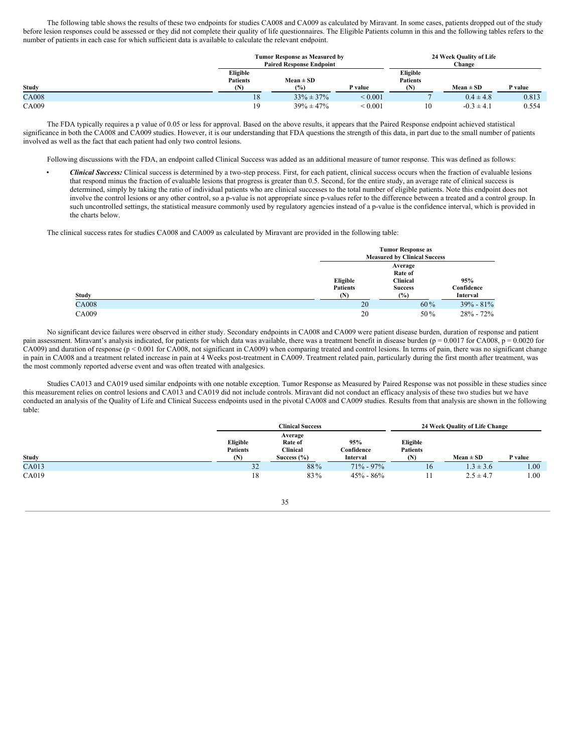The following table shows the results of these two endpoints for studies CA008 and CA009 as calculated by Miravant. In some cases, patients dropped out of the study before lesion responses could be assessed or they did not complete their quality of life questionnaires. The Eligible Patients column in this and the following tables refers to the number of patients in each case for which sufficient data is available to calculate the relevant endpoint.

| | Tumor Response as Measured by Paired Response Endpoint | | | 24 Week Quality of Life Change | | |
|---|---|---|---|---|---|---|
| Study | Eligible Patients (N) | Mean ± SD (%) | P value | Eligible Patients (N) | Mean ± SD | P value |
| CA008 | 18 | 33% ± 37% | < 0.001 | 7 | 0.4 ± 4.8 | 0.813 |
| CA009 | 19 | 39% ± 47% | < 0.001 | 10 | -0.3 ± 4.1 | 0.554 |

The FDA typically requires a p value of 0.05 or less for approval. Based on the above results, it appears that the Paired Response endpoint achieved statistical significance in both the CA008 and CA009 studies. However, it is our understanding that FDA questions the strength of this data, in part due to the small number of patients involved as well as the fact that each patient had only two control lesions.

Following discussions with the FDA, an endpoint called Clinical Success was added as an additional measure of tumor response. This was defined as follows:

- ***Clinical Success:*** Clinical success is determined by a two-step process. First, for each patient, clinical success occurs when the fraction of evaluable lesions that respond minus the fraction of evaluable lesions that progress is greater than 0.5. Second, for the entire study, an average rate of clinical success is determined, simply by taking the ratio of individual patients who are clinical successes to the total number of eligible patients. Note this endpoint does not involve the control lesions or any other control, so a p-value is not appropriate since p-values refer to the difference between a treated and a control group. In such uncontrolled settings, the statistical measure commonly used by regulatory agencies instead of a p-value is the confidence interval, which is provided in the charts below.

The clinical success rates for studies CA008 and CA009 as calculated by Miravant are provided in the following table:

| | Tumor Response as Measured by Clinical Success | | |
|---|---|---|---|
| Study | Eligible Patients (N) | Average Rate of Clinical Success (%) | 95% Confidence Interval |
| CA008 | 20 | 60% | 39% - 81% |
| CA009 | 20 | 50% | 28% - 72% |

No significant device failures were observed in either study. Secondary endpoints in CA008 and CA009 were patient disease burden, duration of response and patient pain assessment. Miravant's analysis indicated, for patients for which data was available, there was a treatment benefit in disease burden (p = 0.0017 for CA008, p = 0.0020 for CA009) and duration of response (p < 0.001 for CA008, not significant in CA009) when comparing treated and control lesions. In terms of pain, there was no significant change in pain in CA008 and a treatment related increase in pain at 4 Weeks post-treatment in CA009. Treatment related pain, particularly during the first month after treatment, was the most commonly reported adverse event and was often treated with analgesics.

Studies CA013 and CA019 used similar endpoints with one notable exception. Tumor Response as Measured by Paired Response was not possible in these studies since this measurement relies on control lesions and CA013 and CA019 did not include controls. Miravant did not conduct an efficacy analysis of these two studies but we have conducted an analysis of the Quality of Life and Clinical Success endpoints used in the pivotal CA008 and CA009 studies. Results from that analysis are shown in the following table:

| | Clinical Success | | | 24 Week Quality of Life Change | | |
|---|---|---|---|---|---|---|
| Study | Eligible Patients (N) | Average Rate of Clinical Success (%) | 95% Confidence Interval | Eligible Patients (N) | Mean ± SD | P value |
| CA013 | 32 | 88% | 71% - 97% | 16 | 1.3 ± 3.6 | 1.00 |
| CA019 | 18 | 83% | 45% - 86% | 11 | 2.5 ± 4.7 | 1.00 |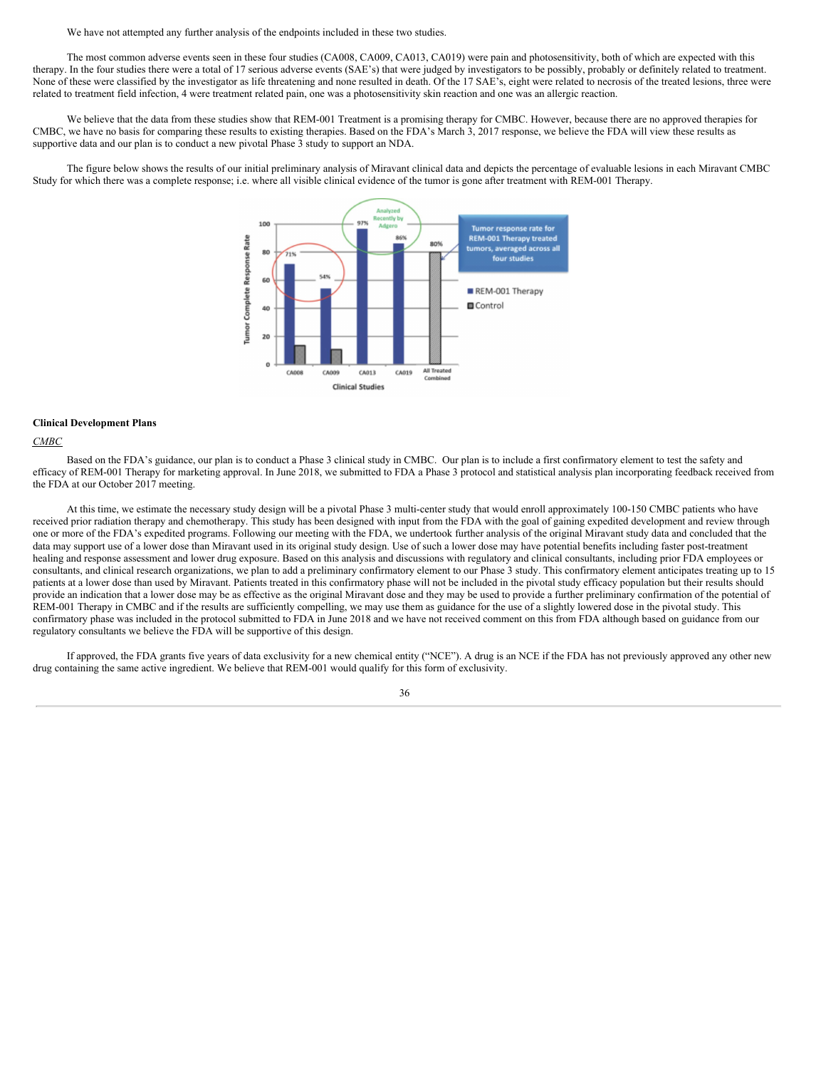We have not attempted any further analysis of the endpoints included in these two studies.

The most common adverse events seen in these four studies (CA008, CA009, CA013, CA019) were pain and photosensitivity, both of which are expected with this therapy. In the four studies there were a total of 17 serious adverse events (SAE's) that were judged by investigators to be possibly, probably or definitely related to treatment. None of these were classified by the investigator as life threatening and none resulted in death. Of the 17 SAE's, eight were related to necrosis of the treated lesions, three were related to treatment field infection, 4 were treatment related pain, one was a photosensitivity skin reaction and one was an allergic reaction.

We believe that the data from these studies show that REM-001 Treatment is a promising therapy for CMBC. However, because there are no approved therapies for CMBC, we have no basis for comparing these results to existing therapies. Based on the FDA's March 3, 2017 response, we believe the FDA will view these results as supportive data and our plan is to conduct a new pivotal Phase 3 study to support an NDA.

The figure below shows the results of our initial preliminary analysis of Miravant clinical data and depicts the percentage of evaluable lesions in each Miravant CMBC Study for which there was a complete response; i.e. where all visible clinical evidence of the tumor is gone after treatment with REM-001 Therapy.

### Clinical Development Plans

*CMBC*

Based on the FDA's guidance, our plan is to conduct a Phase 3 clinical study in CMBC. Our plan is to include a first confirmatory element to test the safety and efficacy of REM-001 Therapy for marketing approval. In June 2018, we submitted to FDA a Phase 3 protocol and statistical analysis plan incorporating feedback received from the FDA at our October 2017 meeting.

At this time, we estimate the necessary study design will be a pivotal Phase 3 multi-center study that would enroll approximately 100-150 CMBC patients who have received prior radiation therapy and chemotherapy. This study has been designed with input from the FDA with the goal of gaining expedited development and review through one or more of the FDA's expedited programs. Following our meeting with the FDA, we undertook further analysis of the original Miravant study data and concluded that the data may support use of a lower dose than Miravant used in its original study design. Use of such a lower dose may have potential benefits including faster post-treatment healing and response assessment and lower drug exposure. Based on this analysis and discussions with regulatory and clinical consultants, including prior FDA employees or consultants, and clinical research organizations, we plan to add a preliminary confirmatory element to our Phase 3 study. This confirmatory element anticipates treating up to 15 patients at a lower dose than used by Miravant. Patients treated in this confirmatory phase will not be included in the pivotal study efficacy population but their results should provide an indication that a lower dose may be as effective as the original Miravant dose and they may be used to provide a further preliminary confirmation of the potential of REM-001 Therapy in CMBC and if the results are sufficiently compelling, we may use them as guidance for the use of a slightly lowered dose in the pivotal study. This confirmatory phase was included in the protocol submitted to FDA in June 2018 and we have not received comment on this from FDA although based on guidance from our regulatory consultants we believe the FDA will be supportive of this design.

If approved, the FDA grants five years of data exclusivity for a new chemical entity ("NCE"). A drug is an NCE if the FDA has not previously approved any other new drug containing the same active ingredient. We believe that REM-001 would qualify for this form of exclusivity.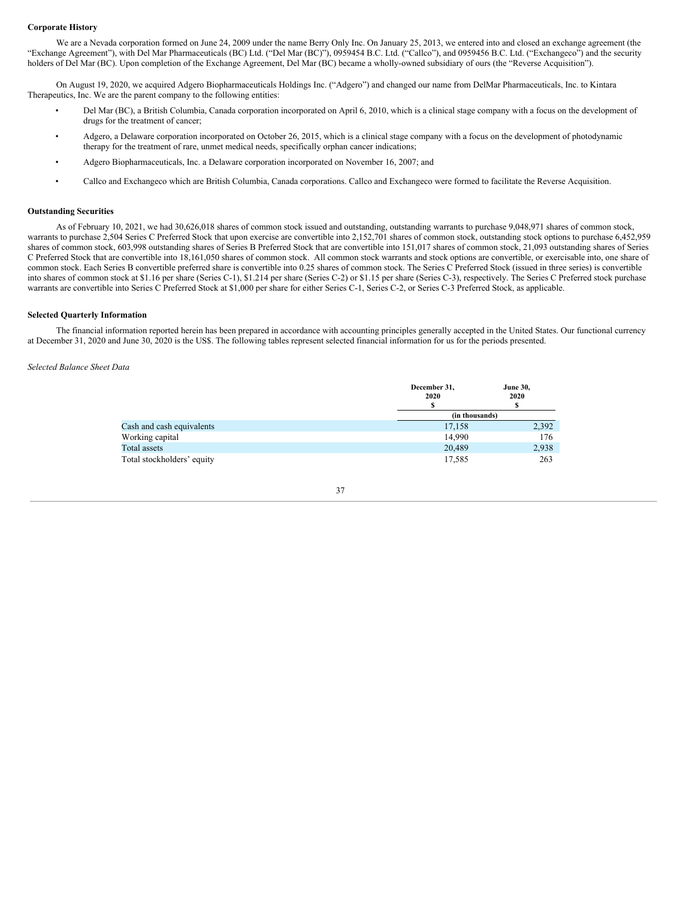**Corporate History**

We are a Nevada corporation formed on June 24, 2009 under the name Berry Only Inc. On January 25, 2013, we entered into and closed an exchange agreement (the "Exchange Agreement"), with Del Mar Pharmaceuticals (BC) Ltd. ("Del Mar (BC)"), 0959454 B.C. Ltd. ("Callco"), and 0959456 B.C. Ltd. ("Exchangeco") and the security holders of Del Mar (BC). Upon completion of the Exchange Agreement, Del Mar (BC) became a wholly-owned subsidiary of ours (the "Reverse Acquisition").

On August 19, 2020, we acquired Adgero Biopharmaceuticals Holdings Inc. ("Adgero") and changed our name from DelMar Pharmaceuticals, Inc. to Kintara Therapeutics, Inc. We are the parent company to the following entities:

- Del Mar (BC), a British Columbia, Canada corporation incorporated on April 6, 2010, which is a clinical stage company with a focus on the development of drugs for the treatment of cancer;
- Adgero, a Delaware corporation incorporated on October 26, 2015, which is a clinical stage company with a focus on the development of photodynamic therapy for the treatment of rare, unmet medical needs, specifically orphan cancer indications;
- Adgero Biopharmaceuticals, Inc. a Delaware corporation incorporated on November 16, 2007; and
- Callco and Exchangeco which are British Columbia, Canada corporations. Callco and Exchangeco were formed to facilitate the Reverse Acquisition.

**Outstanding Securities**

As of February 10, 2021, we had 30,626,018 shares of common stock issued and outstanding, outstanding warrants to purchase 9,048,971 shares of common stock, warrants to purchase 2,504 Series C Preferred Stock that upon exercise are convertible into 2,152,701 shares of common stock, outstanding stock options to purchase 6,452,959 shares of common stock, 603,998 outstanding shares of Series B Preferred Stock that are convertible into 151,017 shares of common stock, 21,093 outstanding shares of Series C Preferred Stock that are convertible into 18,161,050 shares of common stock. All common stock warrants and stock options are convertible, or exercisable into, one share of common stock. Each Series B convertible preferred share is convertible into 0.25 shares of common stock. The Series C Preferred Stock (issued in three series) is convertible into shares of common stock at $1.16 per share (Series C-1), $1.214 per share (Series C-2) or $1.15 per share (Series C-3), respectively. The Series C Preferred stock purchase warrants are convertible into Series C Preferred Stock at $1,000 per share for either Series C-1, Series C-2, or Series C-3 Preferred Stock, as applicable.

**Selected Quarterly Information**

The financial information reported herein has been prepared in accordance with accounting principles generally accepted in the United States. Our functional currency at December 31, 2020 and June 30, 2020 is the US$. The following tables represent selected financial information for us for the periods presented.

*Selected Balance Sheet Data*

| | December 31, 2020 $ | June 30, 2020 $ |
|---|---|---|
| | (in thousands) | |
| Cash and cash equivalents | 17,158 | 2,392 |
| Working capital | 14,990 | 176 |
| Total assets | 20,489 | 2,938 |
| Total stockholders' equity | 17,585 | 263 |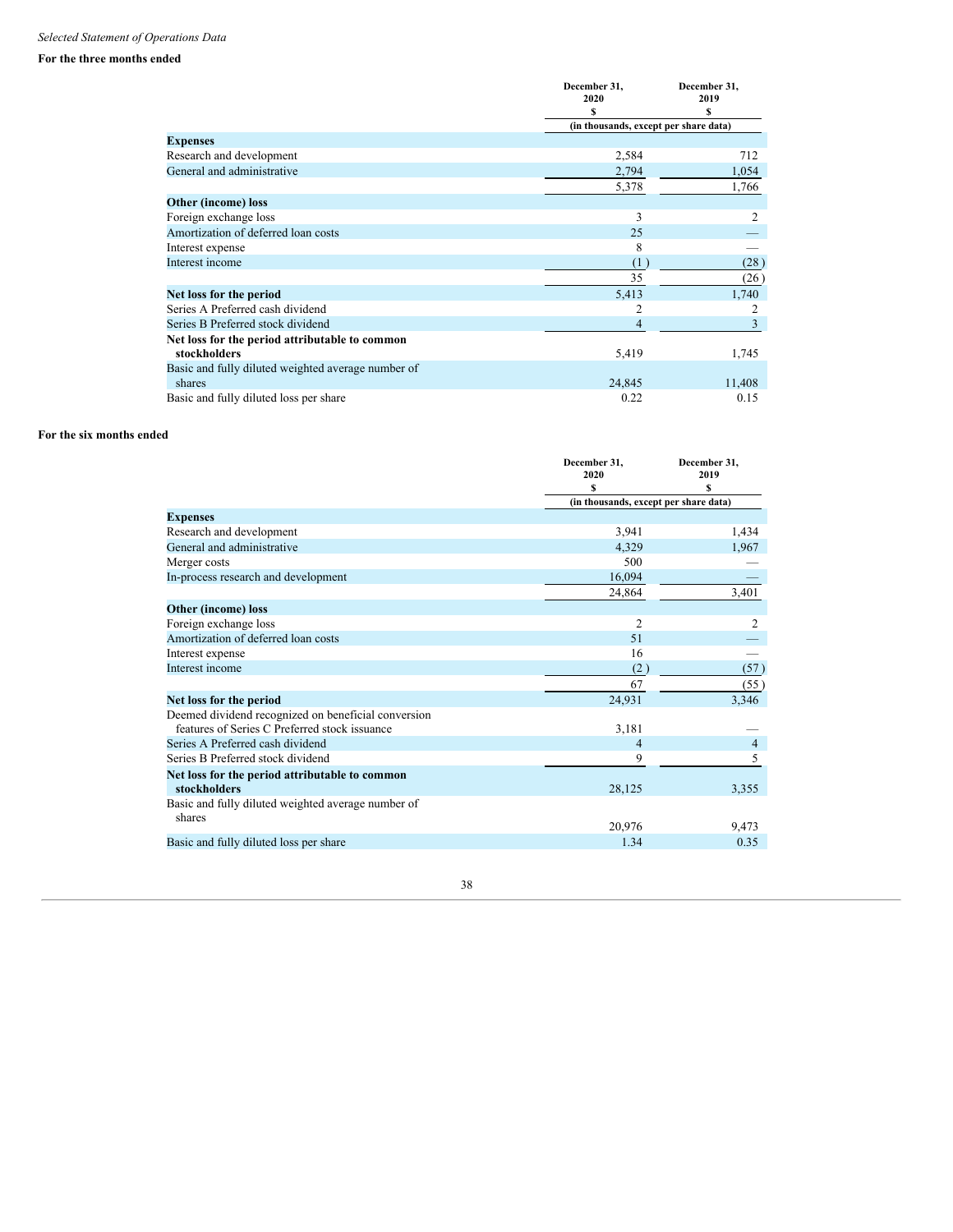*Selected Statement of Operations Data*

**For the three months ended**

| | December 31, 2020 $ | December 31, 2019 $ |
|---|---|---|
| | (in thousands, except per share data) | |
| **Expenses** | | |
| Research and development | 2,584 | 712 |
| General and administrative | 2,794 | 1,054 |
| | 5,378 | 1,766 |
| **Other (income) loss** | | |
| Foreign exchange loss | 3 | 2 |
| Amortization of deferred loan costs | 25 | — |
| Interest expense | 8 | — |
| Interest income | (1) | (28) |
| | 35 | (26) |
| **Net loss for the period** | 5,413 | 1,740 |
| Series A Preferred cash dividend | 2 | 2 |
| Series B Preferred stock dividend | 4 | 3 |
| **Net loss for the period attributable to common stockholders** | 5,419 | 1,745 |
| Basic and fully diluted weighted average number of shares | 24,845 | 11,408 |
| Basic and fully diluted loss per share | 0.22 | 0.15 |

**For the six months ended**

| | December 31, 2020 $ | December 31, 2019 $ |
|---|---|---|
| | (in thousands, except per share data) | |
| **Expenses** | | |
| Research and development | 3,941 | 1,434 |
| General and administrative | 4,329 | 1,967 |
| Merger costs | 500 | — |
| In-process research and development | 16,094 | — |
| | 24,864 | 3,401 |
| **Other (income) loss** | | |
| Foreign exchange loss | 2 | 2 |
| Amortization of deferred loan costs | 51 | — |
| Interest expense | 16 | — |
| Interest income | (2) | (57) |
| | 67 | (55) |
| **Net loss for the period** | 24,931 | 3,346 |
| Deemed dividend recognized on beneficial conversion features of Series C Preferred stock issuance | 3,181 | — |
| Series A Preferred cash dividend | 4 | 4 |
| Series B Preferred stock dividend | 9 | 5 |
| **Net loss for the period attributable to common stockholders** | 28,125 | 3,355 |
| Basic and fully diluted weighted average number of shares | 20,976 | 9,473 |
| Basic and fully diluted loss per share | 1.34 | 0.35 |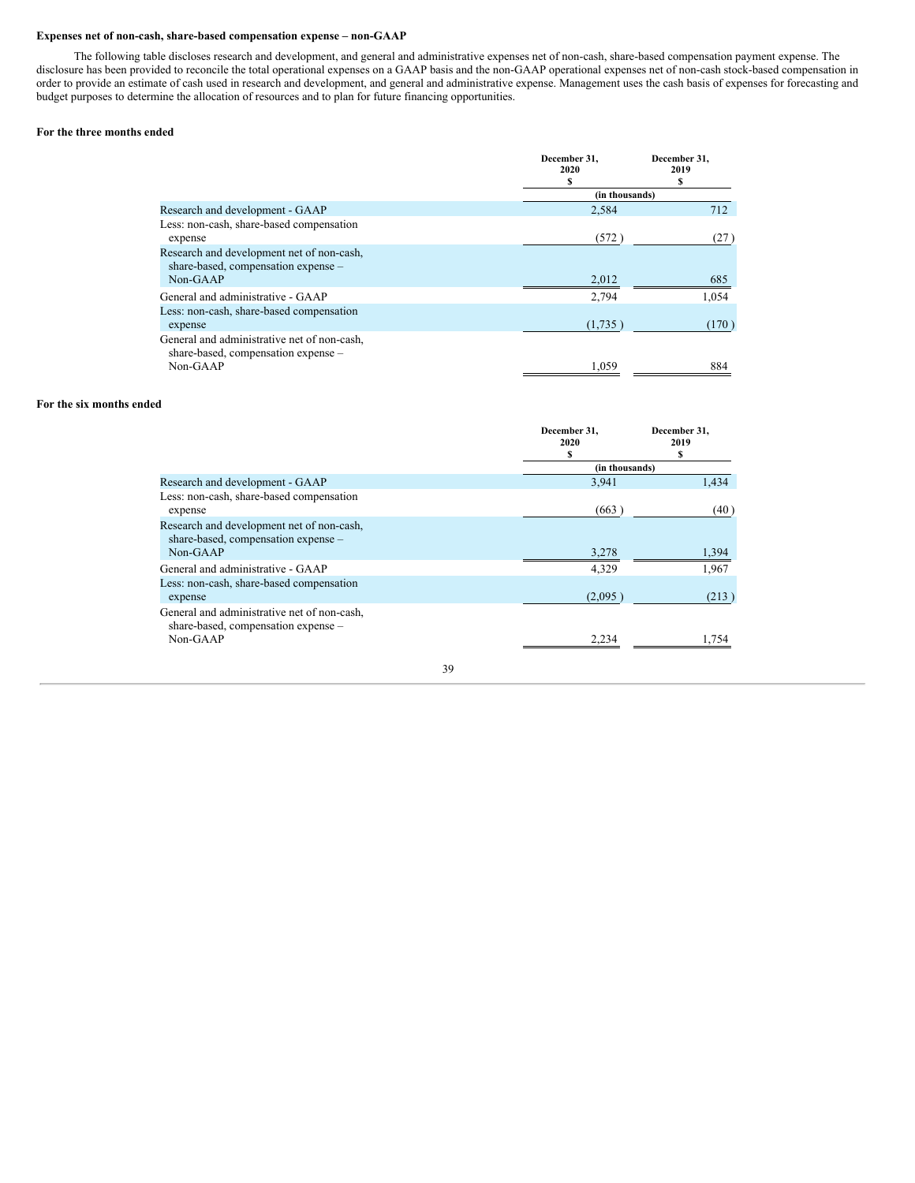**Expenses net of non-cash, share-based compensation expense – non-GAAP**

The following table discloses research and development, and general and administrative expenses net of non-cash, share-based compensation payment expense. The disclosure has been provided to reconcile the total operational expenses on a GAAP basis and the non-GAAP operational expenses net of non-cash stock-based compensation in order to provide an estimate of cash used in research and development, and general and administrative expense. Management uses the cash basis of expenses for forecasting and budget purposes to determine the allocation of resources and to plan for future financing opportunities.

**For the three months ended**

| | December 31, 2020 $ | December 31, 2019 $ |
|---|---|---|
| | (in thousands) | |
| Research and development - GAAP | 2,584 | 712 |
| Less: non-cash, share-based compensation expense | (572) | (27) |
| Research and development net of non-cash, share-based, compensation expense – Non-GAAP | 2,012 | 685 |
| General and administrative - GAAP | 2,794 | 1,054 |
| Less: non-cash, share-based compensation expense | (1,735) | (170) |
| General and administrative net of non-cash, share-based, compensation expense – Non-GAAP | 1,059 | 884 |

**For the six months ended**

| | December 31, 2020 $ | December 31, 2019 $ |
|---|---|---|
| | (in thousands) | |
| Research and development - GAAP | 3,941 | 1,434 |
| Less: non-cash, share-based compensation expense | (663) | (40) |
| Research and development net of non-cash, share-based, compensation expense – Non-GAAP | 3,278 | 1,394 |
| General and administrative - GAAP | 4,329 | 1,967 |
| Less: non-cash, share-based compensation expense | (2,095) | (213) |
| General and administrative net of non-cash, share-based, compensation expense – Non-GAAP | 2,234 | 1,754 |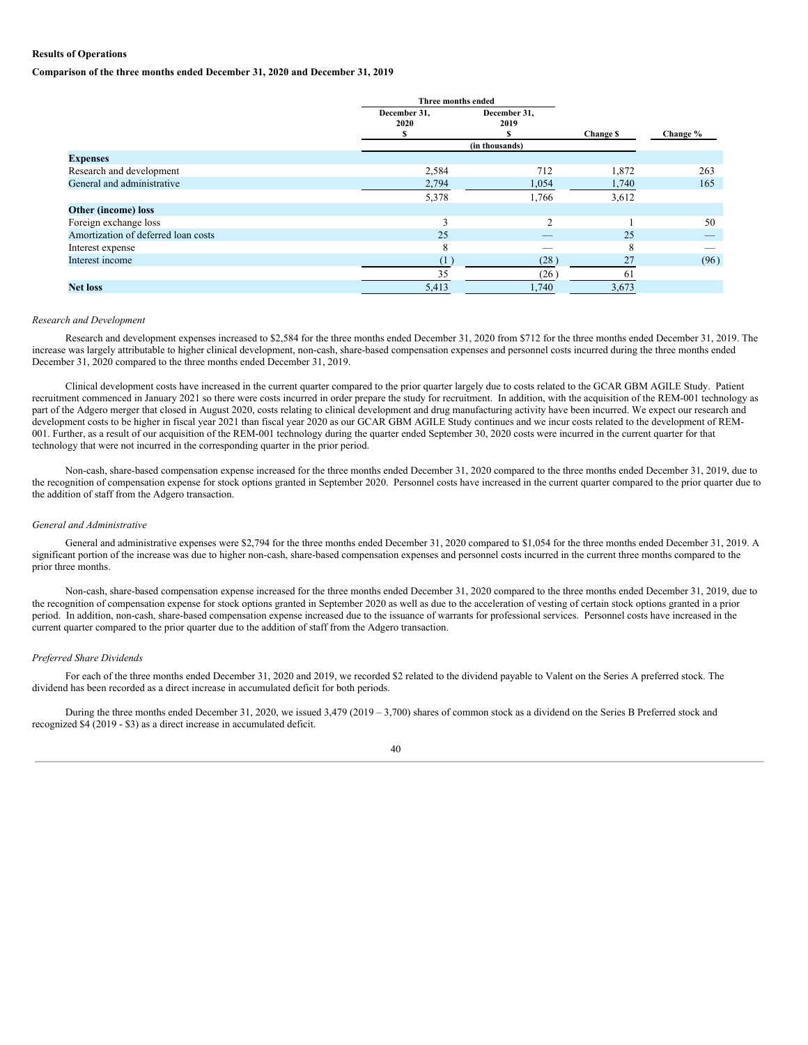**Results of Operations**

**Comparison of the three months ended December 31, 2020 and December 31, 2019**

| | Three months ended | | | |
|---|---|---|---|---|
| | December 31, 2020 $ | December 31, 2019 $ | Change $ | Change % |
| | (in thousands) | | | |
| **Expenses** | | | | |
| Research and development | 2,584 | 712 | 1,872 | 263 |
| General and administrative | 2,794 | 1,054 | 1,740 | 165 |
| | 5,378 | 1,766 | 3,612 | |
| **Other (income) loss** | | | | |
| Foreign exchange loss | 3 | 2 | 1 | 50 |
| Amortization of deferred loan costs | 25 | — | 25 | — |
| Interest expense | 8 | — | 8 | — |
| Interest income | (1) | (28) | 27 | (96) |
| | 35 | (26) | 61 | |
| **Net loss** | 5,413 | 1,740 | 3,673 | |

*Research and Development*

Research and development expenses increased to $2,584 for the three months ended December 31, 2020 from $712 for the three months ended December 31, 2019. The increase was largely attributable to higher clinical development, non-cash, share-based compensation expenses and personnel costs incurred during the three months ended December 31, 2020 compared to the three months ended December 31, 2019.

Clinical development costs have increased in the current quarter compared to the prior quarter largely due to costs related to the GCAR GBM AGILE Study. Patient recruitment commenced in January 2021 so there were costs incurred in order prepare the study for recruitment. In addition, with the acquisition of the REM-001 technology as part of the Adgero merger that closed in August 2020, costs relating to clinical development and drug manufacturing activity have been incurred. We expect our research and development costs to be higher in fiscal year 2021 than fiscal year 2020 as our GCAR GBM AGILE Study continues and we incur costs related to the development of REM-001. Further, as a result of our acquisition of the REM-001 technology during the quarter ended September 30, 2020 costs were incurred in the current quarter for that technology that were not incurred in the corresponding quarter in the prior period.

Non-cash, share-based compensation expense increased for the three months ended December 31, 2020 compared to the three months ended December 31, 2019, due to the recognition of compensation expense for stock options granted in September 2020. Personnel costs have increased in the current quarter compared to the prior quarter due to the addition of staff from the Adgero transaction.

*General and Administrative*

General and administrative expenses were $2,794 for the three months ended December 31, 2020 compared to $1,054 for the three months ended December 31, 2019. A significant portion of the increase was due to higher non-cash, share-based compensation expenses and personnel costs incurred in the current three months compared to the prior three months.

Non-cash, share-based compensation expense increased for the three months ended December 31, 2020 compared to the three months ended December 31, 2019, due to the recognition of compensation expense for stock options granted in September 2020 as well as due to the acceleration of vesting of certain stock options granted in a prior period. In addition, non-cash, share-based compensation expense increased due to the issuance of warrants for professional services. Personnel costs have increased in the current quarter compared to the prior quarter due to the addition of staff from the Adgero transaction.

*Preferred Share Dividends*

For each of the three months ended December 31, 2020 and 2019, we recorded $2 related to the dividend payable to Valent on the Series A preferred stock. The dividend has been recorded as a direct increase in accumulated deficit for both periods.

During the three months ended December 31, 2020, we issued 3,479 (2019 – 3,700) shares of common stock as a dividend on the Series B Preferred stock and recognized $4 (2019 - $3) as a direct increase in accumulated deficit.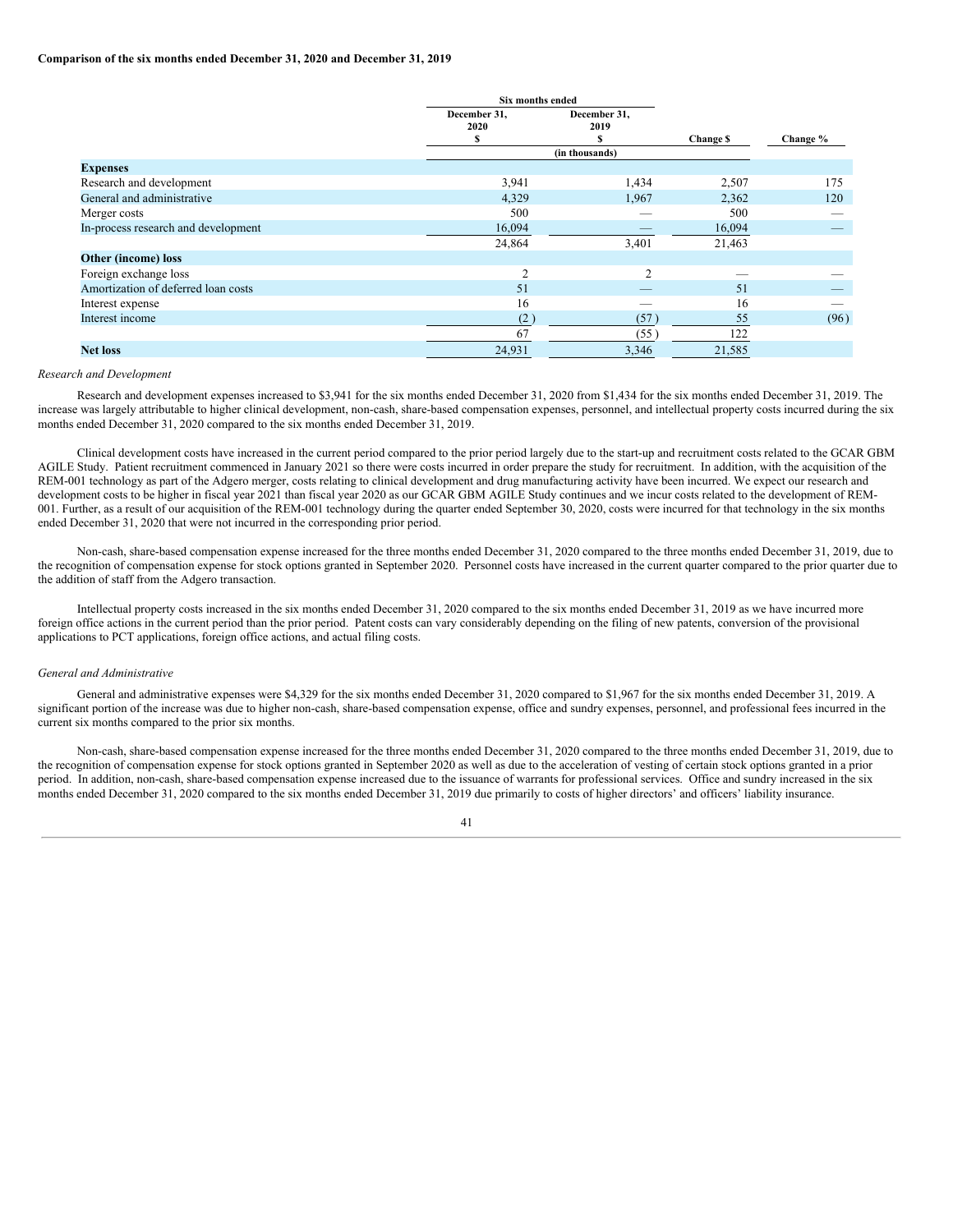**Comparison of the six months ended December 31, 2020 and December 31, 2019**

| | Six months ended | | | |
|---|---|---|---|---|
| | December 31, 2020 $ | December 31, 2019 $ | Change $ | Change % |
| | (in thousands) | | | |
| **Expenses** | | | | |
| Research and development | 3,941 | 1,434 | 2,507 | 175 |
| General and administrative | 4,329 | 1,967 | 2,362 | 120 |
| Merger costs | 500 | — | 500 | — |
| In-process research and development | 16,094 | — | 16,094 | — |
| | 24,864 | 3,401 | 21,463 | |
| **Other (income) loss** | | | | |
| Foreign exchange loss | 2 | 2 | — | — |
| Amortization of deferred loan costs | 51 | — | 51 | — |
| Interest expense | 16 | — | 16 | — |
| Interest income | (2 ) | (57 ) | 55 | (96 ) |
| | 67 | (55 ) | 122 | |
| **Net loss** | 24,931 | 3,346 | 21,585 | |

*Research and Development*

Research and development expenses increased to $3,941 for the six months ended December 31, 2020 from $1,434 for the six months ended December 31, 2019. The increase was largely attributable to higher clinical development, non-cash, share-based compensation expenses, personnel, and intellectual property costs incurred during the six months ended December 31, 2020 compared to the six months ended December 31, 2019.

Clinical development costs have increased in the current period compared to the prior period largely due to the start-up and recruitment costs related to the GCAR GBM AGILE Study. Patient recruitment commenced in January 2021 so there were costs incurred in order prepare the study for recruitment. In addition, with the acquisition of the REM-001 technology as part of the Adgero merger, costs relating to clinical development and drug manufacturing activity have been incurred. We expect our research and development costs to be higher in fiscal year 2021 than fiscal year 2020 as our GCAR GBM AGILE Study continues and we incur costs related to the development of REM-001. Further, as a result of our acquisition of the REM-001 technology during the quarter ended September 30, 2020, costs were incurred for that technology in the six months ended December 31, 2020 that were not incurred in the corresponding prior period.

Non-cash, share-based compensation expense increased for the three months ended December 31, 2020 compared to the three months ended December 31, 2019, due to the recognition of compensation expense for stock options granted in September 2020. Personnel costs have increased in the current quarter compared to the prior quarter due to the addition of staff from the Adgero transaction.

Intellectual property costs increased in the six months ended December 31, 2020 compared to the six months ended December 31, 2019 as we have incurred more foreign office actions in the current period than the prior period. Patent costs can vary considerably depending on the filing of new patents, conversion of the provisional applications to PCT applications, foreign office actions, and actual filing costs.

*General and Administrative*

General and administrative expenses were $4,329 for the six months ended December 31, 2020 compared to $1,967 for the six months ended December 31, 2019. A significant portion of the increase was due to higher non-cash, share-based compensation expense, office and sundry expenses, personnel, and professional fees incurred in the current six months compared to the prior six months.

Non-cash, share-based compensation expense increased for the three months ended December 31, 2020 compared to the three months ended December 31, 2019, due to the recognition of compensation expense for stock options granted in September 2020 as well as due to the acceleration of vesting of certain stock options granted in a prior period. In addition, non-cash, share-based compensation expense increased due to the issuance of warrants for professional services. Office and sundry increased in the six months ended December 31, 2020 compared to the six months ended December 31, 2019 due primarily to costs of higher directors' and officers' liability insurance.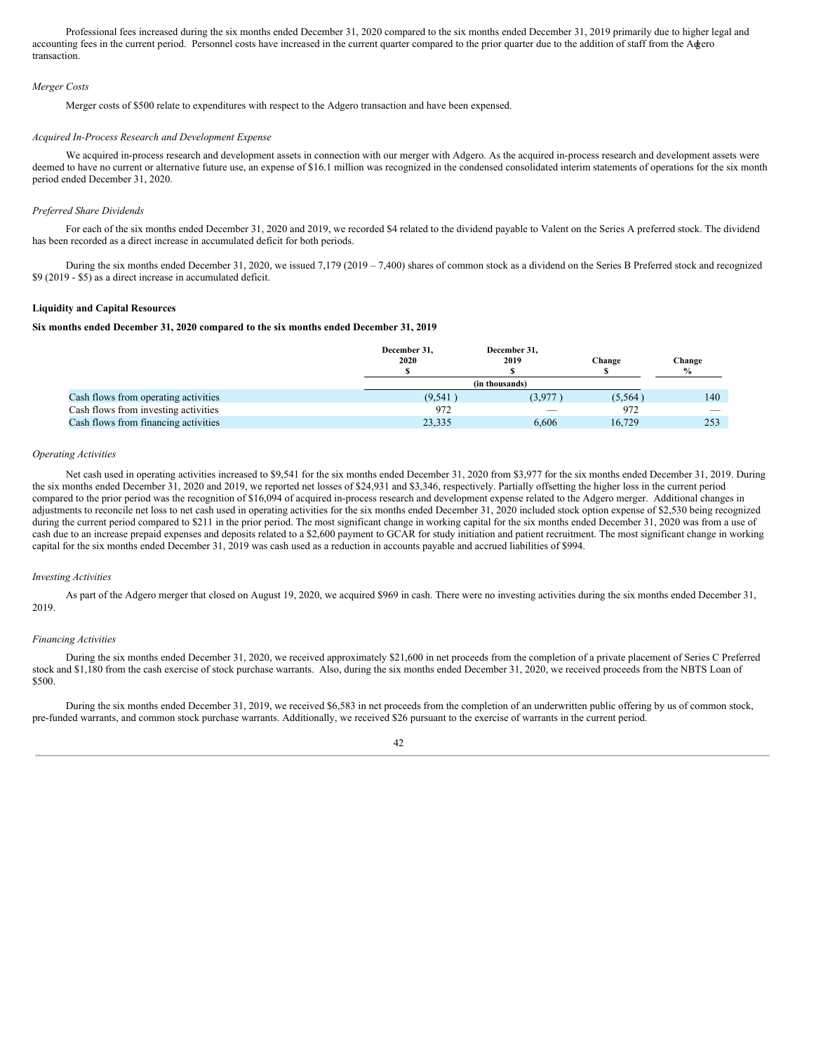Professional fees increased during the six months ended December 31, 2020 compared to the six months ended December 31, 2019 primarily due to higher legal and accounting fees in the current period. Personnel costs have increased in the current quarter compared to the prior quarter due to the addition of staff from the Adgero transaction.

*Merger Costs*

Merger costs of $500 relate to expenditures with respect to the Adgero transaction and have been expensed.

*Acquired In-Process Research and Development Expense*

We acquired in-process research and development assets in connection with our merger with Adgero. As the acquired in-process research and development assets were deemed to have no current or alternative future use, an expense of $16.1 million was recognized in the condensed consolidated interim statements of operations for the six month period ended December 31, 2020.

*Preferred Share Dividends*

For each of the six months ended December 31, 2020 and 2019, we recorded $4 related to the dividend payable to Valent on the Series A preferred stock. The dividend has been recorded as a direct increase in accumulated deficit for both periods.

During the six months ended December 31, 2020, we issued 7,179 (2019 – 7,400) shares of common stock as a dividend on the Series B Preferred stock and recognized $9 (2019 - $5) as a direct increase in accumulated deficit.

**Liquidity and Capital Resources**

**Six months ended December 31, 2020 compared to the six months ended December 31, 2019**

| | December 31, 2020 $ | December 31, 2019 $ | Change $ | Change % |
|---|---|---|---|---|
| | (in thousands) | | | |
| Cash flows from operating activities | (9,541 ) | (3,977 ) | (5,564 ) | 140 |
| Cash flows from investing activities | 972 | — | 972 | — |
| Cash flows from financing activities | 23,335 | 6,606 | 16,729 | 253 |

*Operating Activities*

Net cash used in operating activities increased to $9,541 for the six months ended December 31, 2020 from $3,977 for the six months ended December 31, 2019. During the six months ended December 31, 2020 and 2019, we reported net losses of $24,931 and $3,346, respectively. Partially offsetting the higher loss in the current period compared to the prior period was the recognition of $16,094 of acquired in-process research and development expense related to the Adgero merger. Additional changes in adjustments to reconcile net loss to net cash used in operating activities for the six months ended December 31, 2020 included stock option expense of $2,530 being recognized during the current period compared to $211 in the prior period. The most significant change in working capital for the six months ended December 31, 2020 was from a use of cash due to an increase prepaid expenses and deposits related to a $2,600 payment to GCAR for study initiation and patient recruitment. The most significant change in working capital for the six months ended December 31, 2019 was cash used as a reduction in accounts payable and accrued liabilities of $994.

*Investing Activities*

As part of the Adgero merger that closed on August 19, 2020, we acquired $969 in cash. There were no investing activities during the six months ended December 31, 2019.

*Financing Activities*

During the six months ended December 31, 2020, we received approximately $21,600 in net proceeds from the completion of a private placement of Series C Preferred stock and $1,180 from the cash exercise of stock purchase warrants. Also, during the six months ended December 31, 2020, we received proceeds from the NBTS Loan of $500.

During the six months ended December 31, 2019, we received $6,583 in net proceeds from the completion of an underwritten public offering by us of common stock, pre-funded warrants, and common stock purchase warrants. Additionally, we received $26 pursuant to the exercise of warrants in the current period.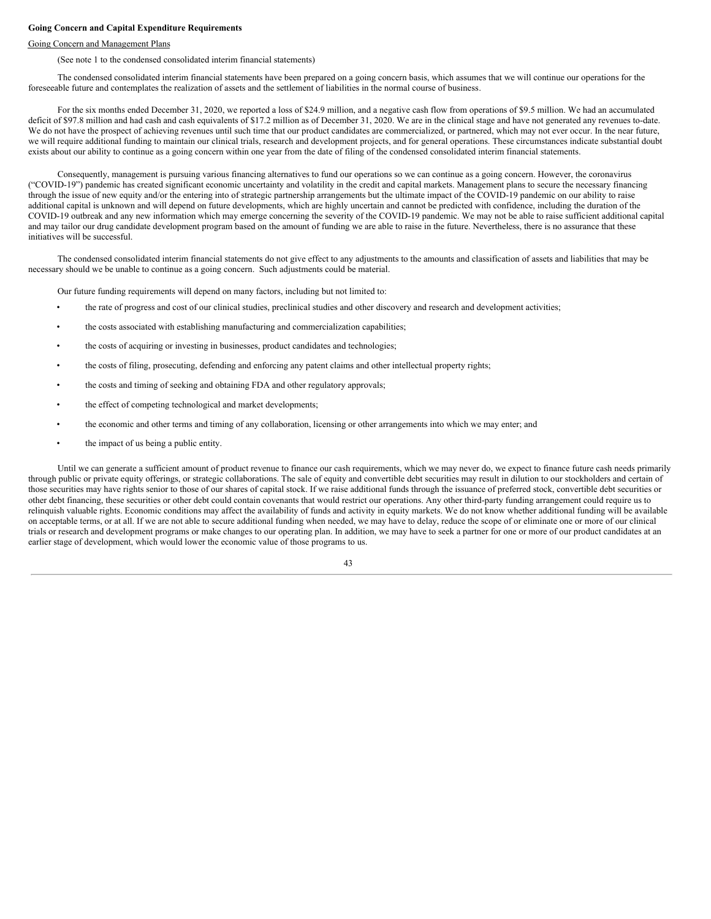**Going Concern and Capital Expenditure Requirements**

Going Concern and Management Plans

(See note 1 to the condensed consolidated interim financial statements)

The condensed consolidated interim financial statements have been prepared on a going concern basis, which assumes that we will continue our operations for the foreseeable future and contemplates the realization of assets and the settlement of liabilities in the normal course of business.

For the six months ended December 31, 2020, we reported a loss of $24.9 million, and a negative cash flow from operations of $9.5 million. We had an accumulated deficit of $97.8 million and had cash and cash equivalents of $17.2 million as of December 31, 2020. We are in the clinical stage and have not generated any revenues to-date. We do not have the prospect of achieving revenues until such time that our product candidates are commercialized, or partnered, which may not ever occur. In the near future, we will require additional funding to maintain our clinical trials, research and development projects, and for general operations. These circumstances indicate substantial doubt exists about our ability to continue as a going concern within one year from the date of filing of the condensed consolidated interim financial statements.

Consequently, management is pursuing various financing alternatives to fund our operations so we can continue as a going concern. However, the coronavirus ("COVID-19") pandemic has created significant economic uncertainty and volatility in the credit and capital markets. Management plans to secure the necessary financing through the issue of new equity and/or the entering into of strategic partnership arrangements but the ultimate impact of the COVID-19 pandemic on our ability to raise additional capital is unknown and will depend on future developments, which are highly uncertain and cannot be predicted with confidence, including the duration of the COVID-19 outbreak and any new information which may emerge concerning the severity of the COVID-19 pandemic. We may not be able to raise sufficient additional capital and may tailor our drug candidate development program based on the amount of funding we are able to raise in the future. Nevertheless, there is no assurance that these initiatives will be successful.

The condensed consolidated interim financial statements do not give effect to any adjustments to the amounts and classification of assets and liabilities that may be necessary should we be unable to continue as a going concern. Such adjustments could be material.

Our future funding requirements will depend on many factors, including but not limited to:

- the rate of progress and cost of our clinical studies, preclinical studies and other discovery and research and development activities;
- the costs associated with establishing manufacturing and commercialization capabilities;
- the costs of acquiring or investing in businesses, product candidates and technologies;
- the costs of filing, prosecuting, defending and enforcing any patent claims and other intellectual property rights;
- the costs and timing of seeking and obtaining FDA and other regulatory approvals;
- the effect of competing technological and market developments;
- the economic and other terms and timing of any collaboration, licensing or other arrangements into which we may enter; and
- the impact of us being a public entity.

Until we can generate a sufficient amount of product revenue to finance our cash requirements, which we may never do, we expect to finance future cash needs primarily through public or private equity offerings, or strategic collaborations. The sale of equity and convertible debt securities may result in dilution to our stockholders and certain of those securities may have rights senior to those of our shares of capital stock. If we raise additional funds through the issuance of preferred stock, convertible debt securities or other debt financing, these securities or other debt could contain covenants that would restrict our operations. Any other third-party funding arrangement could require us to relinquish valuable rights. Economic conditions may affect the availability of funds and activity in equity markets. We do not know whether additional funding will be available on acceptable terms, or at all. If we are not able to secure additional funding when needed, we may have to delay, reduce the scope of or eliminate one or more of our clinical trials or research and development programs or make changes to our operating plan. In addition, we may have to seek a partner for one or more of our product candidates at an earlier stage of development, which would lower the economic value of those programs to us.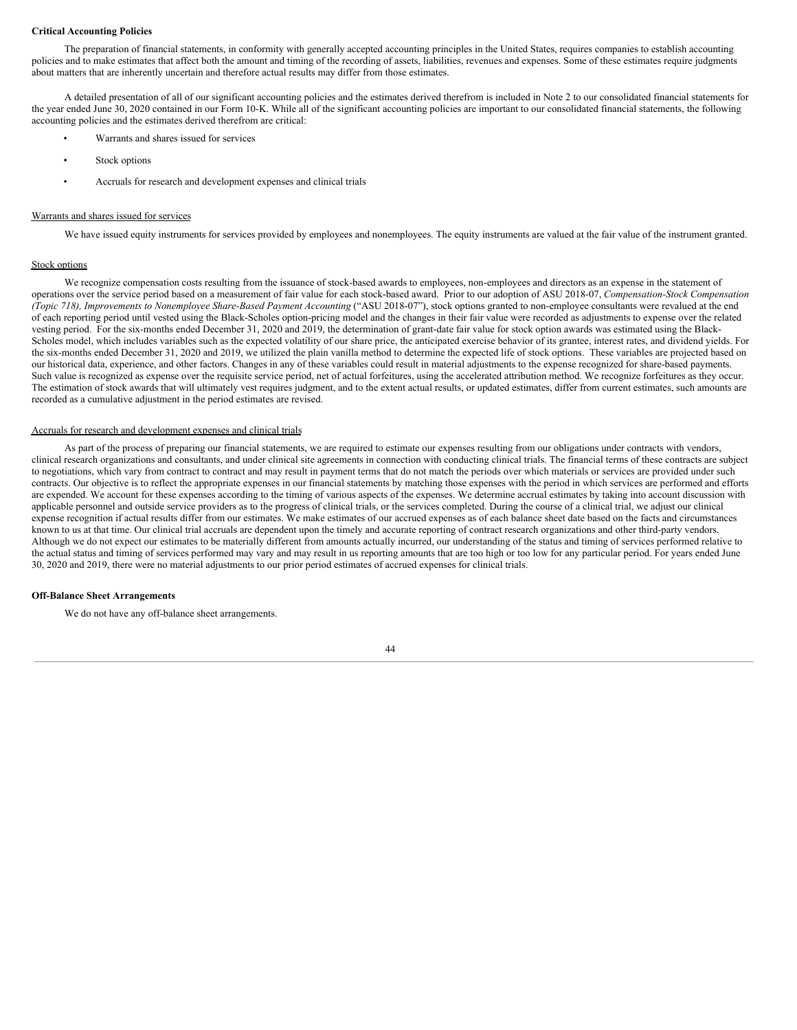**Critical Accounting Policies**

The preparation of financial statements, in conformity with generally accepted accounting principles in the United States, requires companies to establish accounting policies and to make estimates that affect both the amount and timing of the recording of assets, liabilities, revenues and expenses. Some of these estimates require judgments about matters that are inherently uncertain and therefore actual results may differ from those estimates.

A detailed presentation of all of our significant accounting policies and the estimates derived therefrom is included in Note 2 to our consolidated financial statements for the year ended June 30, 2020 contained in our Form 10-K. While all of the significant accounting policies are important to our consolidated financial statements, the following accounting policies and the estimates derived therefrom are critical:

- Warrants and shares issued for services
- Stock options
- Accruals for research and development expenses and clinical trials

Warrants and shares issued for services

We have issued equity instruments for services provided by employees and nonemployees. The equity instruments are valued at the fair value of the instrument granted.

Stock options

We recognize compensation costs resulting from the issuance of stock-based awards to employees, non-employees and directors as an expense in the statement of operations over the service period based on a measurement of fair value for each stock-based award. Prior to our adoption of ASU 2018-07, *Compensation-Stock Compensation (Topic 718), Improvements to Nonemployee Share-Based Payment Accounting* ("ASU 2018-07"), stock options granted to non-employee consultants were revalued at the end of each reporting period until vested using the Black-Scholes option-pricing model and the changes in their fair value were recorded as adjustments to expense over the related vesting period. For the six-months ended December 31, 2020 and 2019, the determination of grant-date fair value for stock option awards was estimated using the Black-Scholes model, which includes variables such as the expected volatility of our share price, the anticipated exercise behavior of its grantee, interest rates, and dividend yields. For the six-months ended December 31, 2020 and 2019, we utilized the plain vanilla method to determine the expected life of stock options. These variables are projected based on our historical data, experience, and other factors. Changes in any of these variables could result in material adjustments to the expense recognized for share-based payments. Such value is recognized as expense over the requisite service period, net of actual forfeitures, using the accelerated attribution method. We recognize forfeitures as they occur. The estimation of stock awards that will ultimately vest requires judgment, and to the extent actual results, or updated estimates, differ from current estimates, such amounts are recorded as a cumulative adjustment in the period estimates are revised.

Accruals for research and development expenses and clinical trials

As part of the process of preparing our financial statements, we are required to estimate our expenses resulting from our obligations under contracts with vendors, clinical research organizations and consultants, and under clinical site agreements in connection with conducting clinical trials. The financial terms of these contracts are subject to negotiations, which vary from contract to contract and may result in payment terms that do not match the periods over which materials or services are provided under such contracts. Our objective is to reflect the appropriate expenses in our financial statements by matching those expenses with the period in which services are performed and efforts are expended. We account for these expenses according to the timing of various aspects of the expenses. We determine accrual estimates by taking into account discussion with applicable personnel and outside service providers as to the progress of clinical trials, or the services completed. During the course of a clinical trial, we adjust our clinical expense recognition if actual results differ from our estimates. We make estimates of our accrued expenses as of each balance sheet date based on the facts and circumstances known to us at that time. Our clinical trial accruals are dependent upon the timely and accurate reporting of contract research organizations and other third-party vendors. Although we do not expect our estimates to be materially different from amounts actually incurred, our understanding of the status and timing of services performed relative to the actual status and timing of services performed may vary and may result in us reporting amounts that are too high or too low for any particular period. For years ended June 30, 2020 and 2019, there were no material adjustments to our prior period estimates of accrued expenses for clinical trials.

**Off-Balance Sheet Arrangements**

We do not have any off-balance sheet arrangements.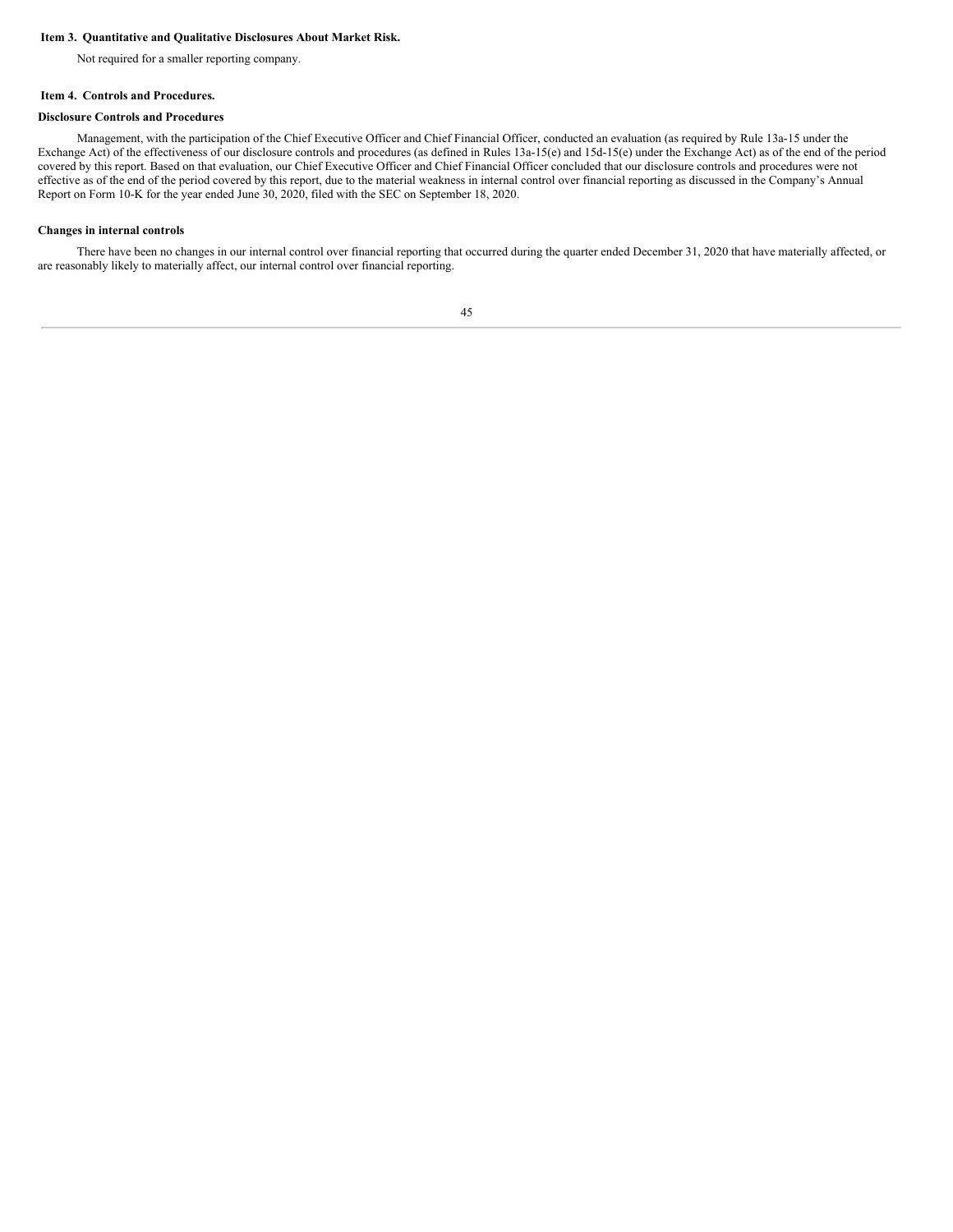### Item 3. Quantitative and Qualitative Disclosures About Market Risk.

Not required for a smaller reporting company.

### Item 4. Controls and Procedures.

**Disclosure Controls and Procedures**

Management, with the participation of the Chief Executive Officer and Chief Financial Officer, conducted an evaluation (as required by Rule 13a-15 under the Exchange Act) of the effectiveness of our disclosure controls and procedures (as defined in Rules 13a-15(e) and 15d-15(e) under the Exchange Act) as of the end of the period covered by this report. Based on that evaluation, our Chief Executive Officer and Chief Financial Officer concluded that our disclosure controls and procedures were not effective as of the end of the period covered by this report, due to the material weakness in internal control over financial reporting as discussed in the Company's Annual Report on Form 10-K for the year ended June 30, 2020, filed with the SEC on September 18, 2020.

**Changes in internal controls**

There have been no changes in our internal control over financial reporting that occurred during the quarter ended December 31, 2020 that have materially affected, or are reasonably likely to materially affect, our internal control over financial reporting.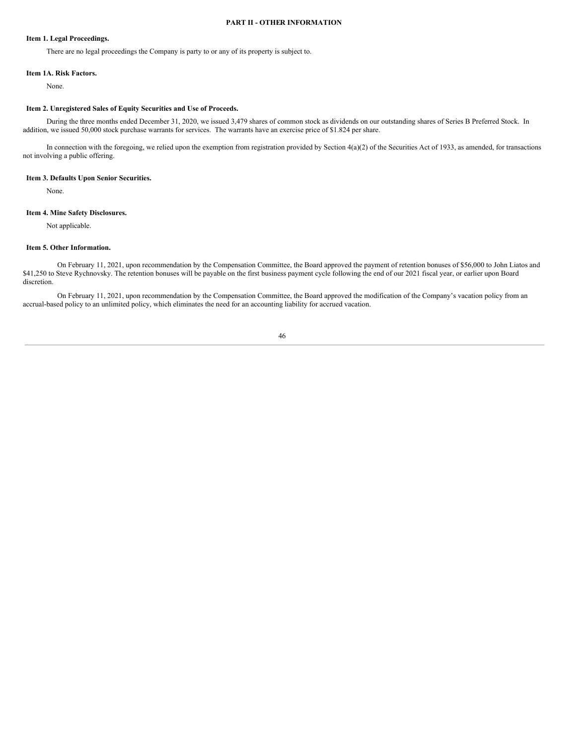## PART II - OTHER INFORMATION

### Item 1. Legal Proceedings.

There are no legal proceedings the Company is party to or any of its property is subject to.

### Item 1A. Risk Factors.

None.

### Item 2. Unregistered Sales of Equity Securities and Use of Proceeds.

During the three months ended December 31, 2020, we issued 3,479 shares of common stock as dividends on our outstanding shares of Series B Preferred Stock. In addition, we issued 50,000 stock purchase warrants for services. The warrants have an exercise price of $1.824 per share.

In connection with the foregoing, we relied upon the exemption from registration provided by Section 4(a)(2) of the Securities Act of 1933, as amended, for transactions not involving a public offering.

### Item 3. Defaults Upon Senior Securities.

None.

### Item 4. Mine Safety Disclosures.

Not applicable.

### Item 5. Other Information.

On February 11, 2021, upon recommendation by the Compensation Committee, the Board approved the payment of retention bonuses of $56,000 to John Liatos and $41,250 to Steve Rychnovsky. The retention bonuses will be payable on the first business payment cycle following the end of our 2021 fiscal year, or earlier upon Board discretion.

On February 11, 2021, upon recommendation by the Compensation Committee, the Board approved the modification of the Company's vacation policy from an accrual-based policy to an unlimited policy, which eliminates the need for an accounting liability for accrued vacation.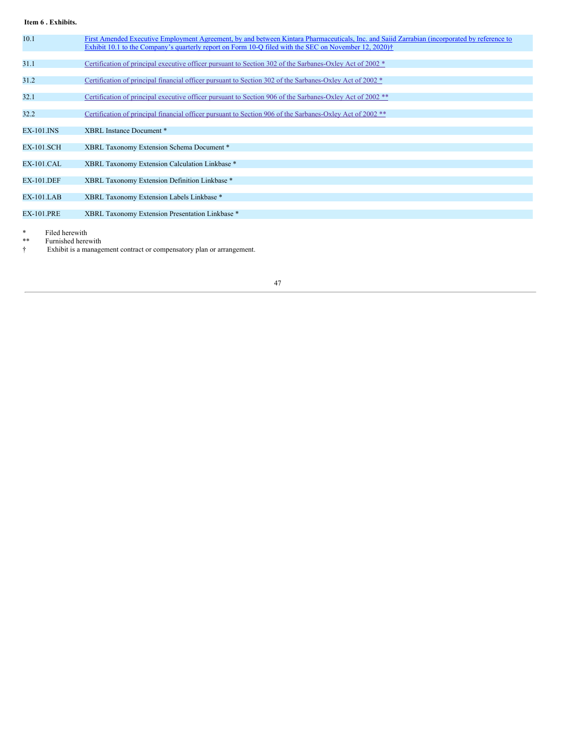**Item 6 . Exhibits.**

| | |
|---|---|
| 10.1 | First Amended Executive Employment Agreement, by and between Kintara Pharmaceuticals, Inc. and Saiid Zarrabian (incorporated by reference to Exhibit 10.1 to the Company's quarterly report on Form 10-Q filed with the SEC on November 12, 2020)† |
| 31.1 | Certification of principal executive officer pursuant to Section 302 of the Sarbanes-Oxley Act of 2002 * |
| 31.2 | Certification of principal financial officer pursuant to Section 302 of the Sarbanes-Oxley Act of 2002 * |
| 32.1 | Certification of principal executive officer pursuant to Section 906 of the Sarbanes-Oxley Act of 2002 ** |
| 32.2 | Certification of principal financial officer pursuant to Section 906 of the Sarbanes-Oxley Act of 2002 ** |
| EX-101.INS | XBRL Instance Document * |
| EX-101.SCH | XBRL Taxonomy Extension Schema Document * |
| EX-101.CAL | XBRL Taxonomy Extension Calculation Linkbase * |
| EX-101.DEF | XBRL Taxonomy Extension Definition Linkbase * |
| EX-101.LAB | XBRL Taxonomy Extension Labels Linkbase * |
| EX-101.PRE | XBRL Taxonomy Extension Presentation Linkbase * |

\* Filed herewith
** Furnished herewith
† Exhibit is a management contract or compensatory plan or arrangement.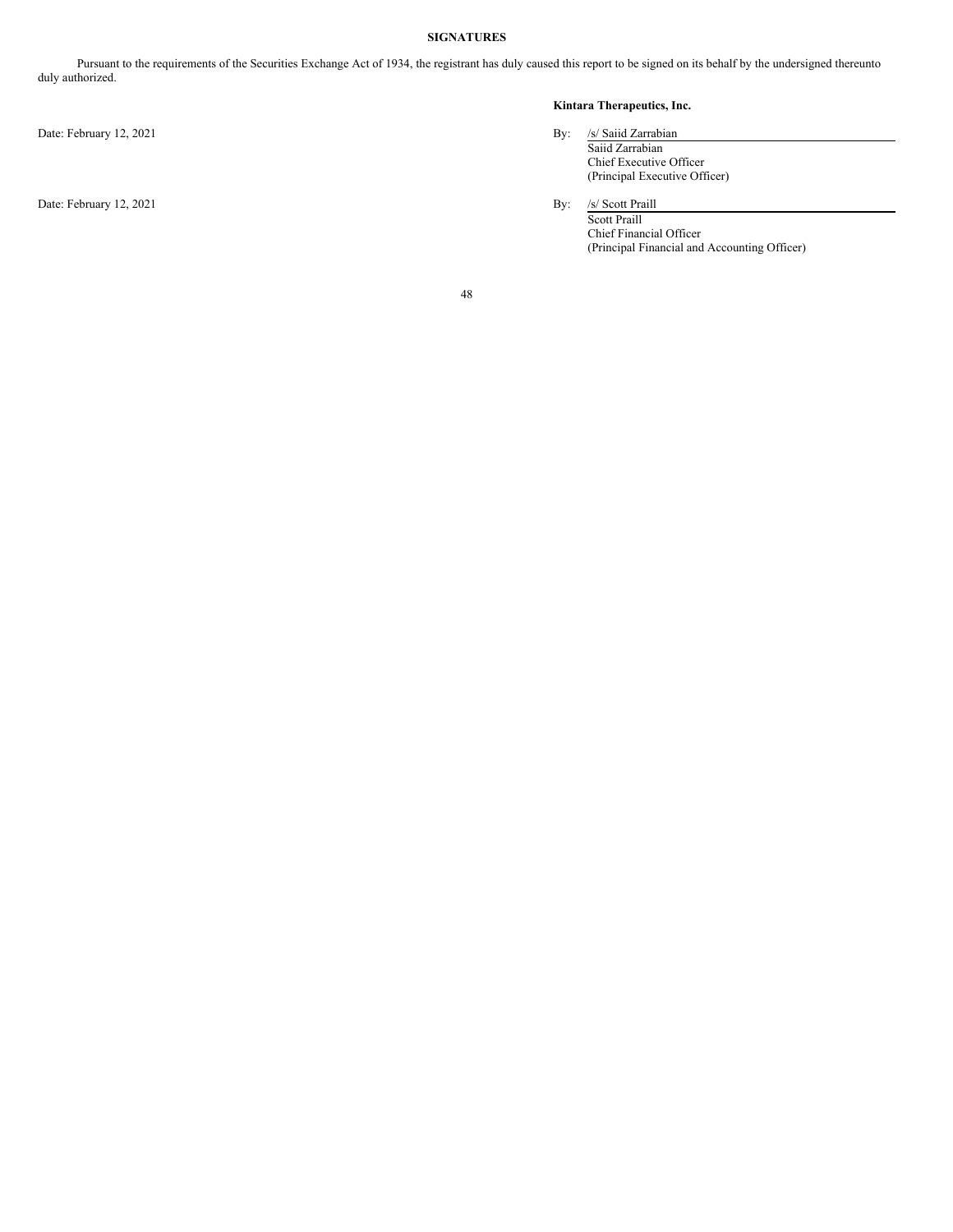**SIGNATURES**

Pursuant to the requirements of the Securities Exchange Act of 1934, the registrant has duly caused this report to be signed on its behalf by the undersigned thereunto duly authorized.

**Kintara Therapeutics, Inc.**

Date: February 12, 2021

By: /s/ Saiid Zarrabian
Saiid Zarrabian
Chief Executive Officer
(Principal Executive Officer)

Date: February 12, 2021

By: /s/ Scott Praill
Scott Praill
Chief Financial Officer
(Principal Financial and Accounting Officer)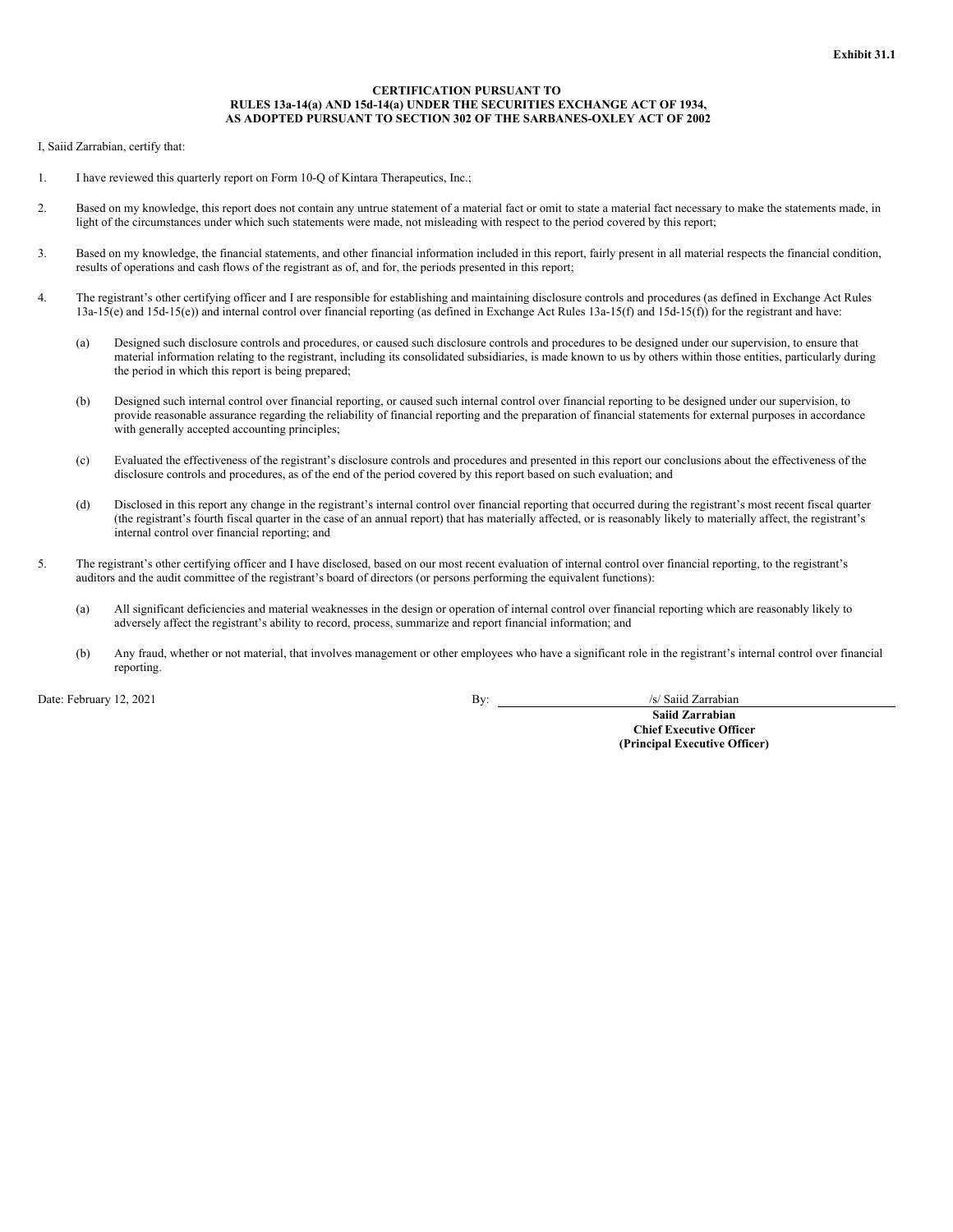**Exhibit 31.1**

**CERTIFICATION PURSUANT TO
RULES 13a-14(a) AND 15d-14(a) UNDER THE SECURITIES EXCHANGE ACT OF 1934,
AS ADOPTED PURSUANT TO SECTION 302 OF THE SARBANES-OXLEY ACT OF 2002**

I, Saiid Zarrabian, certify that:

1. I have reviewed this quarterly report on Form 10-Q of Kintara Therapeutics, Inc.;

2. Based on my knowledge, this report does not contain any untrue statement of a material fact or omit to state a material fact necessary to make the statements made, in light of the circumstances under which such statements were made, not misleading with respect to the period covered by this report;

3. Based on my knowledge, the financial statements, and other financial information included in this report, fairly present in all material respects the financial condition, results of operations and cash flows of the registrant as of, and for, the periods presented in this report;

4. The registrant's other certifying officer and I are responsible for establishing and maintaining disclosure controls and procedures (as defined in Exchange Act Rules 13a-15(e) and 15d-15(e)) and internal control over financial reporting (as defined in Exchange Act Rules 13a-15(f) and 15d-15(f)) for the registrant and have:

   (a) Designed such disclosure controls and procedures, or caused such disclosure controls and procedures to be designed under our supervision, to ensure that material information relating to the registrant, including its consolidated subsidiaries, is made known to us by others within those entities, particularly during the period in which this report is being prepared;

   (b) Designed such internal control over financial reporting, or caused such internal control over financial reporting to be designed under our supervision, to provide reasonable assurance regarding the reliability of financial reporting and the preparation of financial statements for external purposes in accordance with generally accepted accounting principles;

   (c) Evaluated the effectiveness of the registrant's disclosure controls and procedures and presented in this report our conclusions about the effectiveness of the disclosure controls and procedures, as of the end of the period covered by this report based on such evaluation; and

   (d) Disclosed in this report any change in the registrant's internal control over financial reporting that occurred during the registrant's most recent fiscal quarter (the registrant's fourth fiscal quarter in the case of an annual report) that has materially affected, or is reasonably likely to materially affect, the registrant's internal control over financial reporting; and

5. The registrant's other certifying officer and I have disclosed, based on our most recent evaluation of internal control over financial reporting, to the registrant's auditors and the audit committee of the registrant's board of directors (or persons performing the equivalent functions):

   (a) All significant deficiencies and material weaknesses in the design or operation of internal control over financial reporting which are reasonably likely to adversely affect the registrant's ability to record, process, summarize and report financial information; and

   (b) Any fraud, whether or not material, that involves management or other employees who have a significant role in the registrant's internal control over financial reporting.

Date: February 12, 2021

By: /s/ Saiid Zarrabian

**Saiid Zarrabian**
**Chief Executive Officer**
**(Principal Executive Officer)**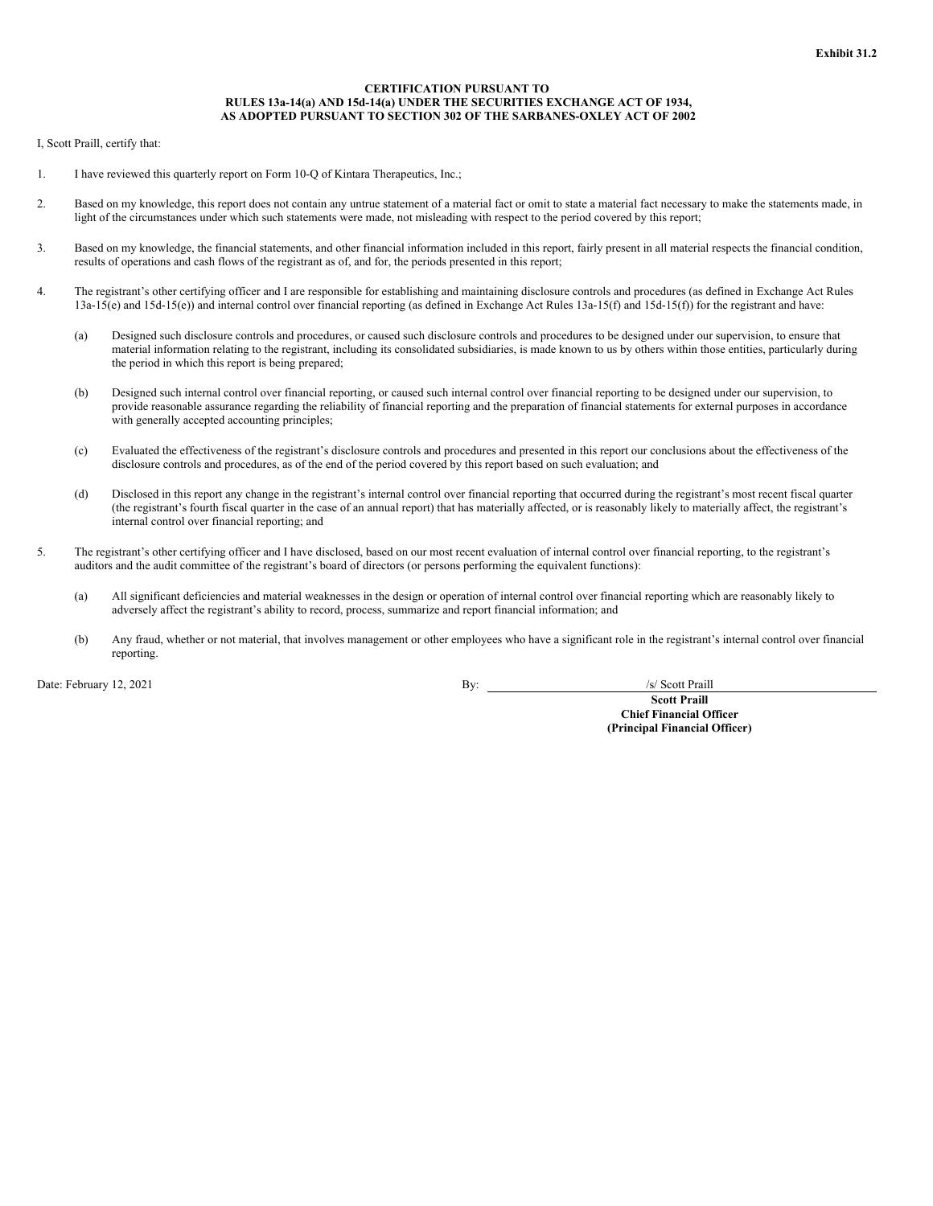**Exhibit 31.2**

**CERTIFICATION PURSUANT TO**
**RULES 13a-14(a) AND 15d-14(a) UNDER THE SECURITIES EXCHANGE ACT OF 1934,**
**AS ADOPTED PURSUANT TO SECTION 302 OF THE SARBANES-OXLEY ACT OF 2002**

I, Scott Praill, certify that:

1. I have reviewed this quarterly report on Form 10-Q of Kintara Therapeutics, Inc.;

2. Based on my knowledge, this report does not contain any untrue statement of a material fact or omit to state a material fact necessary to make the statements made, in light of the circumstances under which such statements were made, not misleading with respect to the period covered by this report;

3. Based on my knowledge, the financial statements, and other financial information included in this report, fairly present in all material respects the financial condition, results of operations and cash flows of the registrant as of, and for, the periods presented in this report;

4. The registrant's other certifying officer and I are responsible for establishing and maintaining disclosure controls and procedures (as defined in Exchange Act Rules 13a-15(e) and 15d-15(e)) and internal control over financial reporting (as defined in Exchange Act Rules 13a-15(f) and 15d-15(f)) for the registrant and have:

   (a) Designed such disclosure controls and procedures, or caused such disclosure controls and procedures to be designed under our supervision, to ensure that material information relating to the registrant, including its consolidated subsidiaries, is made known to us by others within those entities, particularly during the period in which this report is being prepared;

   (b) Designed such internal control over financial reporting, or caused such internal control over financial reporting to be designed under our supervision, to provide reasonable assurance regarding the reliability of financial reporting and the preparation of financial statements for external purposes in accordance with generally accepted accounting principles;

   (c) Evaluated the effectiveness of the registrant's disclosure controls and procedures and presented in this report our conclusions about the effectiveness of the disclosure controls and procedures, as of the end of the period covered by this report based on such evaluation; and

   (d) Disclosed in this report any change in the registrant's internal control over financial reporting that occurred during the registrant's most recent fiscal quarter (the registrant's fourth fiscal quarter in the case of an annual report) that has materially affected, or is reasonably likely to materially affect, the registrant's internal control over financial reporting; and

5. The registrant's other certifying officer and I have disclosed, based on our most recent evaluation of internal control over financial reporting, to the registrant's auditors and the audit committee of the registrant's board of directors (or persons performing the equivalent functions):

   (a) All significant deficiencies and material weaknesses in the design or operation of internal control over financial reporting which are reasonably likely to adversely affect the registrant's ability to record, process, summarize and report financial information; and

   (b) Any fraud, whether or not material, that involves management or other employees who have a significant role in the registrant's internal control over financial reporting.

Date: February 12, 2021

By: /s/ Scott Praill
**Scott Praill**
**Chief Financial Officer**
**(Principal Financial Officer)**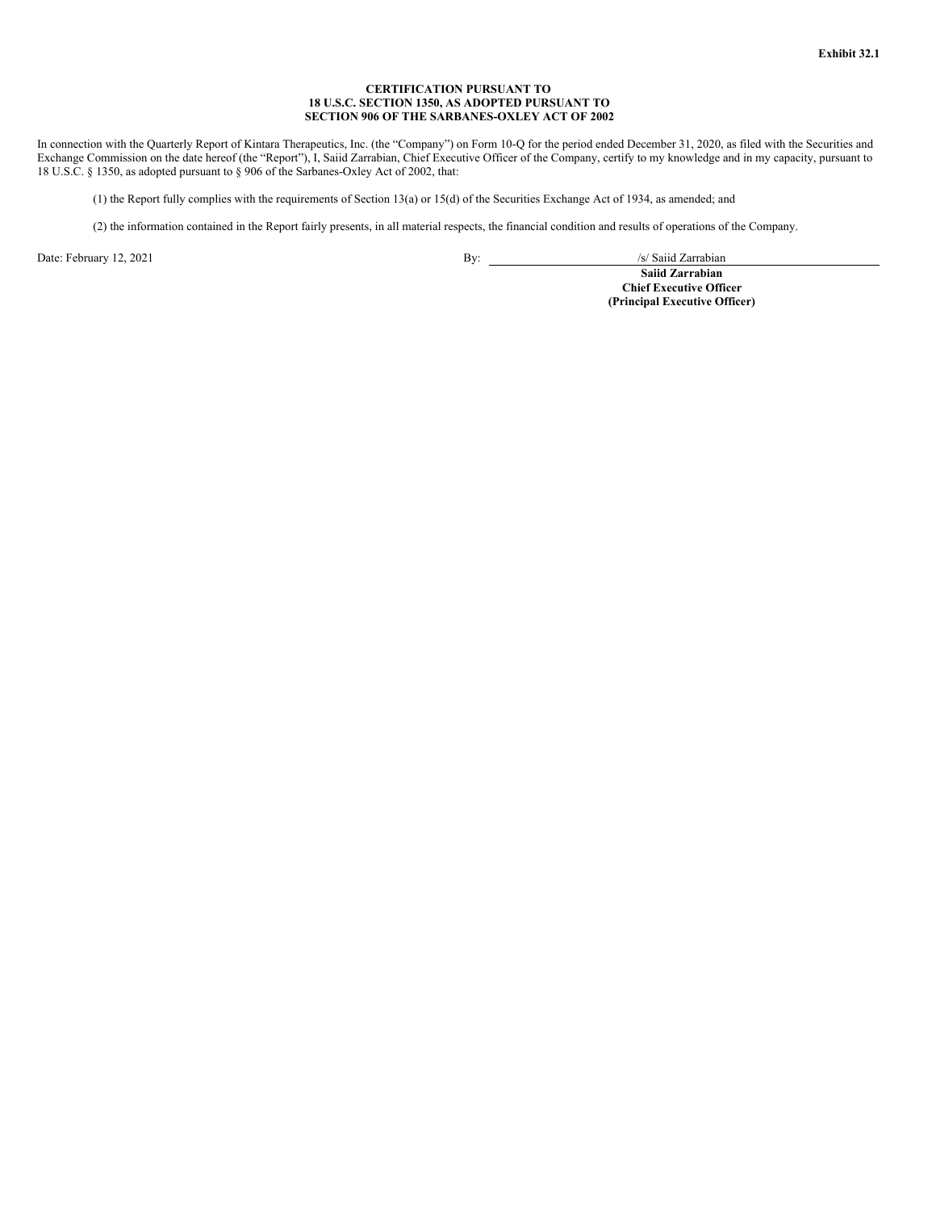**Exhibit 32.1**

**CERTIFICATION PURSUANT TO**
**18 U.S.C. SECTION 1350, AS ADOPTED PURSUANT TO**
**SECTION 906 OF THE SARBANES-OXLEY ACT OF 2002**

In connection with the Quarterly Report of Kintara Therapeutics, Inc. (the "Company") on Form 10-Q for the period ended December 31, 2020, as filed with the Securities and Exchange Commission on the date hereof (the "Report"), I, Saiid Zarrabian, Chief Executive Officer of the Company, certify to my knowledge and in my capacity, pursuant to 18 U.S.C. § 1350, as adopted pursuant to § 906 of the Sarbanes-Oxley Act of 2002, that:

(1) the Report fully complies with the requirements of Section 13(a) or 15(d) of the Securities Exchange Act of 1934, as amended; and

(2) the information contained in the Report fairly presents, in all material respects, the financial condition and results of operations of the Company.

Date: February 12, 2021

By: /s/ Saiid Zarrabian
**Saiid Zarrabian**
**Chief Executive Officer**
**(Principal Executive Officer)**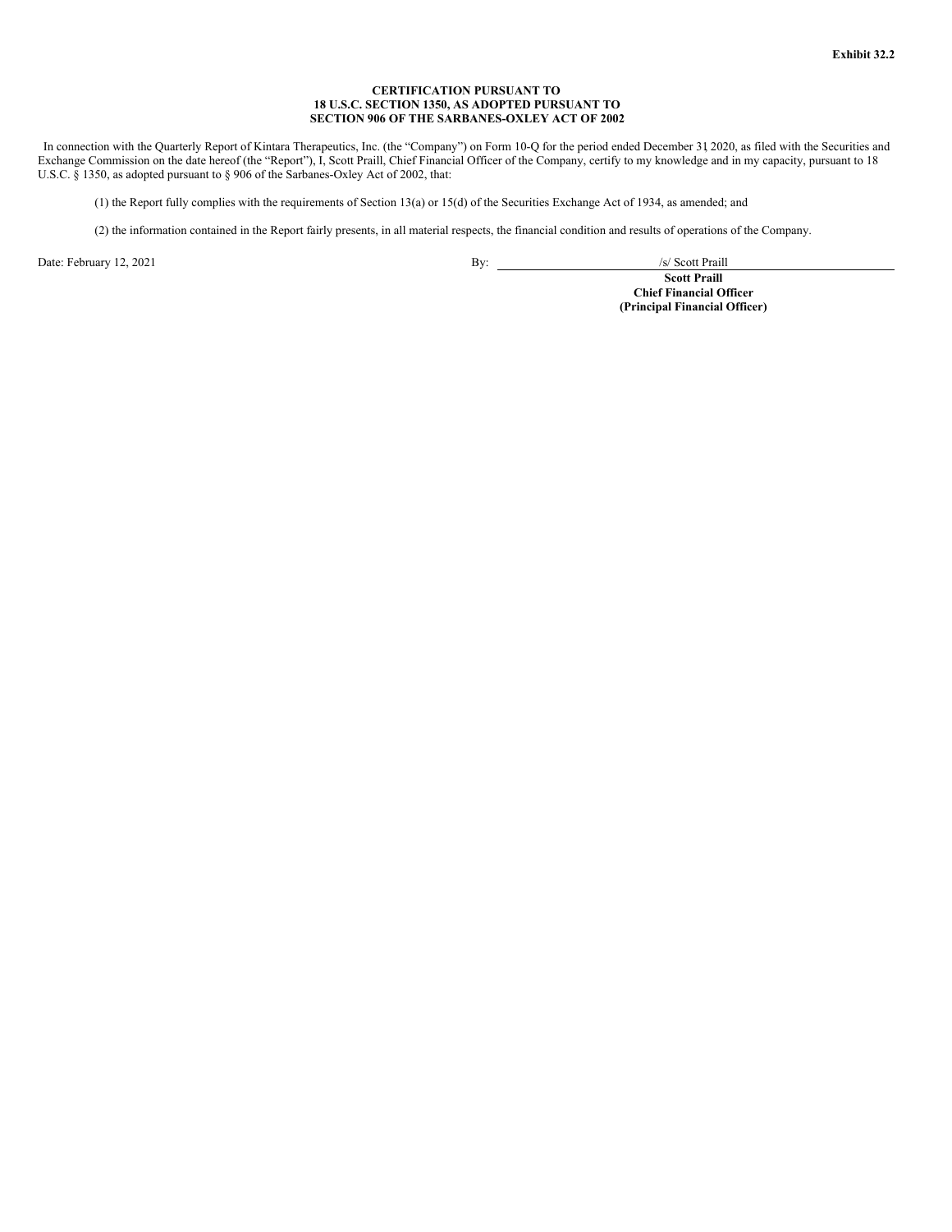**Exhibit 32.2**

**CERTIFICATION PURSUANT TO
18 U.S.C. SECTION 1350, AS ADOPTED PURSUANT TO
SECTION 906 OF THE SARBANES-OXLEY ACT OF 2002**

In connection with the Quarterly Report of Kintara Therapeutics, Inc. (the "Company") on Form 10-Q for the period ended December 31, 2020, as filed with the Securities and Exchange Commission on the date hereof (the "Report"), I, Scott Praill, Chief Financial Officer of the Company, certify to my knowledge and in my capacity, pursuant to 18 U.S.C. § 1350, as adopted pursuant to § 906 of the Sarbanes-Oxley Act of 2002, that:

(1) the Report fully complies with the requirements of Section 13(a) or 15(d) of the Securities Exchange Act of 1934, as amended; and

(2) the information contained in the Report fairly presents, in all material respects, the financial condition and results of operations of the Company.

Date: February 12, 2021

By: /s/ Scott Praill

**Scott Praill**
**Chief Financial Officer**
**(Principal Financial Officer)**